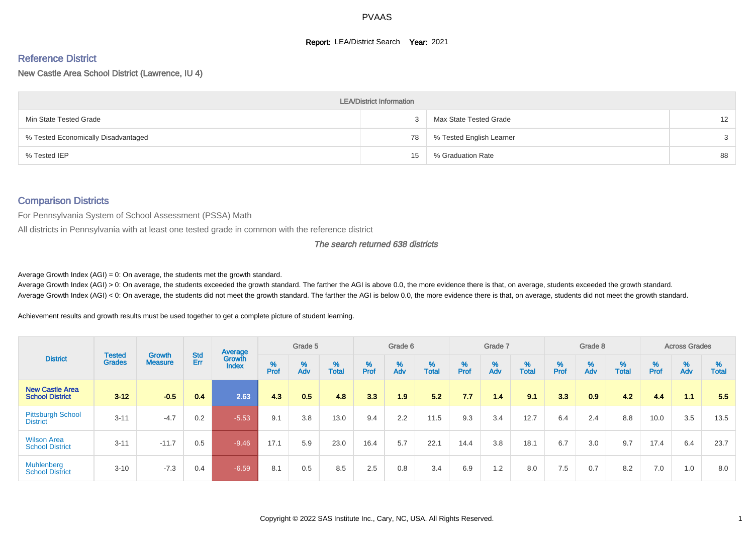PVAAS

**Report:** LEA/District Search **Year:** 2021

## Reference District

New Castle Area School District (Lawrence, IU 4)

| LEA/District Information | | | |
|---|---|---|---|
| Min State Tested Grade | 3 | Max State Tested Grade | 12 |
| % Tested Economically Disadvantaged | 78 | % Tested English Learner | 3 |
| % Tested IEP | 15 | % Graduation Rate | 88 |

## Comparison Districts

For Pennsylvania System of School Assessment (PSSA) Math

All districts in Pennsylvania with at least one tested grade in common with the reference district

*The search returned 638 districts*

Average Growth Index (AGI) = 0: On average, the students met the growth standard.

Average Growth Index (AGI) > 0: On average, the students exceeded the growth standard. The farther the AGI is above 0.0, the more evidence there is that, on average, students exceeded the growth standard.

Average Growth Index (AGI) < 0: On average, the students did not meet the growth standard. The farther the AGI is below 0.0, the more evidence there is that, on average, students did not meet the growth standard.

Achievement results and growth results must be used together to get a complete picture of student learning.

| District | Tested Grades | Growth Measure | Std Err | Average Growth Index | Grade 5 | | | Grade 6 | | | Grade 7 | | | Grade 8 | | | Across Grades | | |
|---|---|---|---|---|---|---|---|---|---|---|---|---|---|---|---|---|---|---|---|
| | | | | | % Prof | % Adv | % Total | % Prof | % Adv | % Total | % Prof | % Adv | % Total | % Prof | % Adv | % Total | % Prof | % Adv | % Total |
| **New Castle Area School District** | **3-12** | **-0.5** | **0.4** | **2.63** | **4.3** | **0.5** | **4.8** | **3.3** | **1.9** | **5.2** | **7.7** | **1.4** | **9.1** | **3.3** | **0.9** | **4.2** | **4.4** | **1.1** | **5.5** |
| Pittsburgh School District | 3-11 | -4.7 | 0.2 | -5.53 | 9.1 | 3.8 | 13.0 | 9.4 | 2.2 | 11.5 | 9.3 | 3.4 | 12.7 | 6.4 | 2.4 | 8.8 | 10.0 | 3.5 | 13.5 |
| Wilson Area School District | 3-11 | -11.7 | 0.5 | -9.46 | 17.1 | 5.9 | 23.0 | 16.4 | 5.7 | 22.1 | 14.4 | 3.8 | 18.1 | 6.7 | 3.0 | 9.7 | 17.4 | 6.4 | 23.7 |
| Muhlenberg School District | 3-10 | -7.3 | 0.4 | -6.59 | 8.1 | 0.5 | 8.5 | 2.5 | 0.8 | 3.4 | 6.9 | 1.2 | 8.0 | 7.5 | 0.7 | 8.2 | 7.0 | 1.0 | 8.0 |

Copyright © 2022 SAS Institute Inc., Cary, NC, USA. All Rights Reserved.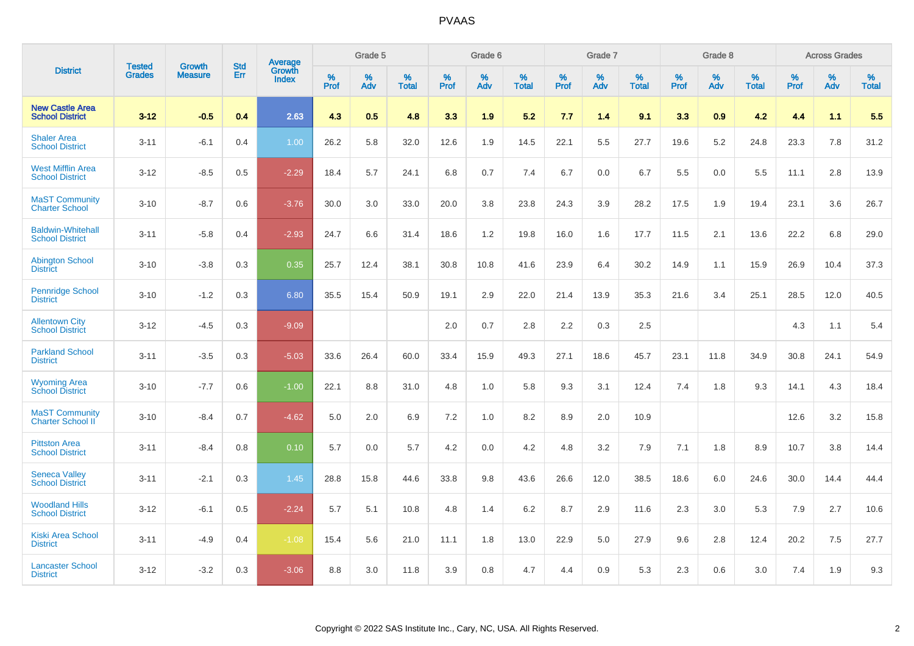# PVAAS

| District | Tested Grades | Growth Measure | Std Err | Average Growth Index | Grade 5 | | | Grade 6 | | | Grade 7 | | | Grade 8 | | | Across Grades | | |
|---|---|---|---|---|---|---|---|---|---|---|---|---|---|---|---|---|---|---|---|
| | | | | | % Prof | % Adv | % Total | % Prof | % Adv | % Total | % Prof | % Adv | % Total | % Prof | % Adv | % Total | % Prof | % Adv | % Total |
| **New Castle Area School District** | **3-12** | **-0.5** | **0.4** | **2.63** | **4.3** | **0.5** | **4.8** | **3.3** | **1.9** | **5.2** | **7.7** | **1.4** | **9.1** | **3.3** | **0.9** | **4.2** | **4.4** | **1.1** | **5.5** |
| Shaler Area School District | 3-11 | -6.1 | 0.4 | 1.00 | 26.2 | 5.8 | 32.0 | 12.6 | 1.9 | 14.5 | 22.1 | 5.5 | 27.7 | 19.6 | 5.2 | 24.8 | 23.3 | 7.8 | 31.2 |
| West Mifflin Area School District | 3-12 | -8.5 | 0.5 | -2.29 | 18.4 | 5.7 | 24.1 | 6.8 | 0.7 | 7.4 | 6.7 | 0.0 | 6.7 | 5.5 | 0.0 | 5.5 | 11.1 | 2.8 | 13.9 |
| MaST Community Charter School | 3-10 | -8.7 | 0.6 | -3.76 | 30.0 | 3.0 | 33.0 | 20.0 | 3.8 | 23.8 | 24.3 | 3.9 | 28.2 | 17.5 | 1.9 | 19.4 | 23.1 | 3.6 | 26.7 |
| Baldwin-Whitehall School District | 3-11 | -5.8 | 0.4 | -2.93 | 24.7 | 6.6 | 31.4 | 18.6 | 1.2 | 19.8 | 16.0 | 1.6 | 17.7 | 11.5 | 2.1 | 13.6 | 22.2 | 6.8 | 29.0 |
| Abington School District | 3-10 | -3.8 | 0.3 | 0.35 | 25.7 | 12.4 | 38.1 | 30.8 | 10.8 | 41.6 | 23.9 | 6.4 | 30.2 | 14.9 | 1.1 | 15.9 | 26.9 | 10.4 | 37.3 |
| Pennridge School District | 3-10 | -1.2 | 0.3 | 6.80 | 35.5 | 15.4 | 50.9 | 19.1 | 2.9 | 22.0 | 21.4 | 13.9 | 35.3 | 21.6 | 3.4 | 25.1 | 28.5 | 12.0 | 40.5 |
| Allentown City School District | 3-12 | -4.5 | 0.3 | -9.09 | | | | 2.0 | 0.7 | 2.8 | 2.2 | 0.3 | 2.5 | | | | 4.3 | 1.1 | 5.4 |
| Parkland School District | 3-11 | -3.5 | 0.3 | -5.03 | 33.6 | 26.4 | 60.0 | 33.4 | 15.9 | 49.3 | 27.1 | 18.6 | 45.7 | 23.1 | 11.8 | 34.9 | 30.8 | 24.1 | 54.9 |
| Wyoming Area School District | 3-10 | -7.7 | 0.6 | -1.00 | 22.1 | 8.8 | 31.0 | 4.8 | 1.0 | 5.8 | 9.3 | 3.1 | 12.4 | 7.4 | 1.8 | 9.3 | 14.1 | 4.3 | 18.4 |
| MaST Community Charter School II | 3-10 | -8.4 | 0.7 | -4.62 | 5.0 | 2.0 | 6.9 | 7.2 | 1.0 | 8.2 | 8.9 | 2.0 | 10.9 | | | | 12.6 | 3.2 | 15.8 |
| Pittston Area School District | 3-11 | -8.4 | 0.8 | 0.10 | 5.7 | 0.0 | 5.7 | 4.2 | 0.0 | 4.2 | 4.8 | 3.2 | 7.9 | 7.1 | 1.8 | 8.9 | 10.7 | 3.8 | 14.4 |
| Seneca Valley School District | 3-11 | -2.1 | 0.3 | 1.45 | 28.8 | 15.8 | 44.6 | 33.8 | 9.8 | 43.6 | 26.6 | 12.0 | 38.5 | 18.6 | 6.0 | 24.6 | 30.0 | 14.4 | 44.4 |
| Woodland Hills School District | 3-12 | -6.1 | 0.5 | -2.24 | 5.7 | 5.1 | 10.8 | 4.8 | 1.4 | 6.2 | 8.7 | 2.9 | 11.6 | 2.3 | 3.0 | 5.3 | 7.9 | 2.7 | 10.6 |
| Kiski Area School District | 3-11 | -4.9 | 0.4 | -1.08 | 15.4 | 5.6 | 21.0 | 11.1 | 1.8 | 13.0 | 22.9 | 5.0 | 27.9 | 9.6 | 2.8 | 12.4 | 20.2 | 7.5 | 27.7 |
| Lancaster School District | 3-12 | -3.2 | 0.3 | -3.06 | 8.8 | 3.0 | 11.8 | 3.9 | 0.8 | 4.7 | 4.4 | 0.9 | 5.3 | 2.3 | 0.6 | 3.0 | 7.4 | 1.9 | 9.3 |

Copyright © 2022 SAS Institute Inc., Cary, NC, USA. All Rights Reserved.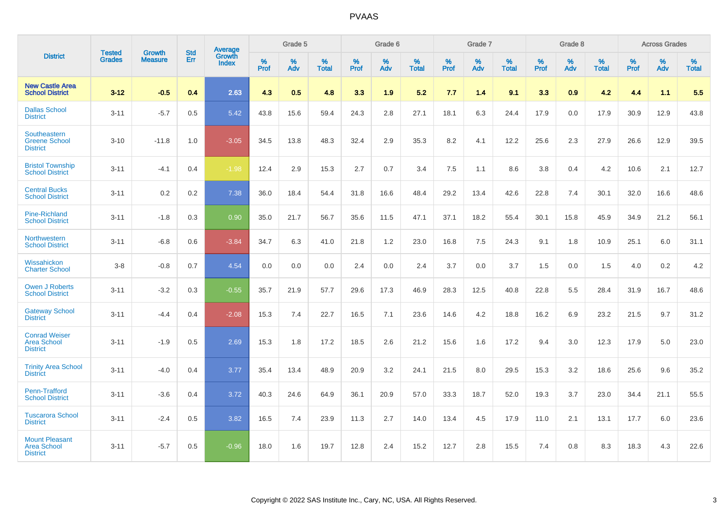# PVAAS

| District | Tested Grades | Growth Measure | Std Err | Average Growth Index | Grade 5 | | | Grade 6 | | | Grade 7 | | | Grade 8 | | | Across Grades | | |
|---|---|---|---|---|---|---|---|---|---|---|---|---|---|---|---|---|---|---|---|
| | | | | | % Prof | % Adv | % Total | % Prof | % Adv | % Total | % Prof | % Adv | % Total | % Prof | % Adv | % Total | % Prof | % Adv | % Total |
| **New Castle Area School District** | **3-12** | **-0.5** | **0.4** | **2.63** | **4.3** | **0.5** | **4.8** | **3.3** | **1.9** | **5.2** | **7.7** | **1.4** | **9.1** | **3.3** | **0.9** | **4.2** | **4.4** | **1.1** | **5.5** |
| Dallas School District | 3-11 | -5.7 | 0.5 | 5.42 | 43.8 | 15.6 | 59.4 | 24.3 | 2.8 | 27.1 | 18.1 | 6.3 | 24.4 | 17.9 | 0.0 | 17.9 | 30.9 | 12.9 | 43.8 |
| Southeastern Greene School District | 3-10 | -11.8 | 1.0 | -3.05 | 34.5 | 13.8 | 48.3 | 32.4 | 2.9 | 35.3 | 8.2 | 4.1 | 12.2 | 25.6 | 2.3 | 27.9 | 26.6 | 12.9 | 39.5 |
| Bristol Township School District | 3-11 | -4.1 | 0.4 | -1.98 | 12.4 | 2.9 | 15.3 | 2.7 | 0.7 | 3.4 | 7.5 | 1.1 | 8.6 | 3.8 | 0.4 | 4.2 | 10.6 | 2.1 | 12.7 |
| Central Bucks School District | 3-11 | 0.2 | 0.2 | 7.38 | 36.0 | 18.4 | 54.4 | 31.8 | 16.6 | 48.4 | 29.2 | 13.4 | 42.6 | 22.8 | 7.4 | 30.1 | 32.0 | 16.6 | 48.6 |
| Pine-Richland School District | 3-11 | -1.8 | 0.3 | 0.90 | 35.0 | 21.7 | 56.7 | 35.6 | 11.5 | 47.1 | 37.1 | 18.2 | 55.4 | 30.1 | 15.8 | 45.9 | 34.9 | 21.2 | 56.1 |
| Northwestern School District | 3-11 | -6.8 | 0.6 | -3.84 | 34.7 | 6.3 | 41.0 | 21.8 | 1.2 | 23.0 | 16.8 | 7.5 | 24.3 | 9.1 | 1.8 | 10.9 | 25.1 | 6.0 | 31.1 |
| Wissahickon Charter School | 3-8 | -0.8 | 0.7 | 4.54 | 0.0 | 0.0 | 0.0 | 2.4 | 0.0 | 2.4 | 3.7 | 0.0 | 3.7 | 1.5 | 0.0 | 1.5 | 4.0 | 0.2 | 4.2 |
| Owen J Roberts School District | 3-11 | -3.2 | 0.3 | -0.55 | 35.7 | 21.9 | 57.7 | 29.6 | 17.3 | 46.9 | 28.3 | 12.5 | 40.8 | 22.8 | 5.5 | 28.4 | 31.9 | 16.7 | 48.6 |
| Gateway School District | 3-11 | -4.4 | 0.4 | -2.08 | 15.3 | 7.4 | 22.7 | 16.5 | 7.1 | 23.6 | 14.6 | 4.2 | 18.8 | 16.2 | 6.9 | 23.2 | 21.5 | 9.7 | 31.2 |
| Conrad Weiser Area School District | 3-11 | -1.9 | 0.5 | 2.69 | 15.3 | 1.8 | 17.2 | 18.5 | 2.6 | 21.2 | 15.6 | 1.6 | 17.2 | 9.4 | 3.0 | 12.3 | 17.9 | 5.0 | 23.0 |
| Trinity Area School District | 3-11 | -4.0 | 0.4 | 3.77 | 35.4 | 13.4 | 48.9 | 20.9 | 3.2 | 24.1 | 21.5 | 8.0 | 29.5 | 15.3 | 3.2 | 18.6 | 25.6 | 9.6 | 35.2 |
| Penn-Trafford School District | 3-11 | -3.6 | 0.4 | 3.72 | 40.3 | 24.6 | 64.9 | 36.1 | 20.9 | 57.0 | 33.3 | 18.7 | 52.0 | 19.3 | 3.7 | 23.0 | 34.4 | 21.1 | 55.5 |
| Tuscarora School District | 3-11 | -2.4 | 0.5 | 3.82 | 16.5 | 7.4 | 23.9 | 11.3 | 2.7 | 14.0 | 13.4 | 4.5 | 17.9 | 11.0 | 2.1 | 13.1 | 17.7 | 6.0 | 23.6 |
| Mount Pleasant Area School District | 3-11 | -5.7 | 0.5 | -0.96 | 18.0 | 1.6 | 19.7 | 12.8 | 2.4 | 15.2 | 12.7 | 2.8 | 15.5 | 7.4 | 0.8 | 8.3 | 18.3 | 4.3 | 22.6 |

Copyright © 2022 SAS Institute Inc., Cary, NC, USA. All Rights Reserved.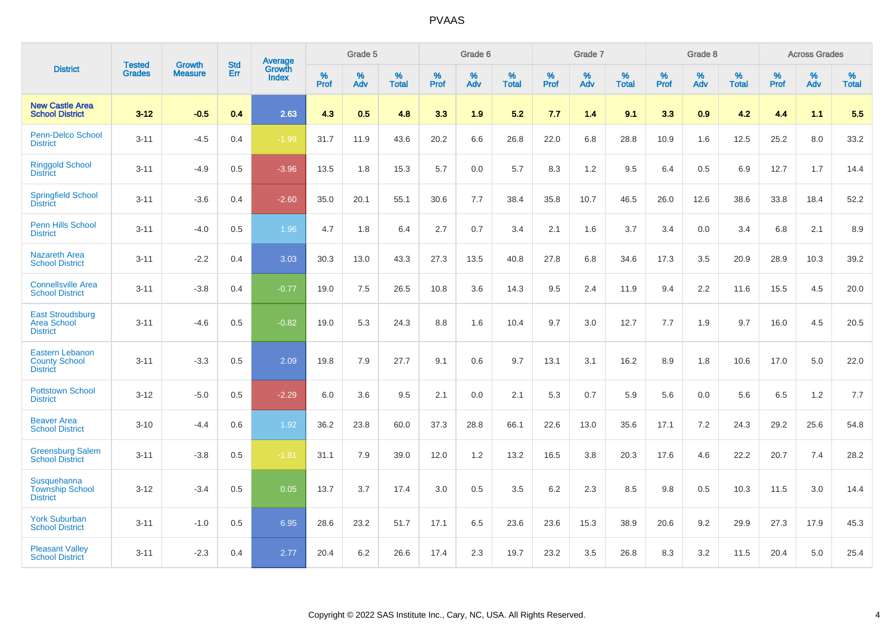# PVAAS

| District | Tested Grades | Growth Measure | Std Err | Average Growth Index | Grade 5 | | | Grade 6 | | | Grade 7 | | | Grade 8 | | | Across Grades | | |
|---|---|---|---|---|---|---|---|---|---|---|---|---|---|---|---|---|---|---|---|
| | | | | | % Prof | % Adv | % Total | % Prof | % Adv | % Total | % Prof | % Adv | % Total | % Prof | % Adv | % Total | % Prof | % Adv | % Total |
| **New Castle Area School District** | **3-12** | **-0.5** | **0.4** | **2.63** | **4.3** | **0.5** | **4.8** | **3.3** | **1.9** | **5.2** | **7.7** | **1.4** | **9.1** | **3.3** | **0.9** | **4.2** | **4.4** | **1.1** | **5.5** |
| Penn-Delco School District | 3-11 | -4.5 | 0.4 | -1.99 | 31.7 | 11.9 | 43.6 | 20.2 | 6.6 | 26.8 | 22.0 | 6.8 | 28.8 | 10.9 | 1.6 | 12.5 | 25.2 | 8.0 | 33.2 |
| Ringgold School District | 3-11 | -4.9 | 0.5 | -3.96 | 13.5 | 1.8 | 15.3 | 5.7 | 0.0 | 5.7 | 8.3 | 1.2 | 9.5 | 6.4 | 0.5 | 6.9 | 12.7 | 1.7 | 14.4 |
| Springfield School District | 3-11 | -3.6 | 0.4 | -2.60 | 35.0 | 20.1 | 55.1 | 30.6 | 7.7 | 38.4 | 35.8 | 10.7 | 46.5 | 26.0 | 12.6 | 38.6 | 33.8 | 18.4 | 52.2 |
| Penn Hills School District | 3-11 | -4.0 | 0.5 | 1.96 | 4.7 | 1.8 | 6.4 | 2.7 | 0.7 | 3.4 | 2.1 | 1.6 | 3.7 | 3.4 | 0.0 | 3.4 | 6.8 | 2.1 | 8.9 |
| Nazareth Area School District | 3-11 | -2.2 | 0.4 | 3.03 | 30.3 | 13.0 | 43.3 | 27.3 | 13.5 | 40.8 | 27.8 | 6.8 | 34.6 | 17.3 | 3.5 | 20.9 | 28.9 | 10.3 | 39.2 |
| Connellsville Area School District | 3-11 | -3.8 | 0.4 | -0.77 | 19.0 | 7.5 | 26.5 | 10.8 | 3.6 | 14.3 | 9.5 | 2.4 | 11.9 | 9.4 | 2.2 | 11.6 | 15.5 | 4.5 | 20.0 |
| East Stroudsburg Area School District | 3-11 | -4.6 | 0.5 | -0.82 | 19.0 | 5.3 | 24.3 | 8.8 | 1.6 | 10.4 | 9.7 | 3.0 | 12.7 | 7.7 | 1.9 | 9.7 | 16.0 | 4.5 | 20.5 |
| Eastern Lebanon County School District | 3-11 | -3.3 | 0.5 | 2.09 | 19.8 | 7.9 | 27.7 | 9.1 | 0.6 | 9.7 | 13.1 | 3.1 | 16.2 | 8.9 | 1.8 | 10.6 | 17.0 | 5.0 | 22.0 |
| Pottstown School District | 3-12 | -5.0 | 0.5 | -2.29 | 6.0 | 3.6 | 9.5 | 2.1 | 0.0 | 2.1 | 5.3 | 0.7 | 5.9 | 5.6 | 0.0 | 5.6 | 6.5 | 1.2 | 7.7 |
| Beaver Area School District | 3-10 | -4.4 | 0.6 | 1.92 | 36.2 | 23.8 | 60.0 | 37.3 | 28.8 | 66.1 | 22.6 | 13.0 | 35.6 | 17.1 | 7.2 | 24.3 | 29.2 | 25.6 | 54.8 |
| Greensburg Salem School District | 3-11 | -3.8 | 0.5 | -1.81 | 31.1 | 7.9 | 39.0 | 12.0 | 1.2 | 13.2 | 16.5 | 3.8 | 20.3 | 17.6 | 4.6 | 22.2 | 20.7 | 7.4 | 28.2 |
| Susquehanna Township School District | 3-12 | -3.4 | 0.5 | 0.05 | 13.7 | 3.7 | 17.4 | 3.0 | 0.5 | 3.5 | 6.2 | 2.3 | 8.5 | 9.8 | 0.5 | 10.3 | 11.5 | 3.0 | 14.4 |
| York Suburban School District | 3-11 | -1.0 | 0.5 | 6.95 | 28.6 | 23.2 | 51.7 | 17.1 | 6.5 | 23.6 | 23.6 | 15.3 | 38.9 | 20.6 | 9.2 | 29.9 | 27.3 | 17.9 | 45.3 |
| Pleasant Valley School District | 3-11 | -2.3 | 0.4 | 2.77 | 20.4 | 6.2 | 26.6 | 17.4 | 2.3 | 19.7 | 23.2 | 3.5 | 26.8 | 8.3 | 3.2 | 11.5 | 20.4 | 5.0 | 25.4 |

Copyright © 2022 SAS Institute Inc., Cary, NC, USA. All Rights Reserved.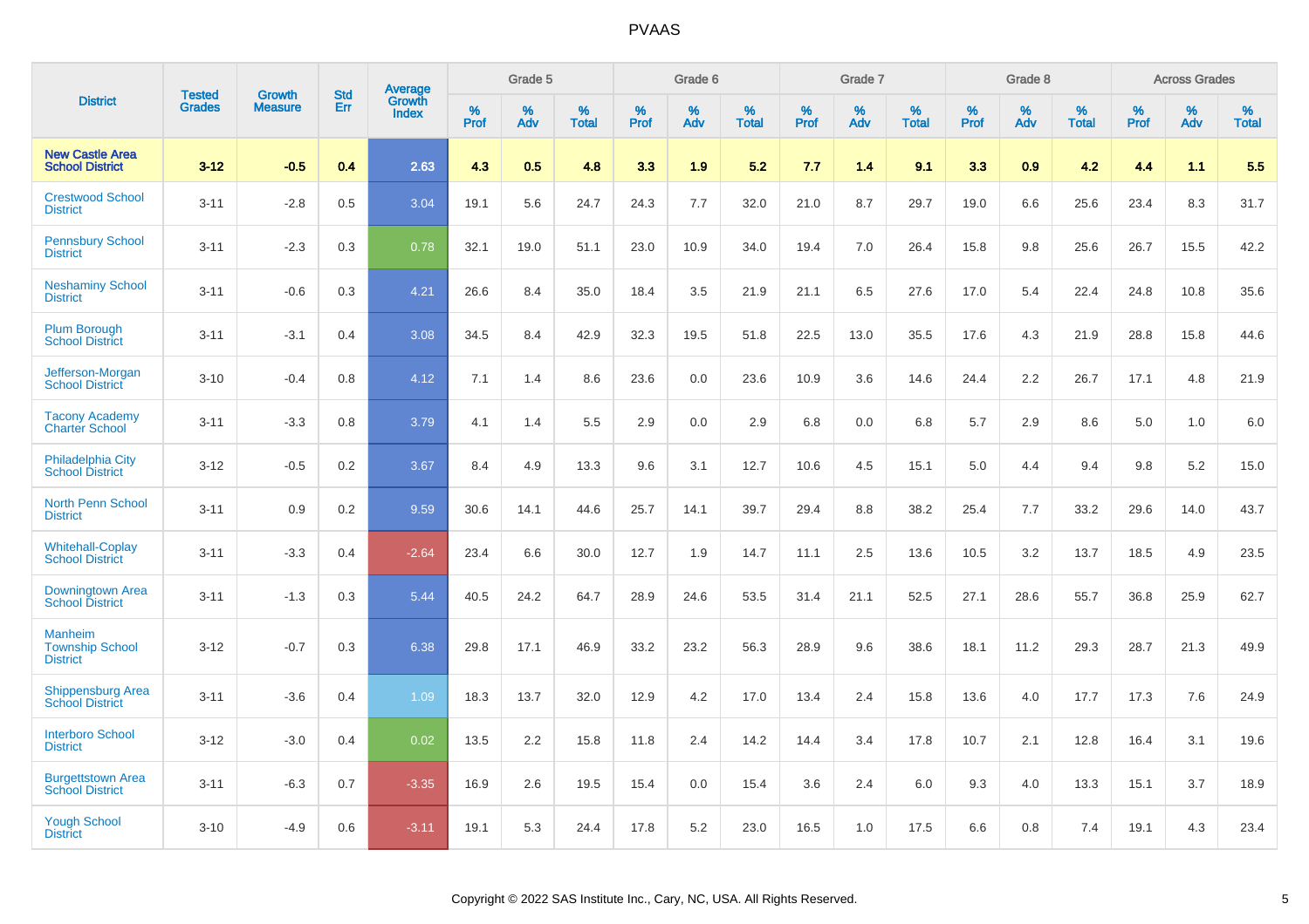# PVAAS

| District | Tested Grades | Growth Measure | Std Err | Average Growth Index | Grade 5 | | | Grade 6 | | | Grade 7 | | | Grade 8 | | | Across Grades | | |
|---|---|---|---|---|---|---|---|---|---|---|---|---|---|---|---|---|---|---|---|
| | | | | | % Prof | % Adv | % Total | % Prof | % Adv | % Total | % Prof | % Adv | % Total | % Prof | % Adv | % Total | % Prof | % Adv | % Total |
| **New Castle Area School District** | **3-12** | **-0.5** | **0.4** | **2.63** | **4.3** | **0.5** | **4.8** | **3.3** | **1.9** | **5.2** | **7.7** | **1.4** | **9.1** | **3.3** | **0.9** | **4.2** | **4.4** | **1.1** | **5.5** |
| Crestwood School District | 3-11 | -2.8 | 0.5 | 3.04 | 19.1 | 5.6 | 24.7 | 24.3 | 7.7 | 32.0 | 21.0 | 8.7 | 29.7 | 19.0 | 6.6 | 25.6 | 23.4 | 8.3 | 31.7 |
| Pennsbury School District | 3-11 | -2.3 | 0.3 | 0.78 | 32.1 | 19.0 | 51.1 | 23.0 | 10.9 | 34.0 | 19.4 | 7.0 | 26.4 | 15.8 | 9.8 | 25.6 | 26.7 | 15.5 | 42.2 |
| Neshaminy School District | 3-11 | -0.6 | 0.3 | 4.21 | 26.6 | 8.4 | 35.0 | 18.4 | 3.5 | 21.9 | 21.1 | 6.5 | 27.6 | 17.0 | 5.4 | 22.4 | 24.8 | 10.8 | 35.6 |
| Plum Borough School District | 3-11 | -3.1 | 0.4 | 3.08 | 34.5 | 8.4 | 42.9 | 32.3 | 19.5 | 51.8 | 22.5 | 13.0 | 35.5 | 17.6 | 4.3 | 21.9 | 28.8 | 15.8 | 44.6 |
| Jefferson-Morgan School District | 3-10 | -0.4 | 0.8 | 4.12 | 7.1 | 1.4 | 8.6 | 23.6 | 0.0 | 23.6 | 10.9 | 3.6 | 14.6 | 24.4 | 2.2 | 26.7 | 17.1 | 4.8 | 21.9 |
| Tacony Academy Charter School | 3-11 | -3.3 | 0.8 | 3.79 | 4.1 | 1.4 | 5.5 | 2.9 | 0.0 | 2.9 | 6.8 | 0.0 | 6.8 | 5.7 | 2.9 | 8.6 | 5.0 | 1.0 | 6.0 |
| Philadelphia City School District | 3-12 | -0.5 | 0.2 | 3.67 | 8.4 | 4.9 | 13.3 | 9.6 | 3.1 | 12.7 | 10.6 | 4.5 | 15.1 | 5.0 | 4.4 | 9.4 | 9.8 | 5.2 | 15.0 |
| North Penn School District | 3-11 | 0.9 | 0.2 | 9.59 | 30.6 | 14.1 | 44.6 | 25.7 | 14.1 | 39.7 | 29.4 | 8.8 | 38.2 | 25.4 | 7.7 | 33.2 | 29.6 | 14.0 | 43.7 |
| Whitehall-Coplay School District | 3-11 | -3.3 | 0.4 | -2.64 | 23.4 | 6.6 | 30.0 | 12.7 | 1.9 | 14.7 | 11.1 | 2.5 | 13.6 | 10.5 | 3.2 | 13.7 | 18.5 | 4.9 | 23.5 |
| Downingtown Area School District | 3-11 | -1.3 | 0.3 | 5.44 | 40.5 | 24.2 | 64.7 | 28.9 | 24.6 | 53.5 | 31.4 | 21.1 | 52.5 | 27.1 | 28.6 | 55.7 | 36.8 | 25.9 | 62.7 |
| Manheim Township School District | 3-12 | -0.7 | 0.3 | 6.38 | 29.8 | 17.1 | 46.9 | 33.2 | 23.2 | 56.3 | 28.9 | 9.6 | 38.6 | 18.1 | 11.2 | 29.3 | 28.7 | 21.3 | 49.9 |
| Shippensburg Area School District | 3-11 | -3.6 | 0.4 | 1.09 | 18.3 | 13.7 | 32.0 | 12.9 | 4.2 | 17.0 | 13.4 | 2.4 | 15.8 | 13.6 | 4.0 | 17.7 | 17.3 | 7.6 | 24.9 |
| Interboro School District | 3-12 | -3.0 | 0.4 | 0.02 | 13.5 | 2.2 | 15.8 | 11.8 | 2.4 | 14.2 | 14.4 | 3.4 | 17.8 | 10.7 | 2.1 | 12.8 | 16.4 | 3.1 | 19.6 |
| Burgettstown Area School District | 3-11 | -6.3 | 0.7 | -3.35 | 16.9 | 2.6 | 19.5 | 15.4 | 0.0 | 15.4 | 3.6 | 2.4 | 6.0 | 9.3 | 4.0 | 13.3 | 15.1 | 3.7 | 18.9 |
| Yough School District | 3-10 | -4.9 | 0.6 | -3.11 | 19.1 | 5.3 | 24.4 | 17.8 | 5.2 | 23.0 | 16.5 | 1.0 | 17.5 | 6.6 | 0.8 | 7.4 | 19.1 | 4.3 | 23.4 |

Copyright © 2022 SAS Institute Inc., Cary, NC, USA. All Rights Reserved.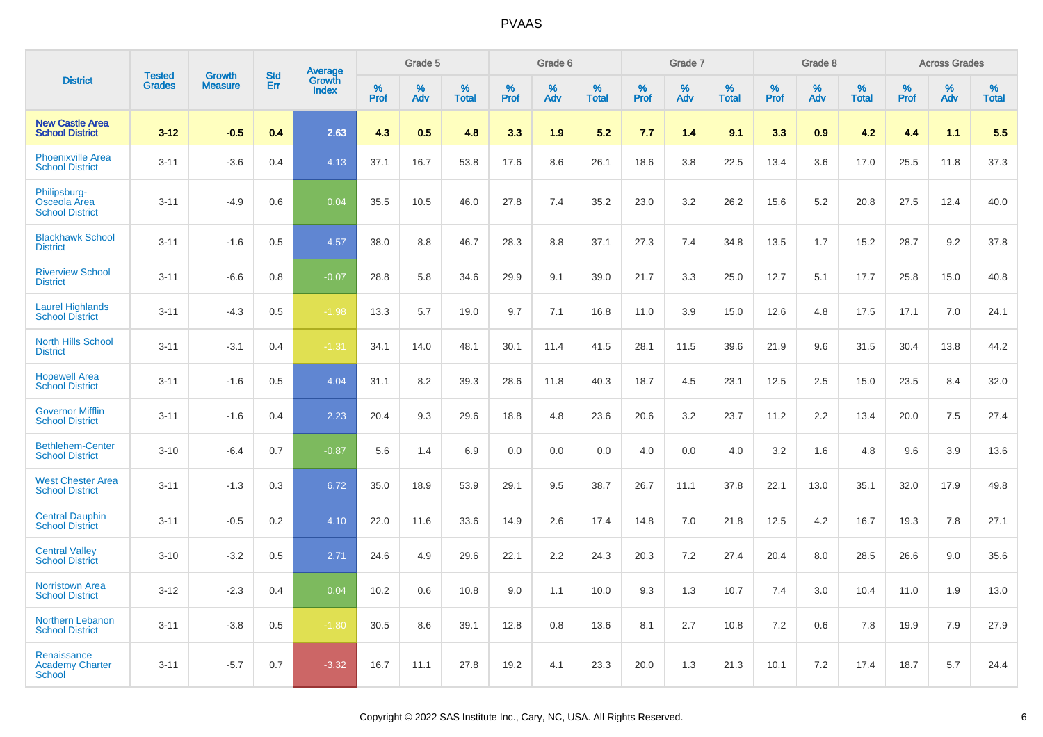# PVAAS

| District | Tested Grades | Growth Measure | Std Err | Average Growth Index | Grade 5 | | | Grade 6 | | | Grade 7 | | | Grade 8 | | | Across Grades | | |
|---|---|---|---|---|---|---|---|---|---|---|---|---|---|---|---|---|---|---|---|
| | | | | | % Prof | % Adv | % Total | % Prof | % Adv | % Total | % Prof | % Adv | % Total | % Prof | % Adv | % Total | % Prof | % Adv | % Total |
| **New Castle Area School District** | **3-12** | **-0.5** | **0.4** | **2.63** | **4.3** | **0.5** | **4.8** | **3.3** | **1.9** | **5.2** | **7.7** | **1.4** | **9.1** | **3.3** | **0.9** | **4.2** | **4.4** | **1.1** | **5.5** |
| Phoenixville Area School District | 3-11 | -3.6 | 0.4 | 4.13 | 37.1 | 16.7 | 53.8 | 17.6 | 8.6 | 26.1 | 18.6 | 3.8 | 22.5 | 13.4 | 3.6 | 17.0 | 25.5 | 11.8 | 37.3 |
| Philipsburg-Osceola Area School District | 3-11 | -4.9 | 0.6 | 0.04 | 35.5 | 10.5 | 46.0 | 27.8 | 7.4 | 35.2 | 23.0 | 3.2 | 26.2 | 15.6 | 5.2 | 20.8 | 27.5 | 12.4 | 40.0 |
| Blackhawk School District | 3-11 | -1.6 | 0.5 | 4.57 | 38.0 | 8.8 | 46.7 | 28.3 | 8.8 | 37.1 | 27.3 | 7.4 | 34.8 | 13.5 | 1.7 | 15.2 | 28.7 | 9.2 | 37.8 |
| Riverview School District | 3-11 | -6.6 | 0.8 | -0.07 | 28.8 | 5.8 | 34.6 | 29.9 | 9.1 | 39.0 | 21.7 | 3.3 | 25.0 | 12.7 | 5.1 | 17.7 | 25.8 | 15.0 | 40.8 |
| Laurel Highlands School District | 3-11 | -4.3 | 0.5 | -1.98 | 13.3 | 5.7 | 19.0 | 9.7 | 7.1 | 16.8 | 11.0 | 3.9 | 15.0 | 12.6 | 4.8 | 17.5 | 17.1 | 7.0 | 24.1 |
| North Hills School District | 3-11 | -3.1 | 0.4 | -1.31 | 34.1 | 14.0 | 48.1 | 30.1 | 11.4 | 41.5 | 28.1 | 11.5 | 39.6 | 21.9 | 9.6 | 31.5 | 30.4 | 13.8 | 44.2 |
| Hopewell Area School District | 3-11 | -1.6 | 0.5 | 4.04 | 31.1 | 8.2 | 39.3 | 28.6 | 11.8 | 40.3 | 18.7 | 4.5 | 23.1 | 12.5 | 2.5 | 15.0 | 23.5 | 8.4 | 32.0 |
| Governor Mifflin School District | 3-11 | -1.6 | 0.4 | 2.23 | 20.4 | 9.3 | 29.6 | 18.8 | 4.8 | 23.6 | 20.6 | 3.2 | 23.7 | 11.2 | 2.2 | 13.4 | 20.0 | 7.5 | 27.4 |
| Bethlehem-Center School District | 3-10 | -6.4 | 0.7 | -0.87 | 5.6 | 1.4 | 6.9 | 0.0 | 0.0 | 0.0 | 4.0 | 0.0 | 4.0 | 3.2 | 1.6 | 4.8 | 9.6 | 3.9 | 13.6 |
| West Chester Area School District | 3-11 | -1.3 | 0.3 | 6.72 | 35.0 | 18.9 | 53.9 | 29.1 | 9.5 | 38.7 | 26.7 | 11.1 | 37.8 | 22.1 | 13.0 | 35.1 | 32.0 | 17.9 | 49.8 |
| Central Dauphin School District | 3-11 | -0.5 | 0.2 | 4.10 | 22.0 | 11.6 | 33.6 | 14.9 | 2.6 | 17.4 | 14.8 | 7.0 | 21.8 | 12.5 | 4.2 | 16.7 | 19.3 | 7.8 | 27.1 |
| Central Valley School District | 3-10 | -3.2 | 0.5 | 2.71 | 24.6 | 4.9 | 29.6 | 22.1 | 2.2 | 24.3 | 20.3 | 7.2 | 27.4 | 20.4 | 8.0 | 28.5 | 26.6 | 9.0 | 35.6 |
| Norristown Area School District | 3-12 | -2.3 | 0.4 | 0.04 | 10.2 | 0.6 | 10.8 | 9.0 | 1.1 | 10.0 | 9.3 | 1.3 | 10.7 | 7.4 | 3.0 | 10.4 | 11.0 | 1.9 | 13.0 |
| Northern Lebanon School District | 3-11 | -3.8 | 0.5 | -1.80 | 30.5 | 8.6 | 39.1 | 12.8 | 0.8 | 13.6 | 8.1 | 2.7 | 10.8 | 7.2 | 0.6 | 7.8 | 19.9 | 7.9 | 27.9 |
| Renaissance Academy Charter School | 3-11 | -5.7 | 0.7 | -3.32 | 16.7 | 11.1 | 27.8 | 19.2 | 4.1 | 23.3 | 20.0 | 1.3 | 21.3 | 10.1 | 7.2 | 17.4 | 18.7 | 5.7 | 24.4 |

Copyright © 2022 SAS Institute Inc., Cary, NC, USA. All Rights Reserved.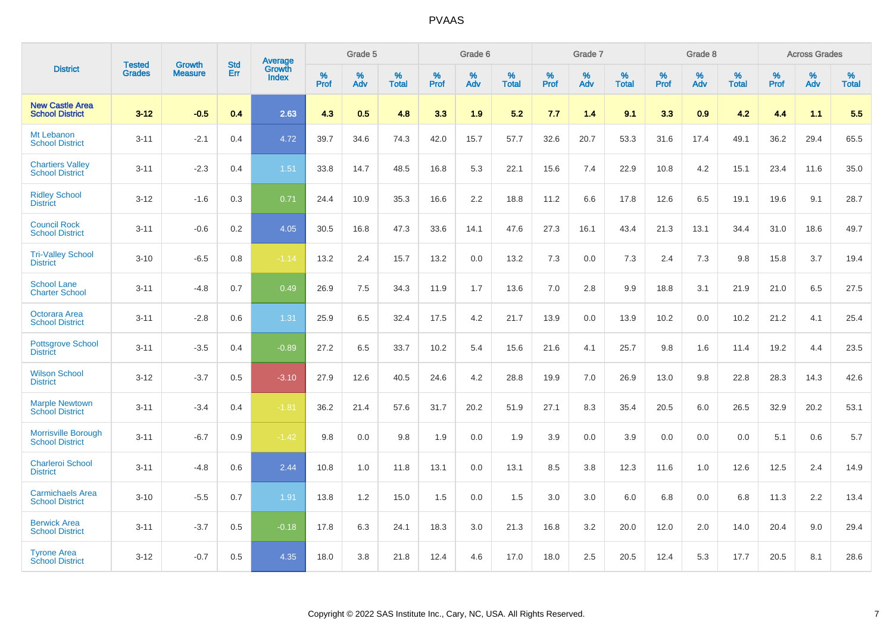| District | Tested Grades | Growth Measure | Std Err | Average Growth Index | Grade 5 | | | Grade 6 | | | Grade 7 | | | Grade 8 | | | Across Grades | | |
|---|---|---|---|---|---|---|---|---|---|---|---|---|---|---|---|---|---|---|---|
| | | | | | % Prof | % Adv | % Total | % Prof | % Adv | % Total | % Prof | % Adv | % Total | % Prof | % Adv | % Total | % Prof | % Adv | % Total |
| **New Castle Area School District** | **3-12** | **-0.5** | **0.4** | **2.63** | **4.3** | **0.5** | **4.8** | **3.3** | **1.9** | **5.2** | **7.7** | **1.4** | **9.1** | **3.3** | **0.9** | **4.2** | **4.4** | **1.1** | **5.5** |
| Mt Lebanon School District | 3-11 | -2.1 | 0.4 | 4.72 | 39.7 | 34.6 | 74.3 | 42.0 | 15.7 | 57.7 | 32.6 | 20.7 | 53.3 | 31.6 | 17.4 | 49.1 | 36.2 | 29.4 | 65.5 |
| Chartiers Valley School District | 3-11 | -2.3 | 0.4 | 1.51 | 33.8 | 14.7 | 48.5 | 16.8 | 5.3 | 22.1 | 15.6 | 7.4 | 22.9 | 10.8 | 4.2 | 15.1 | 23.4 | 11.6 | 35.0 |
| Ridley School District | 3-12 | -1.6 | 0.3 | 0.71 | 24.4 | 10.9 | 35.3 | 16.6 | 2.2 | 18.8 | 11.2 | 6.6 | 17.8 | 12.6 | 6.5 | 19.1 | 19.6 | 9.1 | 28.7 |
| Council Rock School District | 3-11 | -0.6 | 0.2 | 4.05 | 30.5 | 16.8 | 47.3 | 33.6 | 14.1 | 47.6 | 27.3 | 16.1 | 43.4 | 21.3 | 13.1 | 34.4 | 31.0 | 18.6 | 49.7 |
| Tri-Valley School District | 3-10 | -6.5 | 0.8 | -1.14 | 13.2 | 2.4 | 15.7 | 13.2 | 0.0 | 13.2 | 7.3 | 0.0 | 7.3 | 2.4 | 7.3 | 9.8 | 15.8 | 3.7 | 19.4 |
| School Lane Charter School | 3-11 | -4.8 | 0.7 | 0.49 | 26.9 | 7.5 | 34.3 | 11.9 | 1.7 | 13.6 | 7.0 | 2.8 | 9.9 | 18.8 | 3.1 | 21.9 | 21.0 | 6.5 | 27.5 |
| Octorara Area School District | 3-11 | -2.8 | 0.6 | 1.31 | 25.9 | 6.5 | 32.4 | 17.5 | 4.2 | 21.7 | 13.9 | 0.0 | 13.9 | 10.2 | 0.0 | 10.2 | 21.2 | 4.1 | 25.4 |
| Pottsgrove School District | 3-11 | -3.5 | 0.4 | -0.89 | 27.2 | 6.5 | 33.7 | 10.2 | 5.4 | 15.6 | 21.6 | 4.1 | 25.7 | 9.8 | 1.6 | 11.4 | 19.2 | 4.4 | 23.5 |
| Wilson School District | 3-12 | -3.7 | 0.5 | -3.10 | 27.9 | 12.6 | 40.5 | 24.6 | 4.2 | 28.8 | 19.9 | 7.0 | 26.9 | 13.0 | 9.8 | 22.8 | 28.3 | 14.3 | 42.6 |
| Marple Newtown School District | 3-11 | -3.4 | 0.4 | -1.81 | 36.2 | 21.4 | 57.6 | 31.7 | 20.2 | 51.9 | 27.1 | 8.3 | 35.4 | 20.5 | 6.0 | 26.5 | 32.9 | 20.2 | 53.1 |
| Morrisville Borough School District | 3-11 | -6.7 | 0.9 | -1.42 | 9.8 | 0.0 | 9.8 | 1.9 | 0.0 | 1.9 | 3.9 | 0.0 | 3.9 | 0.0 | 0.0 | 0.0 | 5.1 | 0.6 | 5.7 |
| Charleroi School District | 3-11 | -4.8 | 0.6 | 2.44 | 10.8 | 1.0 | 11.8 | 13.1 | 0.0 | 13.1 | 8.5 | 3.8 | 12.3 | 11.6 | 1.0 | 12.6 | 12.5 | 2.4 | 14.9 |
| Carmichaels Area School District | 3-10 | -5.5 | 0.7 | 1.91 | 13.8 | 1.2 | 15.0 | 1.5 | 0.0 | 1.5 | 3.0 | 3.0 | 6.0 | 6.8 | 0.0 | 6.8 | 11.3 | 2.2 | 13.4 |
| Berwick Area School District | 3-11 | -3.7 | 0.5 | -0.18 | 17.8 | 6.3 | 24.1 | 18.3 | 3.0 | 21.3 | 16.8 | 3.2 | 20.0 | 12.0 | 2.0 | 14.0 | 20.4 | 9.0 | 29.4 |
| Tyrone Area School District | 3-12 | -0.7 | 0.5 | 4.35 | 18.0 | 3.8 | 21.8 | 12.4 | 4.6 | 17.0 | 18.0 | 2.5 | 20.5 | 12.4 | 5.3 | 17.7 | 20.5 | 8.1 | 28.6 |

Copyright © 2022 SAS Institute Inc., Cary, NC, USA. All Rights Reserved.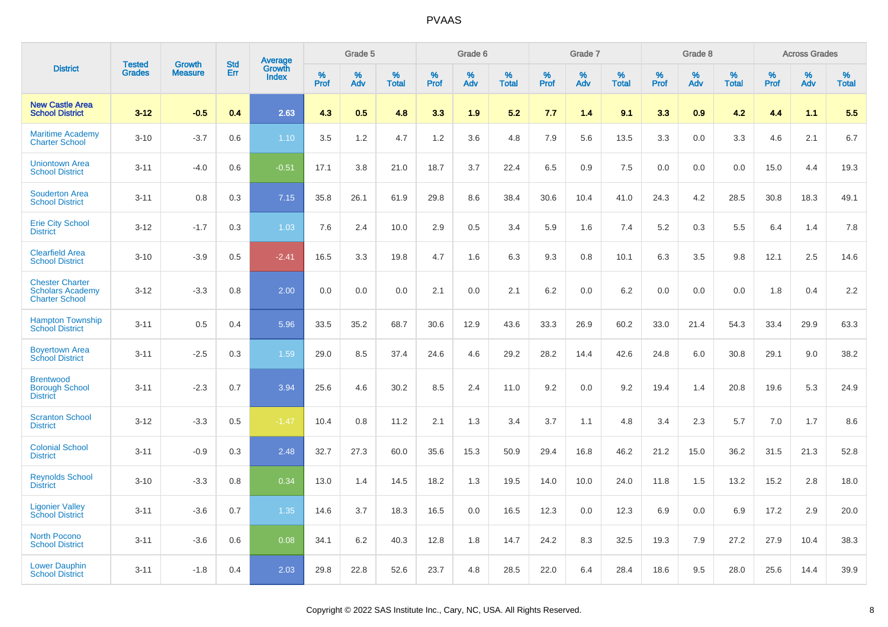# PVAAS

| District | Tested Grades | Growth Measure | Std Err | Average Growth Index | Grade 5 | | | Grade 6 | | | Grade 7 | | | Grade 8 | | | Across Grades | | |
|---|---|---|---|---|---|---|---|---|---|---|---|---|---|---|---|---|---|---|---|
| | | | | | % Prof | % Adv | % Total | % Prof | % Adv | % Total | % Prof | % Adv | % Total | % Prof | % Adv | % Total | % Prof | % Adv | % Total |
| **New Castle Area School District** | **3-12** | **-0.5** | **0.4** | **2.63** | **4.3** | **0.5** | **4.8** | **3.3** | **1.9** | **5.2** | **7.7** | **1.4** | **9.1** | **3.3** | **0.9** | **4.2** | **4.4** | **1.1** | **5.5** |
| Maritime Academy Charter School | 3-10 | -3.7 | 0.6 | 1.10 | 3.5 | 1.2 | 4.7 | 1.2 | 3.6 | 4.8 | 7.9 | 5.6 | 13.5 | 3.3 | 0.0 | 3.3 | 4.6 | 2.1 | 6.7 |
| Uniontown Area School District | 3-11 | -4.0 | 0.6 | -0.51 | 17.1 | 3.8 | 21.0 | 18.7 | 3.7 | 22.4 | 6.5 | 0.9 | 7.5 | 0.0 | 0.0 | 0.0 | 15.0 | 4.4 | 19.3 |
| Souderton Area School District | 3-11 | 0.8 | 0.3 | 7.15 | 35.8 | 26.1 | 61.9 | 29.8 | 8.6 | 38.4 | 30.6 | 10.4 | 41.0 | 24.3 | 4.2 | 28.5 | 30.8 | 18.3 | 49.1 |
| Erie City School District | 3-12 | -1.7 | 0.3 | 1.03 | 7.6 | 2.4 | 10.0 | 2.9 | 0.5 | 3.4 | 5.9 | 1.6 | 7.4 | 5.2 | 0.3 | 5.5 | 6.4 | 1.4 | 7.8 |
| Clearfield Area School District | 3-10 | -3.9 | 0.5 | -2.41 | 16.5 | 3.3 | 19.8 | 4.7 | 1.6 | 6.3 | 9.3 | 0.8 | 10.1 | 6.3 | 3.5 | 9.8 | 12.1 | 2.5 | 14.6 |
| Chester Charter Scholars Academy Charter School | 3-12 | -3.3 | 0.8 | 2.00 | 0.0 | 0.0 | 0.0 | 2.1 | 0.0 | 2.1 | 6.2 | 0.0 | 6.2 | 0.0 | 0.0 | 0.0 | 1.8 | 0.4 | 2.2 |
| Hampton Township School District | 3-11 | 0.5 | 0.4 | 5.96 | 33.5 | 35.2 | 68.7 | 30.6 | 12.9 | 43.6 | 33.3 | 26.9 | 60.2 | 33.0 | 21.4 | 54.3 | 33.4 | 29.9 | 63.3 |
| Boyertown Area School District | 3-11 | -2.5 | 0.3 | 1.59 | 29.0 | 8.5 | 37.4 | 24.6 | 4.6 | 29.2 | 28.2 | 14.4 | 42.6 | 24.8 | 6.0 | 30.8 | 29.1 | 9.0 | 38.2 |
| Brentwood Borough School District | 3-11 | -2.3 | 0.7 | 3.94 | 25.6 | 4.6 | 30.2 | 8.5 | 2.4 | 11.0 | 9.2 | 0.0 | 9.2 | 19.4 | 1.4 | 20.8 | 19.6 | 5.3 | 24.9 |
| Scranton School District | 3-12 | -3.3 | 0.5 | -1.47 | 10.4 | 0.8 | 11.2 | 2.1 | 1.3 | 3.4 | 3.7 | 1.1 | 4.8 | 3.4 | 2.3 | 5.7 | 7.0 | 1.7 | 8.6 |
| Colonial School District | 3-11 | -0.9 | 0.3 | 2.48 | 32.7 | 27.3 | 60.0 | 35.6 | 15.3 | 50.9 | 29.4 | 16.8 | 46.2 | 21.2 | 15.0 | 36.2 | 31.5 | 21.3 | 52.8 |
| Reynolds School District | 3-10 | -3.3 | 0.8 | 0.34 | 13.0 | 1.4 | 14.5 | 18.2 | 1.3 | 19.5 | 14.0 | 10.0 | 24.0 | 11.8 | 1.5 | 13.2 | 15.2 | 2.8 | 18.0 |
| Ligonier Valley School District | 3-11 | -3.6 | 0.7 | 1.35 | 14.6 | 3.7 | 18.3 | 16.5 | 0.0 | 16.5 | 12.3 | 0.0 | 12.3 | 6.9 | 0.0 | 6.9 | 17.2 | 2.9 | 20.0 |
| North Pocono School District | 3-11 | -3.6 | 0.6 | 0.08 | 34.1 | 6.2 | 40.3 | 12.8 | 1.8 | 14.7 | 24.2 | 8.3 | 32.5 | 19.3 | 7.9 | 27.2 | 27.9 | 10.4 | 38.3 |
| Lower Dauphin School District | 3-11 | -1.8 | 0.4 | 2.03 | 29.8 | 22.8 | 52.6 | 23.7 | 4.8 | 28.5 | 22.0 | 6.4 | 28.4 | 18.6 | 9.5 | 28.0 | 25.6 | 14.4 | 39.9 |

Copyright © 2022 SAS Institute Inc., Cary, NC, USA. All Rights Reserved.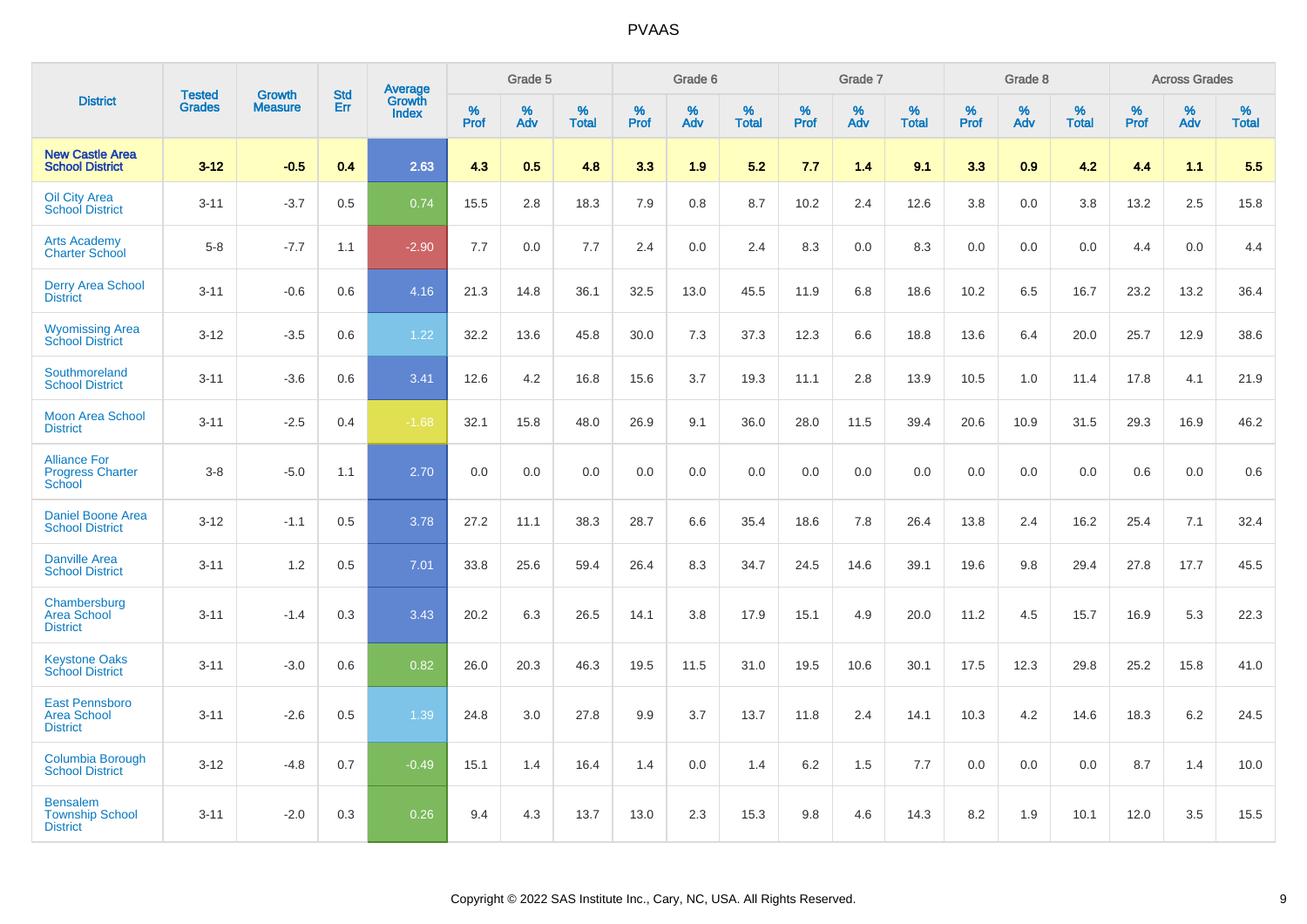| District | Tested Grades | Growth Measure | Std Err | Average Growth Index | Grade 5 | | | Grade 6 | | | Grade 7 | | | Grade 8 | | | Across Grades | | |
|---|---|---|---|---|---|---|---|---|---|---|---|---|---|---|---|---|---|---|---|
| | | | | | % Prof | % Adv | % Total | % Prof | % Adv | % Total | % Prof | % Adv | % Total | % Prof | % Adv | % Total | % Prof | % Adv | % Total |
| **New Castle Area School District** | **3-12** | **-0.5** | **0.4** | **2.63** | **4.3** | **0.5** | **4.8** | **3.3** | **1.9** | **5.2** | **7.7** | **1.4** | **9.1** | **3.3** | **0.9** | **4.2** | **4.4** | **1.1** | **5.5** |
| Oil City Area School District | 3-11 | -3.7 | 0.5 | 0.74 | 15.5 | 2.8 | 18.3 | 7.9 | 0.8 | 8.7 | 10.2 | 2.4 | 12.6 | 3.8 | 0.0 | 3.8 | 13.2 | 2.5 | 15.8 |
| Arts Academy Charter School | 5-8 | -7.7 | 1.1 | -2.90 | 7.7 | 0.0 | 7.7 | 2.4 | 0.0 | 2.4 | 8.3 | 0.0 | 8.3 | 0.0 | 0.0 | 0.0 | 4.4 | 0.0 | 4.4 |
| Derry Area School District | 3-11 | -0.6 | 0.6 | 4.16 | 21.3 | 14.8 | 36.1 | 32.5 | 13.0 | 45.5 | 11.9 | 6.8 | 18.6 | 10.2 | 6.5 | 16.7 | 23.2 | 13.2 | 36.4 |
| Wyomissing Area School District | 3-12 | -3.5 | 0.6 | 1.22 | 32.2 | 13.6 | 45.8 | 30.0 | 7.3 | 37.3 | 12.3 | 6.6 | 18.8 | 13.6 | 6.4 | 20.0 | 25.7 | 12.9 | 38.6 |
| Southmoreland School District | 3-11 | -3.6 | 0.6 | 3.41 | 12.6 | 4.2 | 16.8 | 15.6 | 3.7 | 19.3 | 11.1 | 2.8 | 13.9 | 10.5 | 1.0 | 11.4 | 17.8 | 4.1 | 21.9 |
| Moon Area School District | 3-11 | -2.5 | 0.4 | -1.68 | 32.1 | 15.8 | 48.0 | 26.9 | 9.1 | 36.0 | 28.0 | 11.5 | 39.4 | 20.6 | 10.9 | 31.5 | 29.3 | 16.9 | 46.2 |
| Alliance For Progress Charter School | 3-8 | -5.0 | 1.1 | 2.70 | 0.0 | 0.0 | 0.0 | 0.0 | 0.0 | 0.0 | 0.0 | 0.0 | 0.0 | 0.0 | 0.0 | 0.0 | 0.6 | 0.0 | 0.6 |
| Daniel Boone Area School District | 3-12 | -1.1 | 0.5 | 3.78 | 27.2 | 11.1 | 38.3 | 28.7 | 6.6 | 35.4 | 18.6 | 7.8 | 26.4 | 13.8 | 2.4 | 16.2 | 25.4 | 7.1 | 32.4 |
| Danville Area School District | 3-11 | 1.2 | 0.5 | 7.01 | 33.8 | 25.6 | 59.4 | 26.4 | 8.3 | 34.7 | 24.5 | 14.6 | 39.1 | 19.6 | 9.8 | 29.4 | 27.8 | 17.7 | 45.5 |
| Chambersburg Area School District | 3-11 | -1.4 | 0.3 | 3.43 | 20.2 | 6.3 | 26.5 | 14.1 | 3.8 | 17.9 | 15.1 | 4.9 | 20.0 | 11.2 | 4.5 | 15.7 | 16.9 | 5.3 | 22.3 |
| Keystone Oaks School District | 3-11 | -3.0 | 0.6 | 0.82 | 26.0 | 20.3 | 46.3 | 19.5 | 11.5 | 31.0 | 19.5 | 10.6 | 30.1 | 17.5 | 12.3 | 29.8 | 25.2 | 15.8 | 41.0 |
| East Pennsboro Area School District | 3-11 | -2.6 | 0.5 | 1.39 | 24.8 | 3.0 | 27.8 | 9.9 | 3.7 | 13.7 | 11.8 | 2.4 | 14.1 | 10.3 | 4.2 | 14.6 | 18.3 | 6.2 | 24.5 |
| Columbia Borough School District | 3-12 | -4.8 | 0.7 | -0.49 | 15.1 | 1.4 | 16.4 | 1.4 | 0.0 | 1.4 | 6.2 | 1.5 | 7.7 | 0.0 | 0.0 | 0.0 | 8.7 | 1.4 | 10.0 |
| Bensalem Township School District | 3-11 | -2.0 | 0.3 | 0.26 | 9.4 | 4.3 | 13.7 | 13.0 | 2.3 | 15.3 | 9.8 | 4.6 | 14.3 | 8.2 | 1.9 | 10.1 | 12.0 | 3.5 | 15.5 |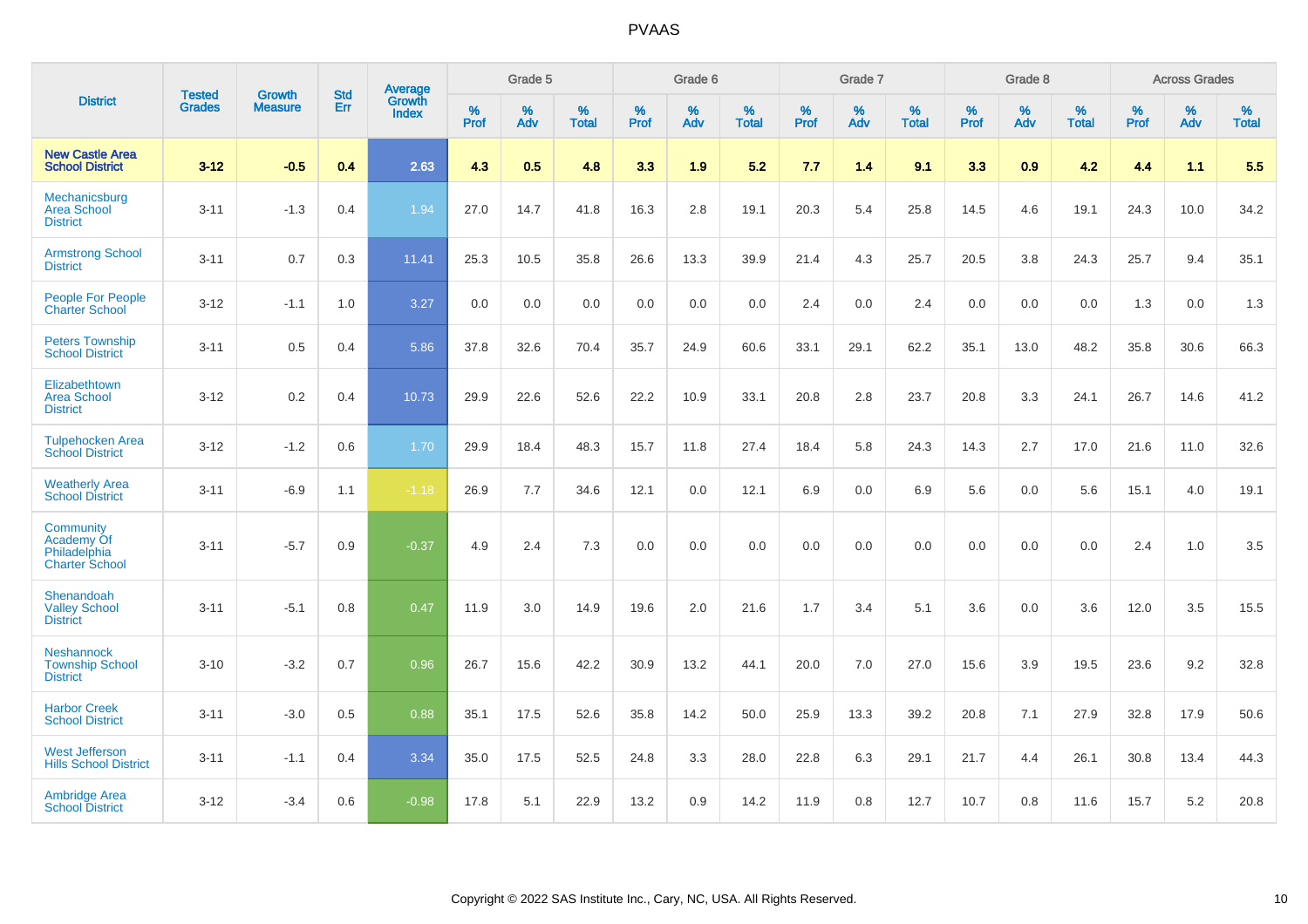# PVAAS

| District | Tested Grades | Growth Measure | Std Err | Average Growth Index | Grade 5 | | | Grade 6 | | | Grade 7 | | | Grade 8 | | | Across Grades | | |
|---|---|---|---|---|---|---|---|---|---|---|---|---|---|---|---|---|---|---|---|
| | | | | | % Prof | % Adv | % Total | % Prof | % Adv | % Total | % Prof | % Adv | % Total | % Prof | % Adv | % Total | % Prof | % Adv | % Total |
| **New Castle Area School District** | **3-12** | **-0.5** | **0.4** | **2.63** | **4.3** | **0.5** | **4.8** | **3.3** | **1.9** | **5.2** | **7.7** | **1.4** | **9.1** | **3.3** | **0.9** | **4.2** | **4.4** | **1.1** | **5.5** |
| Mechanicsburg Area School District | 3-11 | -1.3 | 0.4 | 1.94 | 27.0 | 14.7 | 41.8 | 16.3 | 2.8 | 19.1 | 20.3 | 5.4 | 25.8 | 14.5 | 4.6 | 19.1 | 24.3 | 10.0 | 34.2 |
| Armstrong School District | 3-11 | 0.7 | 0.3 | 11.41 | 25.3 | 10.5 | 35.8 | 26.6 | 13.3 | 39.9 | 21.4 | 4.3 | 25.7 | 20.5 | 3.8 | 24.3 | 25.7 | 9.4 | 35.1 |
| People For People Charter School | 3-12 | -1.1 | 1.0 | 3.27 | 0.0 | 0.0 | 0.0 | 0.0 | 0.0 | 0.0 | 2.4 | 0.0 | 2.4 | 0.0 | 0.0 | 0.0 | 1.3 | 0.0 | 1.3 |
| Peters Township School District | 3-11 | 0.5 | 0.4 | 5.86 | 37.8 | 32.6 | 70.4 | 35.7 | 24.9 | 60.6 | 33.1 | 29.1 | 62.2 | 35.1 | 13.0 | 48.2 | 35.8 | 30.6 | 66.3 |
| Elizabethtown Area School District | 3-12 | 0.2 | 0.4 | 10.73 | 29.9 | 22.6 | 52.6 | 22.2 | 10.9 | 33.1 | 20.8 | 2.8 | 23.7 | 20.8 | 3.3 | 24.1 | 26.7 | 14.6 | 41.2 |
| Tulpehocken Area School District | 3-12 | -1.2 | 0.6 | 1.70 | 29.9 | 18.4 | 48.3 | 15.7 | 11.8 | 27.4 | 18.4 | 5.8 | 24.3 | 14.3 | 2.7 | 17.0 | 21.6 | 11.0 | 32.6 |
| Weatherly Area School District | 3-11 | -6.9 | 1.1 | -1.18 | 26.9 | 7.7 | 34.6 | 12.1 | 0.0 | 12.1 | 6.9 | 0.0 | 6.9 | 5.6 | 0.0 | 5.6 | 15.1 | 4.0 | 19.1 |
| Community Academy Of Philadelphia Charter School | 3-11 | -5.7 | 0.9 | -0.37 | 4.9 | 2.4 | 7.3 | 0.0 | 0.0 | 0.0 | 0.0 | 0.0 | 0.0 | 0.0 | 0.0 | 0.0 | 2.4 | 1.0 | 3.5 |
| Shenandoah Valley School District | 3-11 | -5.1 | 0.8 | 0.47 | 11.9 | 3.0 | 14.9 | 19.6 | 2.0 | 21.6 | 1.7 | 3.4 | 5.1 | 3.6 | 0.0 | 3.6 | 12.0 | 3.5 | 15.5 |
| Neshannock Township School District | 3-10 | -3.2 | 0.7 | 0.96 | 26.7 | 15.6 | 42.2 | 30.9 | 13.2 | 44.1 | 20.0 | 7.0 | 27.0 | 15.6 | 3.9 | 19.5 | 23.6 | 9.2 | 32.8 |
| Harbor Creek School District | 3-11 | -3.0 | 0.5 | 0.88 | 35.1 | 17.5 | 52.6 | 35.8 | 14.2 | 50.0 | 25.9 | 13.3 | 39.2 | 20.8 | 7.1 | 27.9 | 32.8 | 17.9 | 50.6 |
| West Jefferson Hills School District | 3-11 | -1.1 | 0.4 | 3.34 | 35.0 | 17.5 | 52.5 | 24.8 | 3.3 | 28.0 | 22.8 | 6.3 | 29.1 | 21.7 | 4.4 | 26.1 | 30.8 | 13.4 | 44.3 |
| Ambridge Area School District | 3-12 | -3.4 | 0.6 | -0.98 | 17.8 | 5.1 | 22.9 | 13.2 | 0.9 | 14.2 | 11.9 | 0.8 | 12.7 | 10.7 | 0.8 | 11.6 | 15.7 | 5.2 | 20.8 |

Copyright © 2022 SAS Institute Inc., Cary, NC, USA. All Rights Reserved.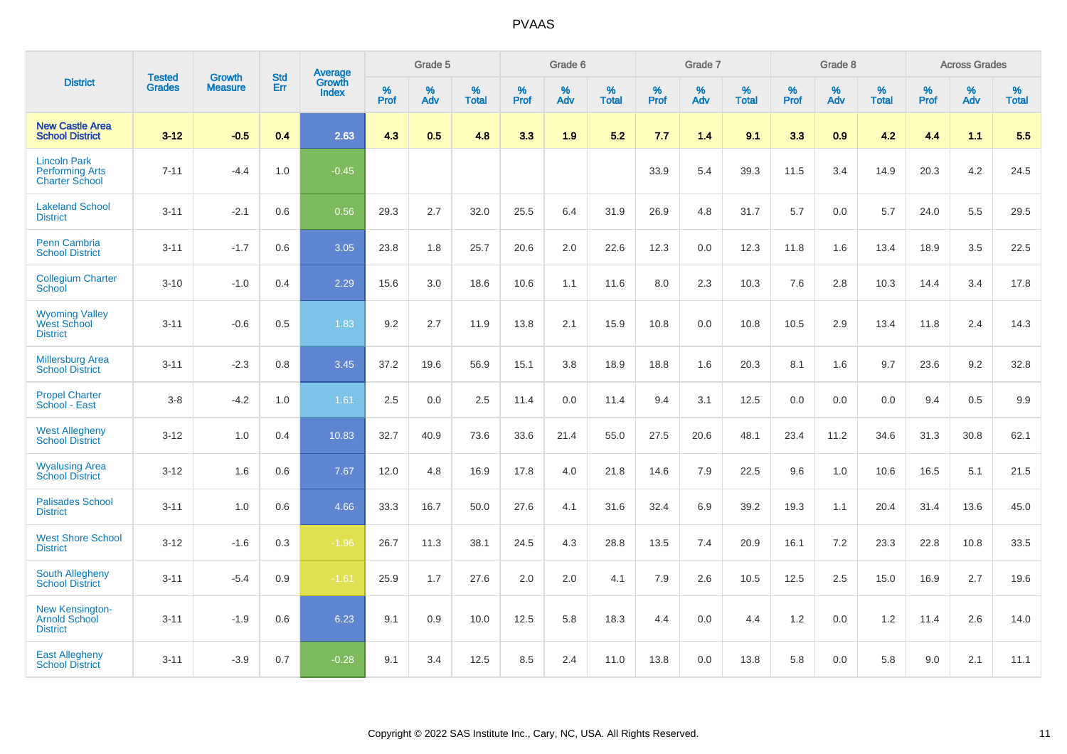# PVAAS

| District | Tested Grades | Growth Measure | Std Err | Average Growth Index | Grade 5 | | | Grade 6 | | | Grade 7 | | | Grade 8 | | | Across Grades | | |
|---|---|---|---|---|---|---|---|---|---|---|---|---|---|---|---|---|---|---|---|
| | | | | | % Prof | % Adv | % Total | % Prof | % Adv | % Total | % Prof | % Adv | % Total | % Prof | % Adv | % Total | % Prof | % Adv | % Total |
| **New Castle Area School District** | **3-12** | **-0.5** | **0.4** | **2.63** | **4.3** | **0.5** | **4.8** | **3.3** | **1.9** | **5.2** | **7.7** | **1.4** | **9.1** | **3.3** | **0.9** | **4.2** | **4.4** | **1.1** | **5.5** |
| Lincoln Park Performing Arts Charter School | 7-11 | -4.4 | 1.0 | -0.45 | | | | | | | 33.9 | 5.4 | 39.3 | 11.5 | 3.4 | 14.9 | 20.3 | 4.2 | 24.5 |
| Lakeland School District | 3-11 | -2.1 | 0.6 | 0.56 | 29.3 | 2.7 | 32.0 | 25.5 | 6.4 | 31.9 | 26.9 | 4.8 | 31.7 | 5.7 | 0.0 | 5.7 | 24.0 | 5.5 | 29.5 |
| Penn Cambria School District | 3-11 | -1.7 | 0.6 | 3.05 | 23.8 | 1.8 | 25.7 | 20.6 | 2.0 | 22.6 | 12.3 | 0.0 | 12.3 | 11.8 | 1.6 | 13.4 | 18.9 | 3.5 | 22.5 |
| Collegium Charter School | 3-10 | -1.0 | 0.4 | 2.29 | 15.6 | 3.0 | 18.6 | 10.6 | 1.1 | 11.6 | 8.0 | 2.3 | 10.3 | 7.6 | 2.8 | 10.3 | 14.4 | 3.4 | 17.8 |
| Wyoming Valley West School District | 3-11 | -0.6 | 0.5 | 1.83 | 9.2 | 2.7 | 11.9 | 13.8 | 2.1 | 15.9 | 10.8 | 0.0 | 10.8 | 10.5 | 2.9 | 13.4 | 11.8 | 2.4 | 14.3 |
| Millersburg Area School District | 3-11 | -2.3 | 0.8 | 3.45 | 37.2 | 19.6 | 56.9 | 15.1 | 3.8 | 18.9 | 18.8 | 1.6 | 20.3 | 8.1 | 1.6 | 9.7 | 23.6 | 9.2 | 32.8 |
| Propel Charter School - East | 3-8 | -4.2 | 1.0 | 1.61 | 2.5 | 0.0 | 2.5 | 11.4 | 0.0 | 11.4 | 9.4 | 3.1 | 12.5 | 0.0 | 0.0 | 0.0 | 9.4 | 0.5 | 9.9 |
| West Allegheny School District | 3-12 | 1.0 | 0.4 | 10.83 | 32.7 | 40.9 | 73.6 | 33.6 | 21.4 | 55.0 | 27.5 | 20.6 | 48.1 | 23.4 | 11.2 | 34.6 | 31.3 | 30.8 | 62.1 |
| Wyalusing Area School District | 3-12 | 1.6 | 0.6 | 7.67 | 12.0 | 4.8 | 16.9 | 17.8 | 4.0 | 21.8 | 14.6 | 7.9 | 22.5 | 9.6 | 1.0 | 10.6 | 16.5 | 5.1 | 21.5 |
| Palisades School District | 3-11 | 1.0 | 0.6 | 4.66 | 33.3 | 16.7 | 50.0 | 27.6 | 4.1 | 31.6 | 32.4 | 6.9 | 39.2 | 19.3 | 1.1 | 20.4 | 31.4 | 13.6 | 45.0 |
| West Shore School District | 3-12 | -1.6 | 0.3 | -1.96 | 26.7 | 11.3 | 38.1 | 24.5 | 4.3 | 28.8 | 13.5 | 7.4 | 20.9 | 16.1 | 7.2 | 23.3 | 22.8 | 10.8 | 33.5 |
| South Allegheny School District | 3-11 | -5.4 | 0.9 | -1.61 | 25.9 | 1.7 | 27.6 | 2.0 | 2.0 | 4.1 | 7.9 | 2.6 | 10.5 | 12.5 | 2.5 | 15.0 | 16.9 | 2.7 | 19.6 |
| New Kensington-Arnold School District | 3-11 | -1.9 | 0.6 | 6.23 | 9.1 | 0.9 | 10.0 | 12.5 | 5.8 | 18.3 | 4.4 | 0.0 | 4.4 | 1.2 | 0.0 | 1.2 | 11.4 | 2.6 | 14.0 |
| East Allegheny School District | 3-11 | -3.9 | 0.7 | -0.28 | 9.1 | 3.4 | 12.5 | 8.5 | 2.4 | 11.0 | 13.8 | 0.0 | 13.8 | 5.8 | 0.0 | 5.8 | 9.0 | 2.1 | 11.1 |

Copyright © 2022 SAS Institute Inc., Cary, NC, USA. All Rights Reserved.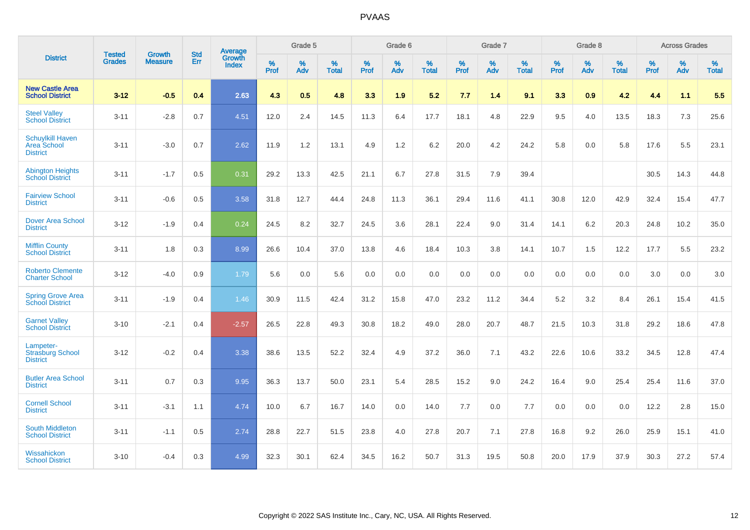# PVAAS

| District | Tested Grades | Growth Measure | Std Err | Average Growth Index | Grade 5 | | | Grade 6 | | | Grade 7 | | | Grade 8 | | | Across Grades | | |
|---|---|---|---|---|---|---|---|---|---|---|---|---|---|---|---|---|---|---|---|
| | | | | | % Prof | % Adv | % Total | % Prof | % Adv | % Total | % Prof | % Adv | % Total | % Prof | % Adv | % Total | % Prof | % Adv | % Total |
| **New Castle Area School District** | **3-12** | **-0.5** | **0.4** | **2.63** | **4.3** | **0.5** | **4.8** | **3.3** | **1.9** | **5.2** | **7.7** | **1.4** | **9.1** | **3.3** | **0.9** | **4.2** | **4.4** | **1.1** | **5.5** |
| Steel Valley School District | 3-11 | -2.8 | 0.7 | 4.51 | 12.0 | 2.4 | 14.5 | 11.3 | 6.4 | 17.7 | 18.1 | 4.8 | 22.9 | 9.5 | 4.0 | 13.5 | 18.3 | 7.3 | 25.6 |
| Schuylkill Haven Area School District | 3-11 | -3.0 | 0.7 | 2.62 | 11.9 | 1.2 | 13.1 | 4.9 | 1.2 | 6.2 | 20.0 | 4.2 | 24.2 | 5.8 | 0.0 | 5.8 | 17.6 | 5.5 | 23.1 |
| Abington Heights School District | 3-11 | -1.7 | 0.5 | 0.31 | 29.2 | 13.3 | 42.5 | 21.1 | 6.7 | 27.8 | 31.5 | 7.9 | 39.4 | | | | 30.5 | 14.3 | 44.8 |
| Fairview School District | 3-11 | -0.6 | 0.5 | 3.58 | 31.8 | 12.7 | 44.4 | 24.8 | 11.3 | 36.1 | 29.4 | 11.6 | 41.1 | 30.8 | 12.0 | 42.9 | 32.4 | 15.4 | 47.7 |
| Dover Area School District | 3-12 | -1.9 | 0.4 | 0.24 | 24.5 | 8.2 | 32.7 | 24.5 | 3.6 | 28.1 | 22.4 | 9.0 | 31.4 | 14.1 | 6.2 | 20.3 | 24.8 | 10.2 | 35.0 |
| Mifflin County School District | 3-11 | 1.8 | 0.3 | 8.99 | 26.6 | 10.4 | 37.0 | 13.8 | 4.6 | 18.4 | 10.3 | 3.8 | 14.1 | 10.7 | 1.5 | 12.2 | 17.7 | 5.5 | 23.2 |
| Roberto Clemente Charter School | 3-12 | -4.0 | 0.9 | 1.79 | 5.6 | 0.0 | 5.6 | 0.0 | 0.0 | 0.0 | 0.0 | 0.0 | 0.0 | 0.0 | 0.0 | 0.0 | 3.0 | 0.0 | 3.0 |
| Spring Grove Area School District | 3-11 | -1.9 | 0.4 | 1.46 | 30.9 | 11.5 | 42.4 | 31.2 | 15.8 | 47.0 | 23.2 | 11.2 | 34.4 | 5.2 | 3.2 | 8.4 | 26.1 | 15.4 | 41.5 |
| Garnet Valley School District | 3-10 | -2.1 | 0.4 | -2.57 | 26.5 | 22.8 | 49.3 | 30.8 | 18.2 | 49.0 | 28.0 | 20.7 | 48.7 | 21.5 | 10.3 | 31.8 | 29.2 | 18.6 | 47.8 |
| Lampeter-Strasburg School District | 3-12 | -0.2 | 0.4 | 3.38 | 38.6 | 13.5 | 52.2 | 32.4 | 4.9 | 37.2 | 36.0 | 7.1 | 43.2 | 22.6 | 10.6 | 33.2 | 34.5 | 12.8 | 47.4 |
| Butler Area School District | 3-11 | 0.7 | 0.3 | 9.95 | 36.3 | 13.7 | 50.0 | 23.1 | 5.4 | 28.5 | 15.2 | 9.0 | 24.2 | 16.4 | 9.0 | 25.4 | 25.4 | 11.6 | 37.0 |
| Cornell School District | 3-11 | -3.1 | 1.1 | 4.74 | 10.0 | 6.7 | 16.7 | 14.0 | 0.0 | 14.0 | 7.7 | 0.0 | 7.7 | 0.0 | 0.0 | 0.0 | 12.2 | 2.8 | 15.0 |
| South Middleton School District | 3-11 | -1.1 | 0.5 | 2.74 | 28.8 | 22.7 | 51.5 | 23.8 | 4.0 | 27.8 | 20.7 | 7.1 | 27.8 | 16.8 | 9.2 | 26.0 | 25.9 | 15.1 | 41.0 |
| Wissahickon School District | 3-10 | -0.4 | 0.3 | 4.99 | 32.3 | 30.1 | 62.4 | 34.5 | 16.2 | 50.7 | 31.3 | 19.5 | 50.8 | 20.0 | 17.9 | 37.9 | 30.3 | 27.2 | 57.4 |

Copyright © 2022 SAS Institute Inc., Cary, NC, USA. All Rights Reserved.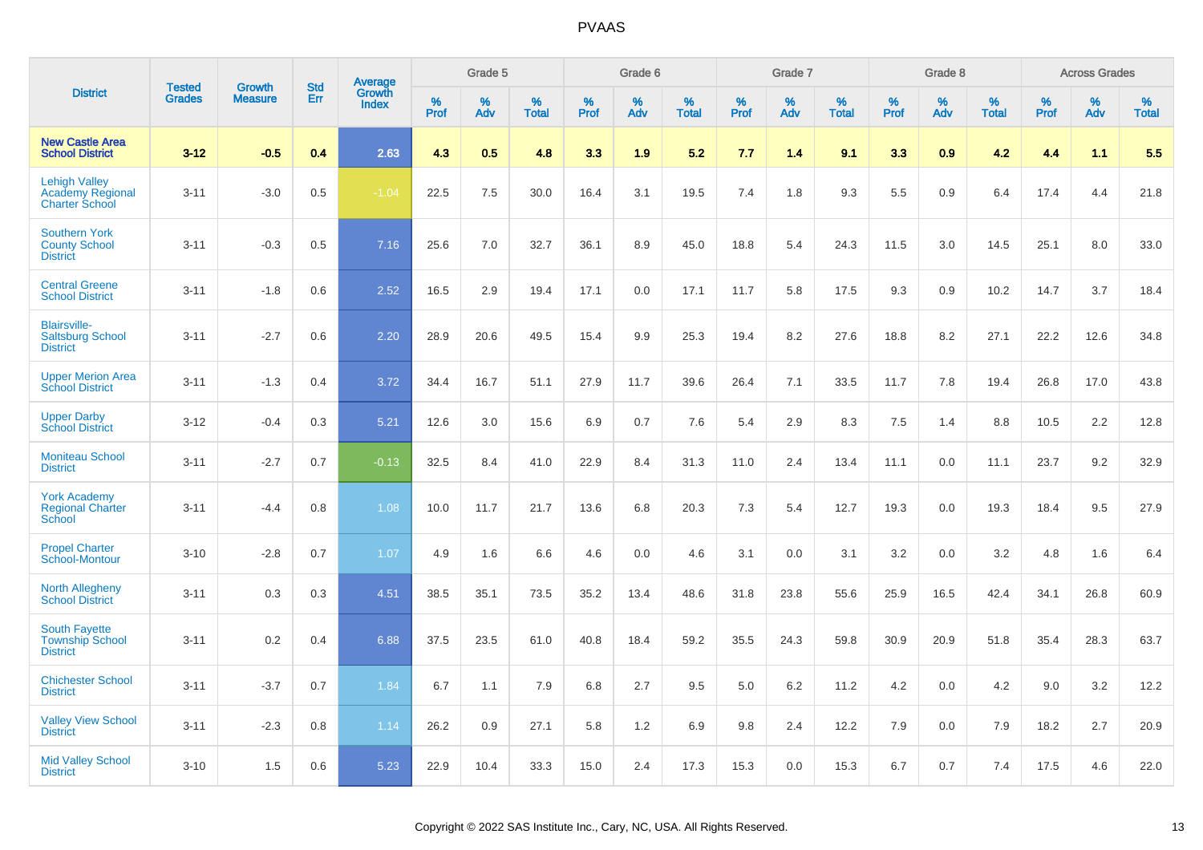# PVAAS

| District | Tested Grades | Growth Measure | Std Err | Average Growth Index | Grade 5 | | | Grade 6 | | | Grade 7 | | | Grade 8 | | | Across Grades | | |
|---|---|---|---|---|---|---|---|---|---|---|---|---|---|---|---|---|---|---|---|
| | | | | | % Prof | % Adv | % Total | % Prof | % Adv | % Total | % Prof | % Adv | % Total | % Prof | % Adv | % Total | % Prof | % Adv | % Total |
| **New Castle Area School District** | **3-12** | **-0.5** | **0.4** | **2.63** | **4.3** | **0.5** | **4.8** | **3.3** | **1.9** | **5.2** | **7.7** | **1.4** | **9.1** | **3.3** | **0.9** | **4.2** | **4.4** | **1.1** | **5.5** |
| Lehigh Valley Academy Regional Charter School | 3-11 | -3.0 | 0.5 | -1.04 | 22.5 | 7.5 | 30.0 | 16.4 | 3.1 | 19.5 | 7.4 | 1.8 | 9.3 | 5.5 | 0.9 | 6.4 | 17.4 | 4.4 | 21.8 |
| Southern York County School District | 3-11 | -0.3 | 0.5 | 7.16 | 25.6 | 7.0 | 32.7 | 36.1 | 8.9 | 45.0 | 18.8 | 5.4 | 24.3 | 11.5 | 3.0 | 14.5 | 25.1 | 8.0 | 33.0 |
| Central Greene School District | 3-11 | -1.8 | 0.6 | 2.52 | 16.5 | 2.9 | 19.4 | 17.1 | 0.0 | 17.1 | 11.7 | 5.8 | 17.5 | 9.3 | 0.9 | 10.2 | 14.7 | 3.7 | 18.4 |
| Blairsville-Saltsburg School District | 3-11 | -2.7 | 0.6 | 2.20 | 28.9 | 20.6 | 49.5 | 15.4 | 9.9 | 25.3 | 19.4 | 8.2 | 27.6 | 18.8 | 8.2 | 27.1 | 22.2 | 12.6 | 34.8 |
| Upper Merion Area School District | 3-11 | -1.3 | 0.4 | 3.72 | 34.4 | 16.7 | 51.1 | 27.9 | 11.7 | 39.6 | 26.4 | 7.1 | 33.5 | 11.7 | 7.8 | 19.4 | 26.8 | 17.0 | 43.8 |
| Upper Darby School District | 3-12 | -0.4 | 0.3 | 5.21 | 12.6 | 3.0 | 15.6 | 6.9 | 0.7 | 7.6 | 5.4 | 2.9 | 8.3 | 7.5 | 1.4 | 8.8 | 10.5 | 2.2 | 12.8 |
| Moniteau School District | 3-11 | -2.7 | 0.7 | -0.13 | 32.5 | 8.4 | 41.0 | 22.9 | 8.4 | 31.3 | 11.0 | 2.4 | 13.4 | 11.1 | 0.0 | 11.1 | 23.7 | 9.2 | 32.9 |
| York Academy Regional Charter School | 3-11 | -4.4 | 0.8 | 1.08 | 10.0 | 11.7 | 21.7 | 13.6 | 6.8 | 20.3 | 7.3 | 5.4 | 12.7 | 19.3 | 0.0 | 19.3 | 18.4 | 9.5 | 27.9 |
| Propel Charter School-Montour | 3-10 | -2.8 | 0.7 | 1.07 | 4.9 | 1.6 | 6.6 | 4.6 | 0.0 | 4.6 | 3.1 | 0.0 | 3.1 | 3.2 | 0.0 | 3.2 | 4.8 | 1.6 | 6.4 |
| North Allegheny School District | 3-11 | 0.3 | 0.3 | 4.51 | 38.5 | 35.1 | 73.5 | 35.2 | 13.4 | 48.6 | 31.8 | 23.8 | 55.6 | 25.9 | 16.5 | 42.4 | 34.1 | 26.8 | 60.9 |
| South Fayette Township School District | 3-11 | 0.2 | 0.4 | 6.88 | 37.5 | 23.5 | 61.0 | 40.8 | 18.4 | 59.2 | 35.5 | 24.3 | 59.8 | 30.9 | 20.9 | 51.8 | 35.4 | 28.3 | 63.7 |
| Chichester School District | 3-11 | -3.7 | 0.7 | 1.84 | 6.7 | 1.1 | 7.9 | 6.8 | 2.7 | 9.5 | 5.0 | 6.2 | 11.2 | 4.2 | 0.0 | 4.2 | 9.0 | 3.2 | 12.2 |
| Valley View School District | 3-11 | -2.3 | 0.8 | 1.14 | 26.2 | 0.9 | 27.1 | 5.8 | 1.2 | 6.9 | 9.8 | 2.4 | 12.2 | 7.9 | 0.0 | 7.9 | 18.2 | 2.7 | 20.9 |
| Mid Valley School District | 3-10 | 1.5 | 0.6 | 5.23 | 22.9 | 10.4 | 33.3 | 15.0 | 2.4 | 17.3 | 15.3 | 0.0 | 15.3 | 6.7 | 0.7 | 7.4 | 17.5 | 4.6 | 22.0 |

Copyright © 2022 SAS Institute Inc., Cary, NC, USA. All Rights Reserved.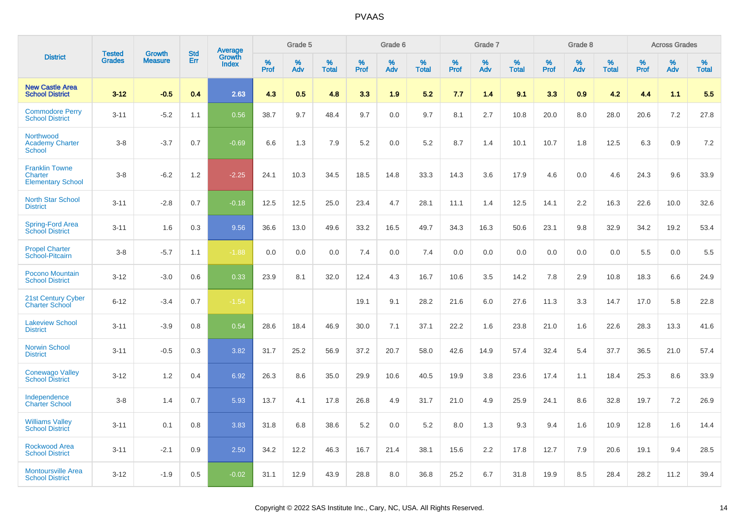# PVAAS

| District | Tested Grades | Growth Measure | Std Err | Average Growth Index | Grade 5 | | | Grade 6 | | | Grade 7 | | | Grade 8 | | | Across Grades | | |
|---|---|---|---|---|---|---|---|---|---|---|---|---|---|---|---|---|---|---|---|
| | | | | | % Prof | % Adv | % Total | % Prof | % Adv | % Total | % Prof | % Adv | % Total | % Prof | % Adv | % Total | % Prof | % Adv | % Total |
| **New Castle Area School District** | **3-12** | **-0.5** | **0.4** | **2.63** | **4.3** | **0.5** | **4.8** | **3.3** | **1.9** | **5.2** | **7.7** | **1.4** | **9.1** | **3.3** | **0.9** | **4.2** | **4.4** | **1.1** | **5.5** |
| Commodore Perry School District | 3-11 | -5.2 | 1.1 | 0.56 | 38.7 | 9.7 | 48.4 | 9.7 | 0.0 | 9.7 | 8.1 | 2.7 | 10.8 | 20.0 | 8.0 | 28.0 | 20.6 | 7.2 | 27.8 |
| Northwood Academy Charter School | 3-8 | -3.7 | 0.7 | -0.69 | 6.6 | 1.3 | 7.9 | 5.2 | 0.0 | 5.2 | 8.7 | 1.4 | 10.1 | 10.7 | 1.8 | 12.5 | 6.3 | 0.9 | 7.2 |
| Franklin Towne Charter Elementary School | 3-8 | -6.2 | 1.2 | -2.25 | 24.1 | 10.3 | 34.5 | 18.5 | 14.8 | 33.3 | 14.3 | 3.6 | 17.9 | 4.6 | 0.0 | 4.6 | 24.3 | 9.6 | 33.9 |
| North Star School District | 3-11 | -2.8 | 0.7 | -0.18 | 12.5 | 12.5 | 25.0 | 23.4 | 4.7 | 28.1 | 11.1 | 1.4 | 12.5 | 14.1 | 2.2 | 16.3 | 22.6 | 10.0 | 32.6 |
| Spring-Ford Area School District | 3-11 | 1.6 | 0.3 | 9.56 | 36.6 | 13.0 | 49.6 | 33.2 | 16.5 | 49.7 | 34.3 | 16.3 | 50.6 | 23.1 | 9.8 | 32.9 | 34.2 | 19.2 | 53.4 |
| Propel Charter School-Pitcairn | 3-8 | -5.7 | 1.1 | -1.88 | 0.0 | 0.0 | 0.0 | 7.4 | 0.0 | 7.4 | 0.0 | 0.0 | 0.0 | 0.0 | 0.0 | 0.0 | 5.5 | 0.0 | 5.5 |
| Pocono Mountain School District | 3-12 | -3.0 | 0.6 | 0.33 | 23.9 | 8.1 | 32.0 | 12.4 | 4.3 | 16.7 | 10.6 | 3.5 | 14.2 | 7.8 | 2.9 | 10.8 | 18.3 | 6.6 | 24.9 |
| 21st Century Cyber Charter School | 6-12 | -3.4 | 0.7 | -1.54 | | | | 19.1 | 9.1 | 28.2 | 21.6 | 6.0 | 27.6 | 11.3 | 3.3 | 14.7 | 17.0 | 5.8 | 22.8 |
| Lakeview School District | 3-11 | -3.9 | 0.8 | 0.54 | 28.6 | 18.4 | 46.9 | 30.0 | 7.1 | 37.1 | 22.2 | 1.6 | 23.8 | 21.0 | 1.6 | 22.6 | 28.3 | 13.3 | 41.6 |
| Norwin School District | 3-11 | -0.5 | 0.3 | 3.82 | 31.7 | 25.2 | 56.9 | 37.2 | 20.7 | 58.0 | 42.6 | 14.9 | 57.4 | 32.4 | 5.4 | 37.7 | 36.5 | 21.0 | 57.4 |
| Conewago Valley School District | 3-12 | 1.2 | 0.4 | 6.92 | 26.3 | 8.6 | 35.0 | 29.9 | 10.6 | 40.5 | 19.9 | 3.8 | 23.6 | 17.4 | 1.1 | 18.4 | 25.3 | 8.6 | 33.9 |
| Independence Charter School | 3-8 | 1.4 | 0.7 | 5.93 | 13.7 | 4.1 | 17.8 | 26.8 | 4.9 | 31.7 | 21.0 | 4.9 | 25.9 | 24.1 | 8.6 | 32.8 | 19.7 | 7.2 | 26.9 |
| Williams Valley School District | 3-11 | 0.1 | 0.8 | 3.83 | 31.8 | 6.8 | 38.6 | 5.2 | 0.0 | 5.2 | 8.0 | 1.3 | 9.3 | 9.4 | 1.6 | 10.9 | 12.8 | 1.6 | 14.4 |
| Rockwood Area School District | 3-11 | -2.1 | 0.9 | 2.50 | 34.2 | 12.2 | 46.3 | 16.7 | 21.4 | 38.1 | 15.6 | 2.2 | 17.8 | 12.7 | 7.9 | 20.6 | 19.1 | 9.4 | 28.5 |
| Montoursville Area School District | 3-12 | -1.9 | 0.5 | -0.02 | 31.1 | 12.9 | 43.9 | 28.8 | 8.0 | 36.8 | 25.2 | 6.7 | 31.8 | 19.9 | 8.5 | 28.4 | 28.2 | 11.2 | 39.4 |

Copyright © 2022 SAS Institute Inc., Cary, NC, USA. All Rights Reserved.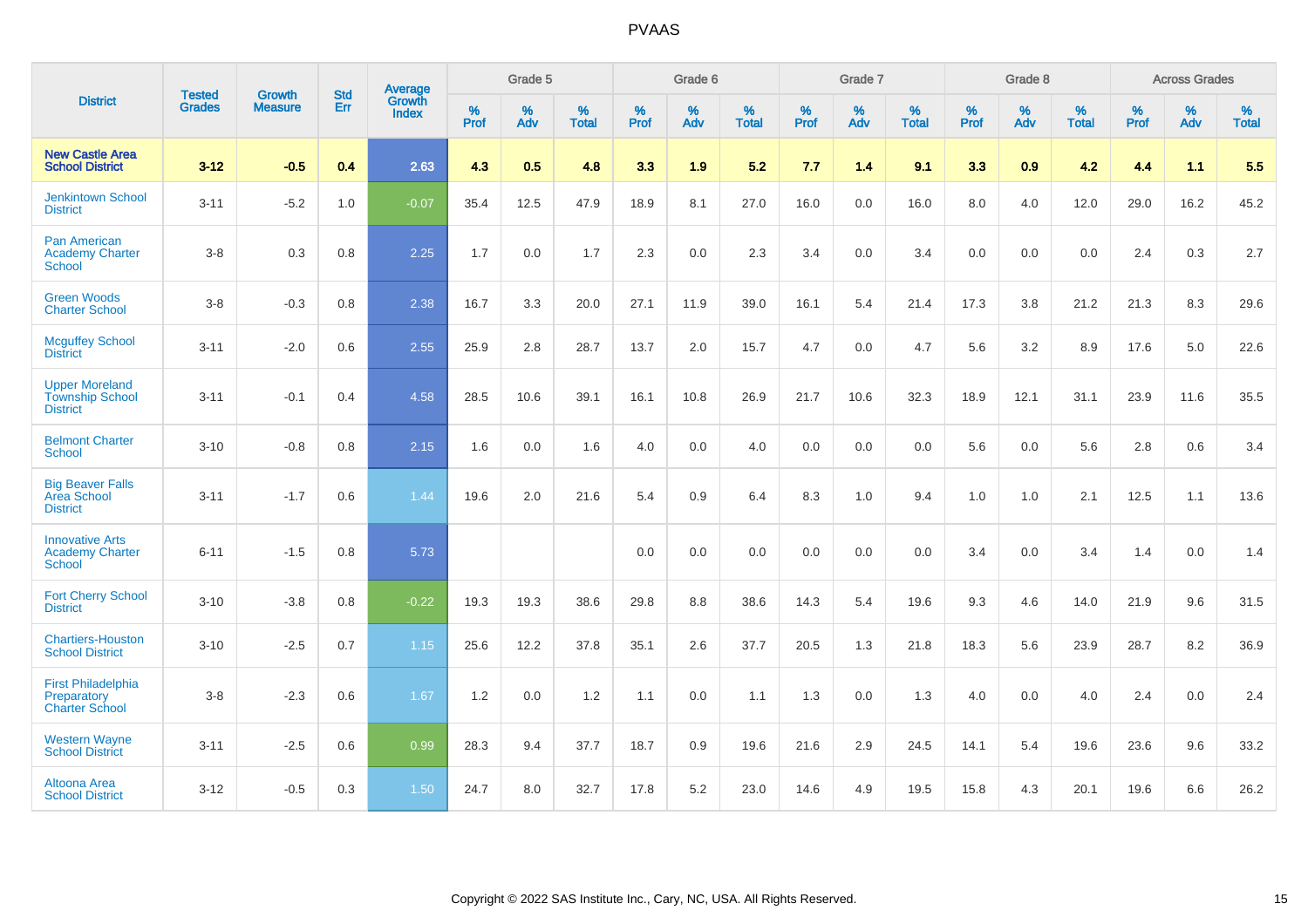| District | Tested Grades | Growth Measure | Std Err | Average Growth Index | Grade 5 | | | Grade 6 | | | Grade 7 | | | Grade 8 | | | Across Grades | | |
|---|---|---|---|---|---|---|---|---|---|---|---|---|---|---|---|---|---|---|---|
| | | | | | % Prof | % Adv | % Total | % Prof | % Adv | % Total | % Prof | % Adv | % Total | % Prof | % Adv | % Total | % Prof | % Adv | % Total |
| **New Castle Area School District** | **3-12** | **-0.5** | **0.4** | **2.63** | **4.3** | **0.5** | **4.8** | **3.3** | **1.9** | **5.2** | **7.7** | **1.4** | **9.1** | **3.3** | **0.9** | **4.2** | **4.4** | **1.1** | **5.5** |
| Jenkintown School District | 3-11 | -5.2 | 1.0 | -0.07 | 35.4 | 12.5 | 47.9 | 18.9 | 8.1 | 27.0 | 16.0 | 0.0 | 16.0 | 8.0 | 4.0 | 12.0 | 29.0 | 16.2 | 45.2 |
| Pan American Academy Charter School | 3-8 | 0.3 | 0.8 | 2.25 | 1.7 | 0.0 | 1.7 | 2.3 | 0.0 | 2.3 | 3.4 | 0.0 | 3.4 | 0.0 | 0.0 | 0.0 | 2.4 | 0.3 | 2.7 |
| Green Woods Charter School | 3-8 | -0.3 | 0.8 | 2.38 | 16.7 | 3.3 | 20.0 | 27.1 | 11.9 | 39.0 | 16.1 | 5.4 | 21.4 | 17.3 | 3.8 | 21.2 | 21.3 | 8.3 | 29.6 |
| Mcguffey School District | 3-11 | -2.0 | 0.6 | 2.55 | 25.9 | 2.8 | 28.7 | 13.7 | 2.0 | 15.7 | 4.7 | 0.0 | 4.7 | 5.6 | 3.2 | 8.9 | 17.6 | 5.0 | 22.6 |
| Upper Moreland Township School District | 3-11 | -0.1 | 0.4 | 4.58 | 28.5 | 10.6 | 39.1 | 16.1 | 10.8 | 26.9 | 21.7 | 10.6 | 32.3 | 18.9 | 12.1 | 31.1 | 23.9 | 11.6 | 35.5 |
| Belmont Charter School | 3-10 | -0.8 | 0.8 | 2.15 | 1.6 | 0.0 | 1.6 | 4.0 | 0.0 | 4.0 | 0.0 | 0.0 | 0.0 | 5.6 | 0.0 | 5.6 | 2.8 | 0.6 | 3.4 |
| Big Beaver Falls Area School District | 3-11 | -1.7 | 0.6 | 1.44 | 19.6 | 2.0 | 21.6 | 5.4 | 0.9 | 6.4 | 8.3 | 1.0 | 9.4 | 1.0 | 1.0 | 2.1 | 12.5 | 1.1 | 13.6 |
| Innovative Arts Academy Charter School | 6-11 | -1.5 | 0.8 | 5.73 | | | | 0.0 | 0.0 | 0.0 | 0.0 | 0.0 | 0.0 | 3.4 | 0.0 | 3.4 | 1.4 | 0.0 | 1.4 |
| Fort Cherry School District | 3-10 | -3.8 | 0.8 | -0.22 | 19.3 | 19.3 | 38.6 | 29.8 | 8.8 | 38.6 | 14.3 | 5.4 | 19.6 | 9.3 | 4.6 | 14.0 | 21.9 | 9.6 | 31.5 |
| Chartiers-Houston School District | 3-10 | -2.5 | 0.7 | 1.15 | 25.6 | 12.2 | 37.8 | 35.1 | 2.6 | 37.7 | 20.5 | 1.3 | 21.8 | 18.3 | 5.6 | 23.9 | 28.7 | 8.2 | 36.9 |
| First Philadelphia Preparatory Charter School | 3-8 | -2.3 | 0.6 | 1.67 | 1.2 | 0.0 | 1.2 | 1.1 | 0.0 | 1.1 | 1.3 | 0.0 | 1.3 | 4.0 | 0.0 | 4.0 | 2.4 | 0.0 | 2.4 |
| Western Wayne School District | 3-11 | -2.5 | 0.6 | 0.99 | 28.3 | 9.4 | 37.7 | 18.7 | 0.9 | 19.6 | 21.6 | 2.9 | 24.5 | 14.1 | 5.4 | 19.6 | 23.6 | 9.6 | 33.2 |
| Altoona Area School District | 3-12 | -0.5 | 0.3 | 1.50 | 24.7 | 8.0 | 32.7 | 17.8 | 5.2 | 23.0 | 14.6 | 4.9 | 19.5 | 15.8 | 4.3 | 20.1 | 19.6 | 6.6 | 26.2 |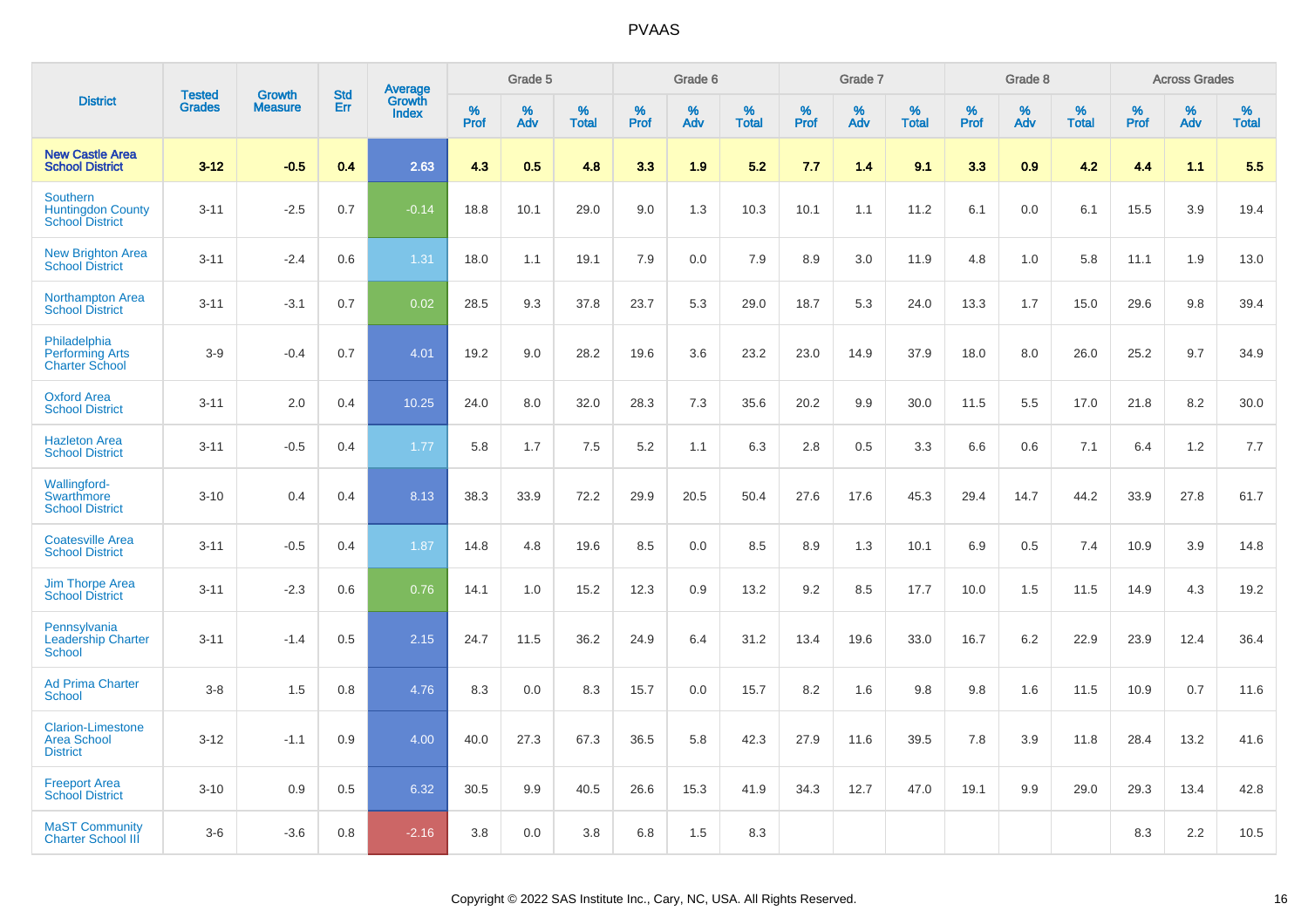# PVAAS

| District | Tested Grades | Growth Measure | Std Err | Average Growth Index | Grade 5 | | | Grade 6 | | | Grade 7 | | | Grade 8 | | | Across Grades | | |
|---|---|---|---|---|---|---|---|---|---|---|---|---|---|---|---|---|---|---|---|
| | | | | | % Prof | % Adv | % Total | % Prof | % Adv | % Total | % Prof | % Adv | % Total | % Prof | % Adv | % Total | % Prof | % Adv | % Total |
| **New Castle Area School District** | **3-12** | **-0.5** | **0.4** | **2.63** | **4.3** | **0.5** | **4.8** | **3.3** | **1.9** | **5.2** | **7.7** | **1.4** | **9.1** | **3.3** | **0.9** | **4.2** | **4.4** | **1.1** | **5.5** |
| Southern Huntingdon County School District | 3-11 | -2.5 | 0.7 | -0.14 | 18.8 | 10.1 | 29.0 | 9.0 | 1.3 | 10.3 | 10.1 | 1.1 | 11.2 | 6.1 | 0.0 | 6.1 | 15.5 | 3.9 | 19.4 |
| New Brighton Area School District | 3-11 | -2.4 | 0.6 | 1.31 | 18.0 | 1.1 | 19.1 | 7.9 | 0.0 | 7.9 | 8.9 | 3.0 | 11.9 | 4.8 | 1.0 | 5.8 | 11.1 | 1.9 | 13.0 |
| Northampton Area School District | 3-11 | -3.1 | 0.7 | 0.02 | 28.5 | 9.3 | 37.8 | 23.7 | 5.3 | 29.0 | 18.7 | 5.3 | 24.0 | 13.3 | 1.7 | 15.0 | 29.6 | 9.8 | 39.4 |
| Philadelphia Performing Arts Charter School | 3-9 | -0.4 | 0.7 | 4.01 | 19.2 | 9.0 | 28.2 | 19.6 | 3.6 | 23.2 | 23.0 | 14.9 | 37.9 | 18.0 | 8.0 | 26.0 | 25.2 | 9.7 | 34.9 |
| Oxford Area School District | 3-11 | 2.0 | 0.4 | 10.25 | 24.0 | 8.0 | 32.0 | 28.3 | 7.3 | 35.6 | 20.2 | 9.9 | 30.0 | 11.5 | 5.5 | 17.0 | 21.8 | 8.2 | 30.0 |
| Hazleton Area School District | 3-11 | -0.5 | 0.4 | 1.77 | 5.8 | 1.7 | 7.5 | 5.2 | 1.1 | 6.3 | 2.8 | 0.5 | 3.3 | 6.6 | 0.6 | 7.1 | 6.4 | 1.2 | 7.7 |
| Wallingford-Swarthmore School District | 3-10 | 0.4 | 0.4 | 8.13 | 38.3 | 33.9 | 72.2 | 29.9 | 20.5 | 50.4 | 27.6 | 17.6 | 45.3 | 29.4 | 14.7 | 44.2 | 33.9 | 27.8 | 61.7 |
| Coatesville Area School District | 3-11 | -0.5 | 0.4 | 1.87 | 14.8 | 4.8 | 19.6 | 8.5 | 0.0 | 8.5 | 8.9 | 1.3 | 10.1 | 6.9 | 0.5 | 7.4 | 10.9 | 3.9 | 14.8 |
| Jim Thorpe Area School District | 3-11 | -2.3 | 0.6 | 0.76 | 14.1 | 1.0 | 15.2 | 12.3 | 0.9 | 13.2 | 9.2 | 8.5 | 17.7 | 10.0 | 1.5 | 11.5 | 14.9 | 4.3 | 19.2 |
| Pennsylvania Leadership Charter School | 3-11 | -1.4 | 0.5 | 2.15 | 24.7 | 11.5 | 36.2 | 24.9 | 6.4 | 31.2 | 13.4 | 19.6 | 33.0 | 16.7 | 6.2 | 22.9 | 23.9 | 12.4 | 36.4 |
| Ad Prima Charter School | 3-8 | 1.5 | 0.8 | 4.76 | 8.3 | 0.0 | 8.3 | 15.7 | 0.0 | 15.7 | 8.2 | 1.6 | 9.8 | 9.8 | 1.6 | 11.5 | 10.9 | 0.7 | 11.6 |
| Clarion-Limestone Area School District | 3-12 | -1.1 | 0.9 | 4.00 | 40.0 | 27.3 | 67.3 | 36.5 | 5.8 | 42.3 | 27.9 | 11.6 | 39.5 | 7.8 | 3.9 | 11.8 | 28.4 | 13.2 | 41.6 |
| Freeport Area School District | 3-10 | 0.9 | 0.5 | 6.32 | 30.5 | 9.9 | 40.5 | 26.6 | 15.3 | 41.9 | 34.3 | 12.7 | 47.0 | 19.1 | 9.9 | 29.0 | 29.3 | 13.4 | 42.8 |
| MaST Community Charter School III | 3-6 | -3.6 | 0.8 | -2.16 | 3.8 | 0.0 | 3.8 | 6.8 | 1.5 | 8.3 | | | | | | | 8.3 | 2.2 | 10.5 |

Copyright © 2022 SAS Institute Inc., Cary, NC, USA. All Rights Reserved.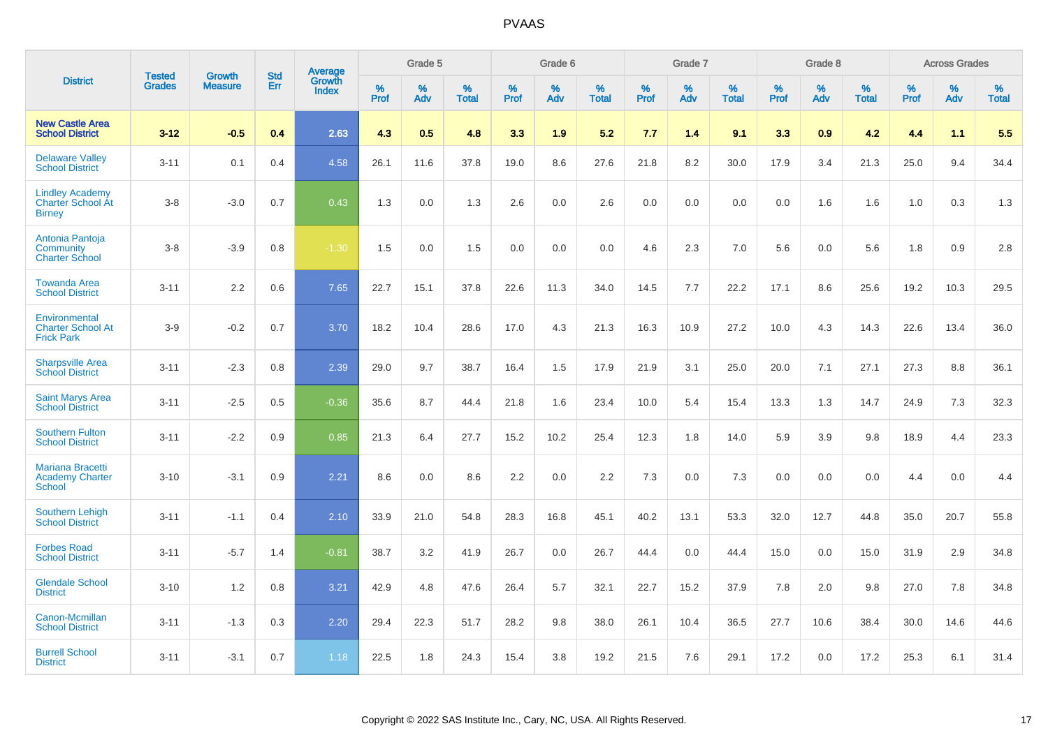# PVAAS

| District | Tested Grades | Growth Measure | Std Err | Average Growth Index | Grade 5 | | | Grade 6 | | | Grade 7 | | | Grade 8 | | | Across Grades | | |
|---|---|---|---|---|---|---|---|---|---|---|---|---|---|---|---|---|---|---|---|
| | | | | | % Prof | % Adv | % Total | % Prof | % Adv | % Total | % Prof | % Adv | % Total | % Prof | % Adv | % Total | % Prof | % Adv | % Total |
| **New Castle Area School District** | **3-12** | **-0.5** | **0.4** | **2.63** | **4.3** | **0.5** | **4.8** | **3.3** | **1.9** | **5.2** | **7.7** | **1.4** | **9.1** | **3.3** | **0.9** | **4.2** | **4.4** | **1.1** | **5.5** |
| Delaware Valley School District | 3-11 | 0.1 | 0.4 | 4.58 | 26.1 | 11.6 | 37.8 | 19.0 | 8.6 | 27.6 | 21.8 | 8.2 | 30.0 | 17.9 | 3.4 | 21.3 | 25.0 | 9.4 | 34.4 |
| Lindley Academy Charter School At Birney | 3-8 | -3.0 | 0.7 | 0.43 | 1.3 | 0.0 | 1.3 | 2.6 | 0.0 | 2.6 | 0.0 | 0.0 | 0.0 | 0.0 | 1.6 | 1.6 | 1.0 | 0.3 | 1.3 |
| Antonia Pantoja Community Charter School | 3-8 | -3.9 | 0.8 | -1.30 | 1.5 | 0.0 | 1.5 | 0.0 | 0.0 | 0.0 | 4.6 | 2.3 | 7.0 | 5.6 | 0.0 | 5.6 | 1.8 | 0.9 | 2.8 |
| Towanda Area School District | 3-11 | 2.2 | 0.6 | 7.65 | 22.7 | 15.1 | 37.8 | 22.6 | 11.3 | 34.0 | 14.5 | 7.7 | 22.2 | 17.1 | 8.6 | 25.6 | 19.2 | 10.3 | 29.5 |
| Environmental Charter School At Frick Park | 3-9 | -0.2 | 0.7 | 3.70 | 18.2 | 10.4 | 28.6 | 17.0 | 4.3 | 21.3 | 16.3 | 10.9 | 27.2 | 10.0 | 4.3 | 14.3 | 22.6 | 13.4 | 36.0 |
| Sharpsville Area School District | 3-11 | -2.3 | 0.8 | 2.39 | 29.0 | 9.7 | 38.7 | 16.4 | 1.5 | 17.9 | 21.9 | 3.1 | 25.0 | 20.0 | 7.1 | 27.1 | 27.3 | 8.8 | 36.1 |
| Saint Marys Area School District | 3-11 | -2.5 | 0.5 | -0.36 | 35.6 | 8.7 | 44.4 | 21.8 | 1.6 | 23.4 | 10.0 | 5.4 | 15.4 | 13.3 | 1.3 | 14.7 | 24.9 | 7.3 | 32.3 |
| Southern Fulton School District | 3-11 | -2.2 | 0.9 | 0.85 | 21.3 | 6.4 | 27.7 | 15.2 | 10.2 | 25.4 | 12.3 | 1.8 | 14.0 | 5.9 | 3.9 | 9.8 | 18.9 | 4.4 | 23.3 |
| Mariana Bracetti Academy Charter School | 3-10 | -3.1 | 0.9 | 2.21 | 8.6 | 0.0 | 8.6 | 2.2 | 0.0 | 2.2 | 7.3 | 0.0 | 7.3 | 0.0 | 0.0 | 0.0 | 4.4 | 0.0 | 4.4 |
| Southern Lehigh School District | 3-11 | -1.1 | 0.4 | 2.10 | 33.9 | 21.0 | 54.8 | 28.3 | 16.8 | 45.1 | 40.2 | 13.1 | 53.3 | 32.0 | 12.7 | 44.8 | 35.0 | 20.7 | 55.8 |
| Forbes Road School District | 3-11 | -5.7 | 1.4 | -0.81 | 38.7 | 3.2 | 41.9 | 26.7 | 0.0 | 26.7 | 44.4 | 0.0 | 44.4 | 15.0 | 0.0 | 15.0 | 31.9 | 2.9 | 34.8 |
| Glendale School District | 3-10 | 1.2 | 0.8 | 3.21 | 42.9 | 4.8 | 47.6 | 26.4 | 5.7 | 32.1 | 22.7 | 15.2 | 37.9 | 7.8 | 2.0 | 9.8 | 27.0 | 7.8 | 34.8 |
| Canon-Mcmillan School District | 3-11 | -1.3 | 0.3 | 2.20 | 29.4 | 22.3 | 51.7 | 28.2 | 9.8 | 38.0 | 26.1 | 10.4 | 36.5 | 27.7 | 10.6 | 38.4 | 30.0 | 14.6 | 44.6 |
| Burrell School District | 3-11 | -3.1 | 0.7 | 1.18 | 22.5 | 1.8 | 24.3 | 15.4 | 3.8 | 19.2 | 21.5 | 7.6 | 29.1 | 17.2 | 0.0 | 17.2 | 25.3 | 6.1 | 31.4 |

Copyright © 2022 SAS Institute Inc., Cary, NC, USA. All Rights Reserved.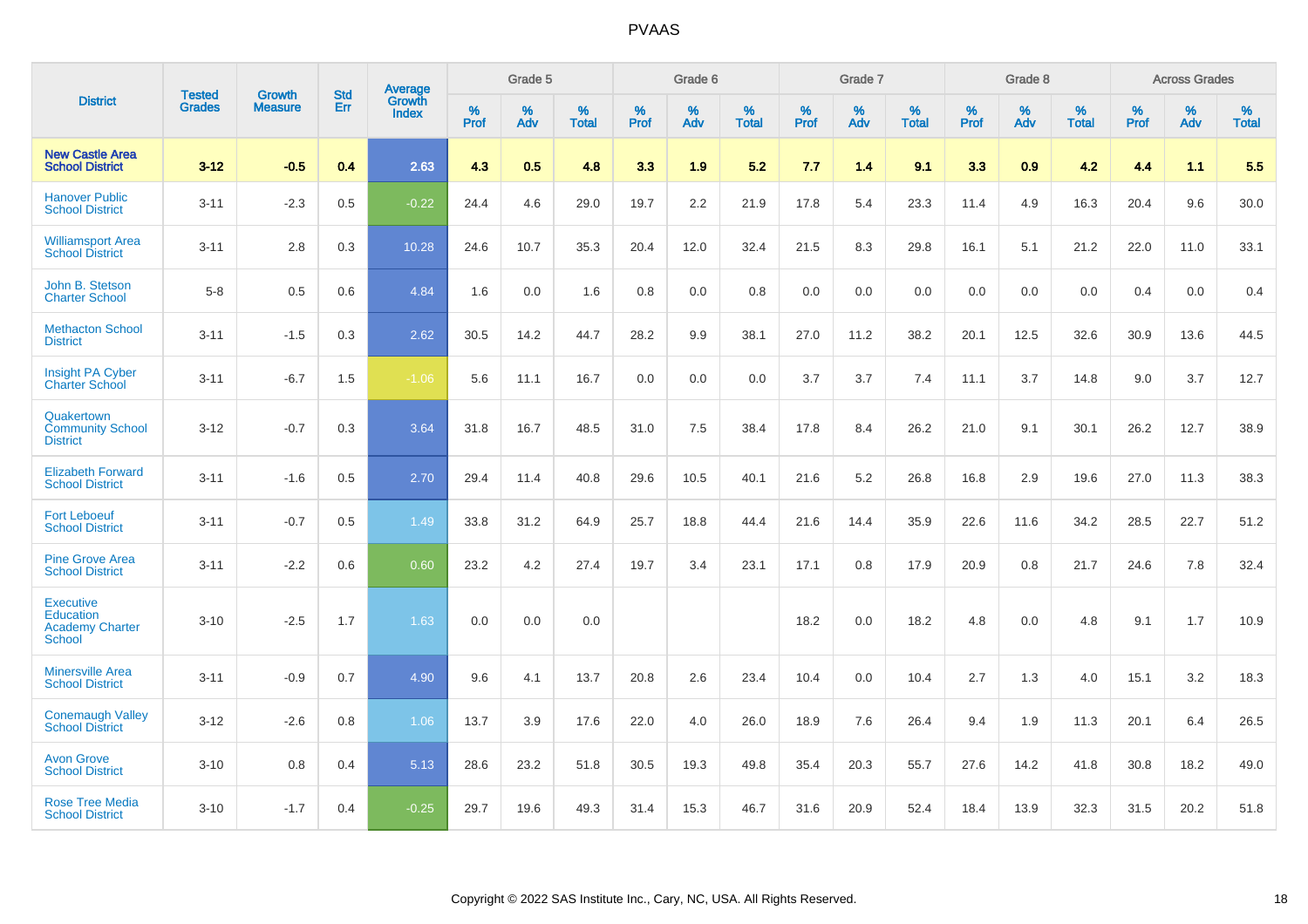| District | Tested Grades | Growth Measure | Std Err | Average Growth Index | Grade 5 | | | Grade 6 | | | Grade 7 | | | Grade 8 | | | Across Grades | | |
|---|---|---|---|---|---|---|---|---|---|---|---|---|---|---|---|---|---|---|---|
| | | | | | % Prof | % Adv | % Total | % Prof | % Adv | % Total | % Prof | % Adv | % Total | % Prof | % Adv | % Total | % Prof | % Adv | % Total |
| **New Castle Area School District** | **3-12** | **-0.5** | **0.4** | **2.63** | **4.3** | **0.5** | **4.8** | **3.3** | **1.9** | **5.2** | **7.7** | **1.4** | **9.1** | **3.3** | **0.9** | **4.2** | **4.4** | **1.1** | **5.5** |
| Hanover Public School District | 3-11 | -2.3 | 0.5 | -0.22 | 24.4 | 4.6 | 29.0 | 19.7 | 2.2 | 21.9 | 17.8 | 5.4 | 23.3 | 11.4 | 4.9 | 16.3 | 20.4 | 9.6 | 30.0 |
| Williamsport Area School District | 3-11 | 2.8 | 0.3 | 10.28 | 24.6 | 10.7 | 35.3 | 20.4 | 12.0 | 32.4 | 21.5 | 8.3 | 29.8 | 16.1 | 5.1 | 21.2 | 22.0 | 11.0 | 33.1 |
| John B. Stetson Charter School | 5-8 | 0.5 | 0.6 | 4.84 | 1.6 | 0.0 | 1.6 | 0.8 | 0.0 | 0.8 | 0.0 | 0.0 | 0.0 | 0.0 | 0.0 | 0.0 | 0.4 | 0.0 | 0.4 |
| Methacton School District | 3-11 | -1.5 | 0.3 | 2.62 | 30.5 | 14.2 | 44.7 | 28.2 | 9.9 | 38.1 | 27.0 | 11.2 | 38.2 | 20.1 | 12.5 | 32.6 | 30.9 | 13.6 | 44.5 |
| Insight PA Cyber Charter School | 3-11 | -6.7 | 1.5 | -1.06 | 5.6 | 11.1 | 16.7 | 0.0 | 0.0 | 0.0 | 3.7 | 3.7 | 7.4 | 11.1 | 3.7 | 14.8 | 9.0 | 3.7 | 12.7 |
| Quakertown Community School District | 3-12 | -0.7 | 0.3 | 3.64 | 31.8 | 16.7 | 48.5 | 31.0 | 7.5 | 38.4 | 17.8 | 8.4 | 26.2 | 21.0 | 9.1 | 30.1 | 26.2 | 12.7 | 38.9 |
| Elizabeth Forward School District | 3-11 | -1.6 | 0.5 | 2.70 | 29.4 | 11.4 | 40.8 | 29.6 | 10.5 | 40.1 | 21.6 | 5.2 | 26.8 | 16.8 | 2.9 | 19.6 | 27.0 | 11.3 | 38.3 |
| Fort Leboeuf School District | 3-11 | -0.7 | 0.5 | 1.49 | 33.8 | 31.2 | 64.9 | 25.7 | 18.8 | 44.4 | 21.6 | 14.4 | 35.9 | 22.6 | 11.6 | 34.2 | 28.5 | 22.7 | 51.2 |
| Pine Grove Area School District | 3-11 | -2.2 | 0.6 | 0.60 | 23.2 | 4.2 | 27.4 | 19.7 | 3.4 | 23.1 | 17.1 | 0.8 | 17.9 | 20.9 | 0.8 | 21.7 | 24.6 | 7.8 | 32.4 |
| Executive Education Academy Charter School | 3-10 | -2.5 | 1.7 | 1.63 | 0.0 | 0.0 | 0.0 | | | | 18.2 | 0.0 | 18.2 | 4.8 | 0.0 | 4.8 | 9.1 | 1.7 | 10.9 |
| Minersville Area School District | 3-11 | -0.9 | 0.7 | 4.90 | 9.6 | 4.1 | 13.7 | 20.8 | 2.6 | 23.4 | 10.4 | 0.0 | 10.4 | 2.7 | 1.3 | 4.0 | 15.1 | 3.2 | 18.3 |
| Conemaugh Valley School District | 3-12 | -2.6 | 0.8 | 1.06 | 13.7 | 3.9 | 17.6 | 22.0 | 4.0 | 26.0 | 18.9 | 7.6 | 26.4 | 9.4 | 1.9 | 11.3 | 20.1 | 6.4 | 26.5 |
| Avon Grove School District | 3-10 | 0.8 | 0.4 | 5.13 | 28.6 | 23.2 | 51.8 | 30.5 | 19.3 | 49.8 | 35.4 | 20.3 | 55.7 | 27.6 | 14.2 | 41.8 | 30.8 | 18.2 | 49.0 |
| Rose Tree Media School District | 3-10 | -1.7 | 0.4 | -0.25 | 29.7 | 19.6 | 49.3 | 31.4 | 15.3 | 46.7 | 31.6 | 20.9 | 52.4 | 18.4 | 13.9 | 32.3 | 31.5 | 20.2 | 51.8 |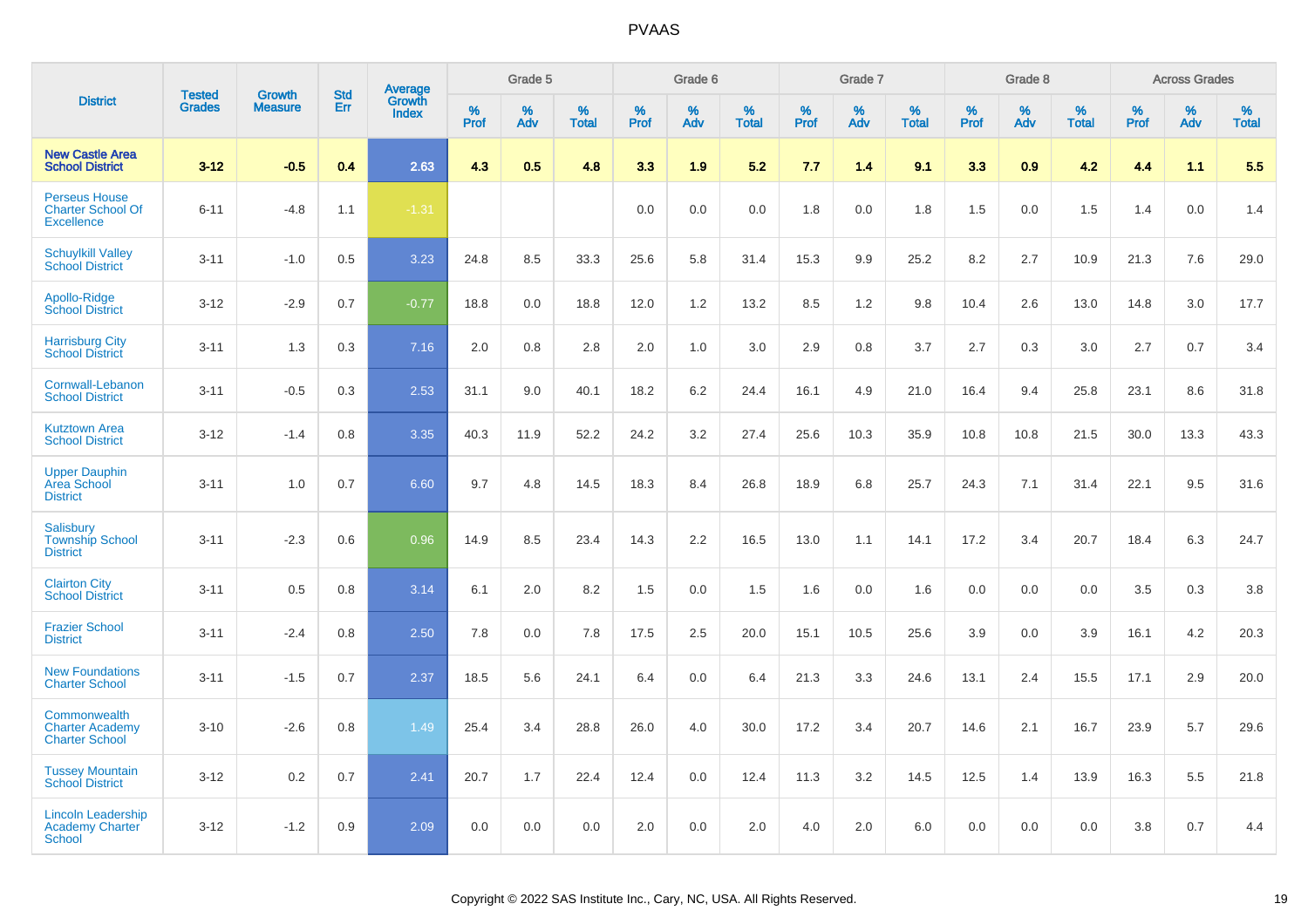# PVAAS

| District | Tested Grades | Growth Measure | Std Err | Average Growth Index | Grade 5 | | | Grade 6 | | | Grade 7 | | | Grade 8 | | | Across Grades | | |
|---|---|---|---|---|---|---|---|---|---|---|---|---|---|---|---|---|---|---|---|
| | | | | | % Prof | % Adv | % Total | % Prof | % Adv | % Total | % Prof | % Adv | % Total | % Prof | % Adv | % Total | % Prof | % Adv | % Total |
| **New Castle Area School District** | **3-12** | **-0.5** | **0.4** | **2.63** | **4.3** | **0.5** | **4.8** | **3.3** | **1.9** | **5.2** | **7.7** | **1.4** | **9.1** | **3.3** | **0.9** | **4.2** | **4.4** | **1.1** | **5.5** |
| Perseus House Charter School Of Excellence | 6-11 | -4.8 | 1.1 | -1.31 | | | | 0.0 | 0.0 | 0.0 | 1.8 | 0.0 | 1.8 | 1.5 | 0.0 | 1.5 | 1.4 | 0.0 | 1.4 |
| Schuylkill Valley School District | 3-11 | -1.0 | 0.5 | 3.23 | 24.8 | 8.5 | 33.3 | 25.6 | 5.8 | 31.4 | 15.3 | 9.9 | 25.2 | 8.2 | 2.7 | 10.9 | 21.3 | 7.6 | 29.0 |
| Apollo-Ridge School District | 3-12 | -2.9 | 0.7 | -0.77 | 18.8 | 0.0 | 18.8 | 12.0 | 1.2 | 13.2 | 8.5 | 1.2 | 9.8 | 10.4 | 2.6 | 13.0 | 14.8 | 3.0 | 17.7 |
| Harrisburg City School District | 3-11 | 1.3 | 0.3 | 7.16 | 2.0 | 0.8 | 2.8 | 2.0 | 1.0 | 3.0 | 2.9 | 0.8 | 3.7 | 2.7 | 0.3 | 3.0 | 2.7 | 0.7 | 3.4 |
| Cornwall-Lebanon School District | 3-11 | -0.5 | 0.3 | 2.53 | 31.1 | 9.0 | 40.1 | 18.2 | 6.2 | 24.4 | 16.1 | 4.9 | 21.0 | 16.4 | 9.4 | 25.8 | 23.1 | 8.6 | 31.8 |
| Kutztown Area School District | 3-12 | -1.4 | 0.8 | 3.35 | 40.3 | 11.9 | 52.2 | 24.2 | 3.2 | 27.4 | 25.6 | 10.3 | 35.9 | 10.8 | 10.8 | 21.5 | 30.0 | 13.3 | 43.3 |
| Upper Dauphin Area School District | 3-11 | 1.0 | 0.7 | 6.60 | 9.7 | 4.8 | 14.5 | 18.3 | 8.4 | 26.8 | 18.9 | 6.8 | 25.7 | 24.3 | 7.1 | 31.4 | 22.1 | 9.5 | 31.6 |
| Salisbury Township School District | 3-11 | -2.3 | 0.6 | 0.96 | 14.9 | 8.5 | 23.4 | 14.3 | 2.2 | 16.5 | 13.0 | 1.1 | 14.1 | 17.2 | 3.4 | 20.7 | 18.4 | 6.3 | 24.7 |
| Clairton City School District | 3-11 | 0.5 | 0.8 | 3.14 | 6.1 | 2.0 | 8.2 | 1.5 | 0.0 | 1.5 | 1.6 | 0.0 | 1.6 | 0.0 | 0.0 | 0.0 | 3.5 | 0.3 | 3.8 |
| Frazier School District | 3-11 | -2.4 | 0.8 | 2.50 | 7.8 | 0.0 | 7.8 | 17.5 | 2.5 | 20.0 | 15.1 | 10.5 | 25.6 | 3.9 | 0.0 | 3.9 | 16.1 | 4.2 | 20.3 |
| New Foundations Charter School | 3-11 | -1.5 | 0.7 | 2.37 | 18.5 | 5.6 | 24.1 | 6.4 | 0.0 | 6.4 | 21.3 | 3.3 | 24.6 | 13.1 | 2.4 | 15.5 | 17.1 | 2.9 | 20.0 |
| Commonwealth Charter Academy Charter School | 3-10 | -2.6 | 0.8 | 1.49 | 25.4 | 3.4 | 28.8 | 26.0 | 4.0 | 30.0 | 17.2 | 3.4 | 20.7 | 14.6 | 2.1 | 16.7 | 23.9 | 5.7 | 29.6 |
| Tussey Mountain School District | 3-12 | 0.2 | 0.7 | 2.41 | 20.7 | 1.7 | 22.4 | 12.4 | 0.0 | 12.4 | 11.3 | 3.2 | 14.5 | 12.5 | 1.4 | 13.9 | 16.3 | 5.5 | 21.8 |
| Lincoln Leadership Academy Charter School | 3-12 | -1.2 | 0.9 | 2.09 | 0.0 | 0.0 | 0.0 | 2.0 | 0.0 | 2.0 | 4.0 | 2.0 | 6.0 | 0.0 | 0.0 | 0.0 | 3.8 | 0.7 | 4.4 |

Copyright © 2022 SAS Institute Inc., Cary, NC, USA. All Rights Reserved.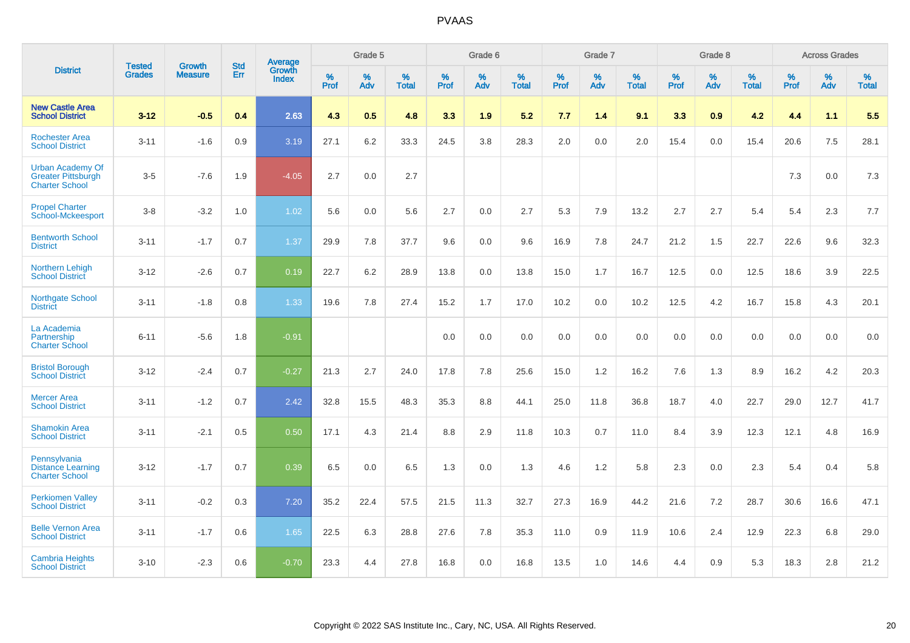# PVAAS

| District | Tested Grades | Growth Measure | Std Err | Average Growth Index | Grade 5 | | | Grade 6 | | | Grade 7 | | | Grade 8 | | | Across Grades | | |
|---|---|---|---|---|---|---|---|---|---|---|---|---|---|---|---|---|---|---|---|
| | | | | | % Prof | % Adv | % Total | % Prof | % Adv | % Total | % Prof | % Adv | % Total | % Prof | % Adv | % Total | % Prof | % Adv | % Total |
| **New Castle Area School District** | **3-12** | **-0.5** | **0.4** | **2.63** | **4.3** | **0.5** | **4.8** | **3.3** | **1.9** | **5.2** | **7.7** | **1.4** | **9.1** | **3.3** | **0.9** | **4.2** | **4.4** | **1.1** | **5.5** |
| Rochester Area School District | 3-11 | -1.6 | 0.9 | 3.19 | 27.1 | 6.2 | 33.3 | 24.5 | 3.8 | 28.3 | 2.0 | 0.0 | 2.0 | 15.4 | 0.0 | 15.4 | 20.6 | 7.5 | 28.1 |
| Urban Academy Of Greater Pittsburgh Charter School | 3-5 | -7.6 | 1.9 | -4.05 | 2.7 | 0.0 | 2.7 | | | | | | | | | | 7.3 | 0.0 | 7.3 |
| Propel Charter School-Mckeesport | 3-8 | -3.2 | 1.0 | 1.02 | 5.6 | 0.0 | 5.6 | 2.7 | 0.0 | 2.7 | 5.3 | 7.9 | 13.2 | 2.7 | 2.7 | 5.4 | 5.4 | 2.3 | 7.7 |
| Bentworth School District | 3-11 | -1.7 | 0.7 | 1.37 | 29.9 | 7.8 | 37.7 | 9.6 | 0.0 | 9.6 | 16.9 | 7.8 | 24.7 | 21.2 | 1.5 | 22.7 | 22.6 | 9.6 | 32.3 |
| Northern Lehigh School District | 3-12 | -2.6 | 0.7 | 0.19 | 22.7 | 6.2 | 28.9 | 13.8 | 0.0 | 13.8 | 15.0 | 1.7 | 16.7 | 12.5 | 0.0 | 12.5 | 18.6 | 3.9 | 22.5 |
| Northgate School District | 3-11 | -1.8 | 0.8 | 1.33 | 19.6 | 7.8 | 27.4 | 15.2 | 1.7 | 17.0 | 10.2 | 0.0 | 10.2 | 12.5 | 4.2 | 16.7 | 15.8 | 4.3 | 20.1 |
| La Academia Partnership Charter School | 6-11 | -5.6 | 1.8 | -0.91 | | | | 0.0 | 0.0 | 0.0 | 0.0 | 0.0 | 0.0 | 0.0 | 0.0 | 0.0 | 0.0 | 0.0 | 0.0 |
| Bristol Borough School District | 3-12 | -2.4 | 0.7 | -0.27 | 21.3 | 2.7 | 24.0 | 17.8 | 7.8 | 25.6 | 15.0 | 1.2 | 16.2 | 7.6 | 1.3 | 8.9 | 16.2 | 4.2 | 20.3 |
| Mercer Area School District | 3-11 | -1.2 | 0.7 | 2.42 | 32.8 | 15.5 | 48.3 | 35.3 | 8.8 | 44.1 | 25.0 | 11.8 | 36.8 | 18.7 | 4.0 | 22.7 | 29.0 | 12.7 | 41.7 |
| Shamokin Area School District | 3-11 | -2.1 | 0.5 | 0.50 | 17.1 | 4.3 | 21.4 | 8.8 | 2.9 | 11.8 | 10.3 | 0.7 | 11.0 | 8.4 | 3.9 | 12.3 | 12.1 | 4.8 | 16.9 |
| Pennsylvania Distance Learning Charter School | 3-12 | -1.7 | 0.7 | 0.39 | 6.5 | 0.0 | 6.5 | 1.3 | 0.0 | 1.3 | 4.6 | 1.2 | 5.8 | 2.3 | 0.0 | 2.3 | 5.4 | 0.4 | 5.8 |
| Perkiomen Valley School District | 3-11 | -0.2 | 0.3 | 7.20 | 35.2 | 22.4 | 57.5 | 21.5 | 11.3 | 32.7 | 27.3 | 16.9 | 44.2 | 21.6 | 7.2 | 28.7 | 30.6 | 16.6 | 47.1 |
| Belle Vernon Area School District | 3-11 | -1.7 | 0.6 | 1.65 | 22.5 | 6.3 | 28.8 | 27.6 | 7.8 | 35.3 | 11.0 | 0.9 | 11.9 | 10.6 | 2.4 | 12.9 | 22.3 | 6.8 | 29.0 |
| Cambria Heights School District | 3-10 | -2.3 | 0.6 | -0.70 | 23.3 | 4.4 | 27.8 | 16.8 | 0.0 | 16.8 | 13.5 | 1.0 | 14.6 | 4.4 | 0.9 | 5.3 | 18.3 | 2.8 | 21.2 |

Copyright © 2022 SAS Institute Inc., Cary, NC, USA. All Rights Reserved.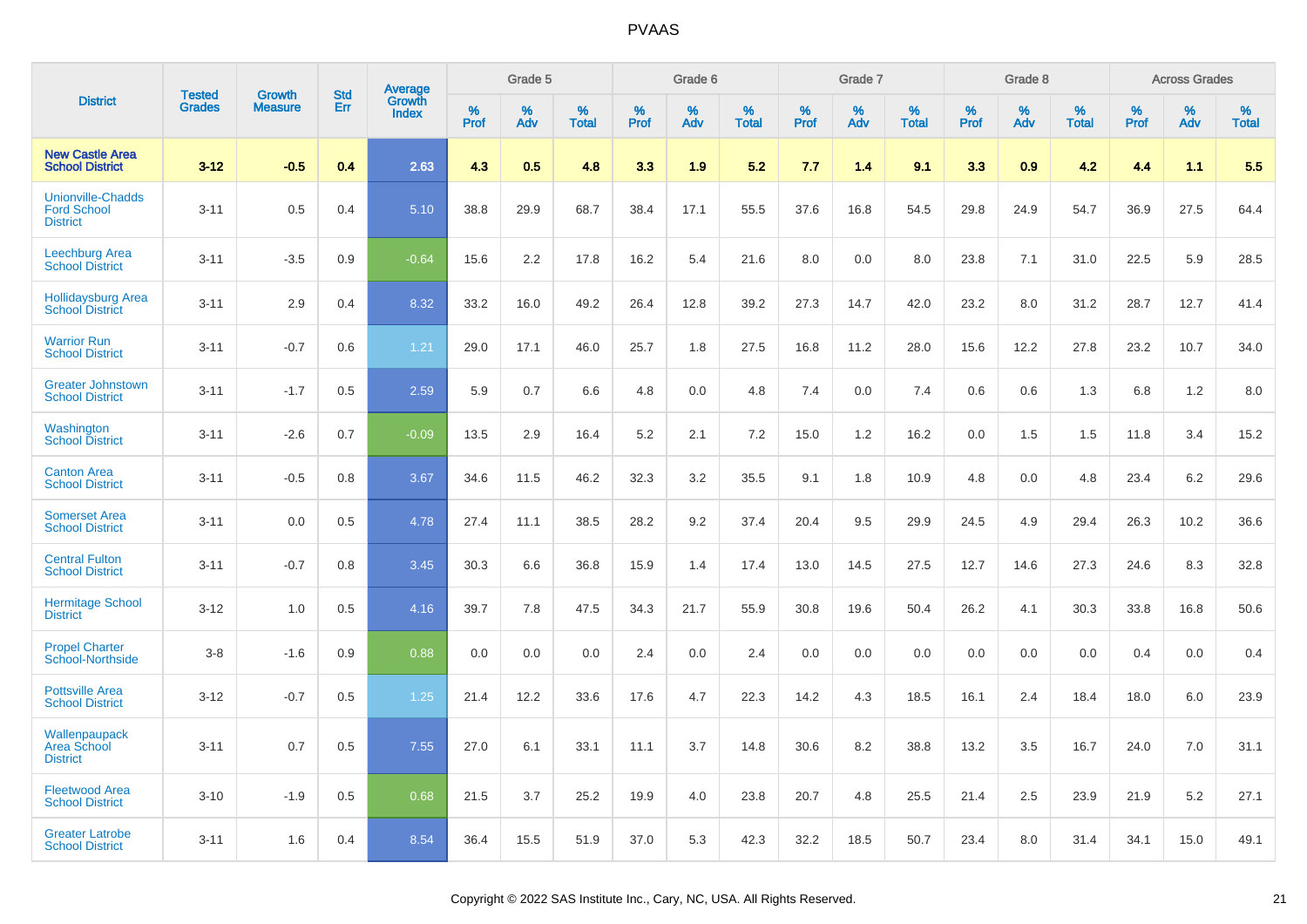| District | Tested Grades | Growth Measure | Std Err | Average Growth Index | Grade 5 | | | Grade 6 | | | Grade 7 | | | Grade 8 | | | Across Grades | | |
|---|---|---|---|---|---|---|---|---|---|---|---|---|---|---|---|---|---|---|---|
| | | | | | % Prof | % Adv | % Total | % Prof | % Adv | % Total | % Prof | % Adv | % Total | % Prof | % Adv | % Total | % Prof | % Adv | % Total |
| **New Castle Area School District** | **3-12** | **-0.5** | **0.4** | **2.63** | **4.3** | **0.5** | **4.8** | **3.3** | **1.9** | **5.2** | **7.7** | **1.4** | **9.1** | **3.3** | **0.9** | **4.2** | **4.4** | **1.1** | **5.5** |
| Unionville-Chadds Ford School District | 3-11 | 0.5 | 0.4 | 5.10 | 38.8 | 29.9 | 68.7 | 38.4 | 17.1 | 55.5 | 37.6 | 16.8 | 54.5 | 29.8 | 24.9 | 54.7 | 36.9 | 27.5 | 64.4 |
| Leechburg Area School District | 3-11 | -3.5 | 0.9 | -0.64 | 15.6 | 2.2 | 17.8 | 16.2 | 5.4 | 21.6 | 8.0 | 0.0 | 8.0 | 23.8 | 7.1 | 31.0 | 22.5 | 5.9 | 28.5 |
| Hollidaysburg Area School District | 3-11 | 2.9 | 0.4 | 8.32 | 33.2 | 16.0 | 49.2 | 26.4 | 12.8 | 39.2 | 27.3 | 14.7 | 42.0 | 23.2 | 8.0 | 31.2 | 28.7 | 12.7 | 41.4 |
| Warrior Run School District | 3-11 | -0.7 | 0.6 | 1.21 | 29.0 | 17.1 | 46.0 | 25.7 | 1.8 | 27.5 | 16.8 | 11.2 | 28.0 | 15.6 | 12.2 | 27.8 | 23.2 | 10.7 | 34.0 |
| Greater Johnstown School District | 3-11 | -1.7 | 0.5 | 2.59 | 5.9 | 0.7 | 6.6 | 4.8 | 0.0 | 4.8 | 7.4 | 0.0 | 7.4 | 0.6 | 0.6 | 1.3 | 6.8 | 1.2 | 8.0 |
| Washington School District | 3-11 | -2.6 | 0.7 | -0.09 | 13.5 | 2.9 | 16.4 | 5.2 | 2.1 | 7.2 | 15.0 | 1.2 | 16.2 | 0.0 | 1.5 | 1.5 | 11.8 | 3.4 | 15.2 |
| Canton Area School District | 3-11 | -0.5 | 0.8 | 3.67 | 34.6 | 11.5 | 46.2 | 32.3 | 3.2 | 35.5 | 9.1 | 1.8 | 10.9 | 4.8 | 0.0 | 4.8 | 23.4 | 6.2 | 29.6 |
| Somerset Area School District | 3-11 | 0.0 | 0.5 | 4.78 | 27.4 | 11.1 | 38.5 | 28.2 | 9.2 | 37.4 | 20.4 | 9.5 | 29.9 | 24.5 | 4.9 | 29.4 | 26.3 | 10.2 | 36.6 |
| Central Fulton School District | 3-11 | -0.7 | 0.8 | 3.45 | 30.3 | 6.6 | 36.8 | 15.9 | 1.4 | 17.4 | 13.0 | 14.5 | 27.5 | 12.7 | 14.6 | 27.3 | 24.6 | 8.3 | 32.8 |
| Hermitage School District | 3-12 | 1.0 | 0.5 | 4.16 | 39.7 | 7.8 | 47.5 | 34.3 | 21.7 | 55.9 | 30.8 | 19.6 | 50.4 | 26.2 | 4.1 | 30.3 | 33.8 | 16.8 | 50.6 |
| Propel Charter School-Northside | 3-8 | -1.6 | 0.9 | 0.88 | 0.0 | 0.0 | 0.0 | 2.4 | 0.0 | 2.4 | 0.0 | 0.0 | 0.0 | 0.0 | 0.0 | 0.0 | 0.4 | 0.0 | 0.4 |
| Pottsville Area School District | 3-12 | -0.7 | 0.5 | 1.25 | 21.4 | 12.2 | 33.6 | 17.6 | 4.7 | 22.3 | 14.2 | 4.3 | 18.5 | 16.1 | 2.4 | 18.4 | 18.0 | 6.0 | 23.9 |
| Wallenpaupack Area School District | 3-11 | 0.7 | 0.5 | 7.55 | 27.0 | 6.1 | 33.1 | 11.1 | 3.7 | 14.8 | 30.6 | 8.2 | 38.8 | 13.2 | 3.5 | 16.7 | 24.0 | 7.0 | 31.1 |
| Fleetwood Area School District | 3-10 | -1.9 | 0.5 | 0.68 | 21.5 | 3.7 | 25.2 | 19.9 | 4.0 | 23.8 | 20.7 | 4.8 | 25.5 | 21.4 | 2.5 | 23.9 | 21.9 | 5.2 | 27.1 |
| Greater Latrobe School District | 3-11 | 1.6 | 0.4 | 8.54 | 36.4 | 15.5 | 51.9 | 37.0 | 5.3 | 42.3 | 32.2 | 18.5 | 50.7 | 23.4 | 8.0 | 31.4 | 34.1 | 15.0 | 49.1 |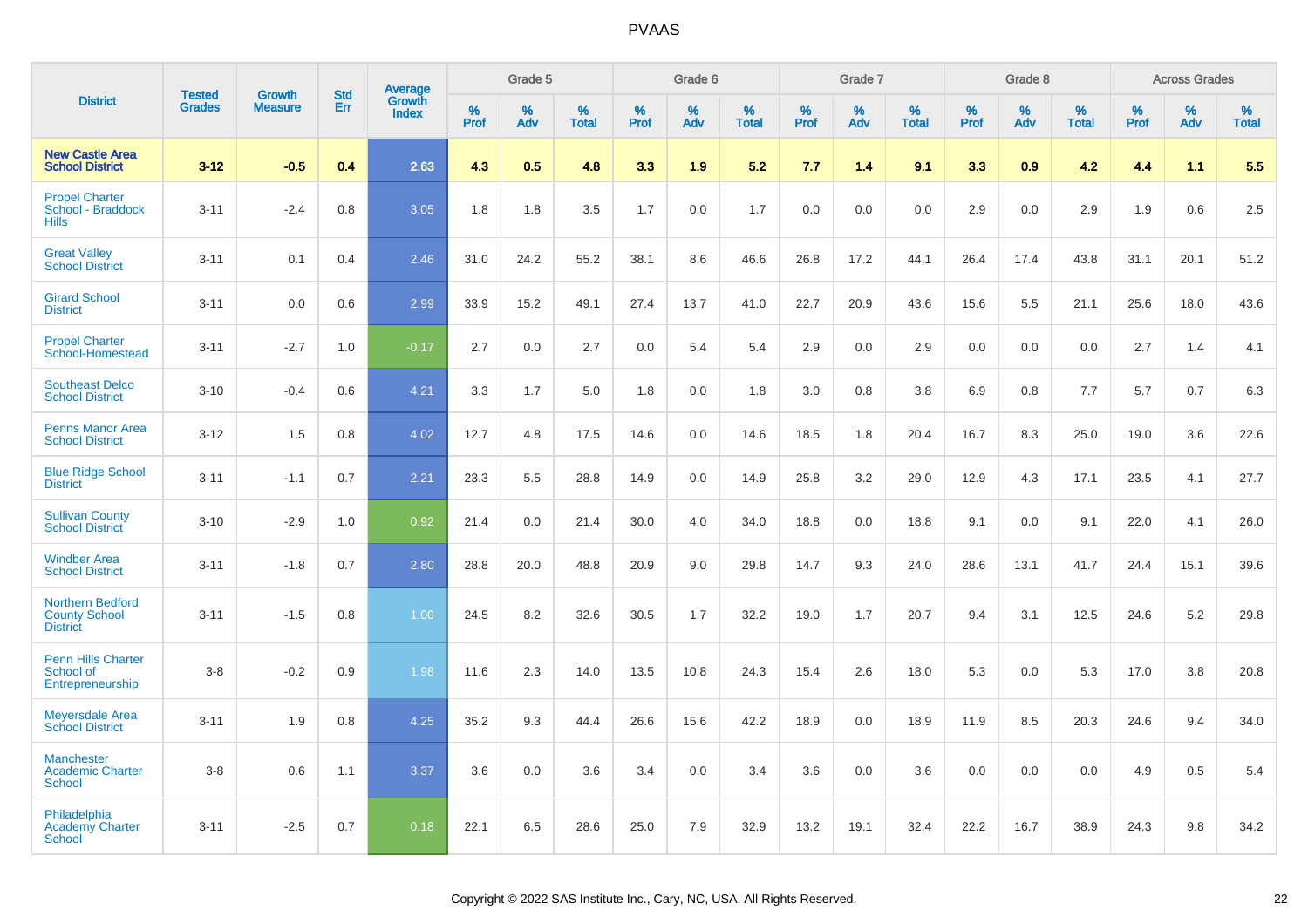| District | Tested Grades | Growth Measure | Std Err | Average Growth Index | Grade 5 | | | Grade 6 | | | Grade 7 | | | Grade 8 | | | Across Grades | | |
|---|---|---|---|---|---|---|---|---|---|---|---|---|---|---|---|---|---|---|---|
| | | | | | % Prof | % Adv | % Total | % Prof | % Adv | % Total | % Prof | % Adv | % Total | % Prof | % Adv | % Total | % Prof | % Adv | % Total |
| **New Castle Area School District** | **3-12** | **-0.5** | **0.4** | **2.63** | **4.3** | **0.5** | **4.8** | **3.3** | **1.9** | **5.2** | **7.7** | **1.4** | **9.1** | **3.3** | **0.9** | **4.2** | **4.4** | **1.1** | **5.5** |
| Propel Charter School - Braddock Hills | 3-11 | -2.4 | 0.8 | 3.05 | 1.8 | 1.8 | 3.5 | 1.7 | 0.0 | 1.7 | 0.0 | 0.0 | 0.0 | 2.9 | 0.0 | 2.9 | 1.9 | 0.6 | 2.5 |
| Great Valley School District | 3-11 | 0.1 | 0.4 | 2.46 | 31.0 | 24.2 | 55.2 | 38.1 | 8.6 | 46.6 | 26.8 | 17.2 | 44.1 | 26.4 | 17.4 | 43.8 | 31.1 | 20.1 | 51.2 |
| Girard School District | 3-11 | 0.0 | 0.6 | 2.99 | 33.9 | 15.2 | 49.1 | 27.4 | 13.7 | 41.0 | 22.7 | 20.9 | 43.6 | 15.6 | 5.5 | 21.1 | 25.6 | 18.0 | 43.6 |
| Propel Charter School-Homestead | 3-11 | -2.7 | 1.0 | -0.17 | 2.7 | 0.0 | 2.7 | 0.0 | 5.4 | 5.4 | 2.9 | 0.0 | 2.9 | 0.0 | 0.0 | 0.0 | 2.7 | 1.4 | 4.1 |
| Southeast Delco School District | 3-10 | -0.4 | 0.6 | 4.21 | 3.3 | 1.7 | 5.0 | 1.8 | 0.0 | 1.8 | 3.0 | 0.8 | 3.8 | 6.9 | 0.8 | 7.7 | 5.7 | 0.7 | 6.3 |
| Penns Manor Area School District | 3-12 | 1.5 | 0.8 | 4.02 | 12.7 | 4.8 | 17.5 | 14.6 | 0.0 | 14.6 | 18.5 | 1.8 | 20.4 | 16.7 | 8.3 | 25.0 | 19.0 | 3.6 | 22.6 |
| Blue Ridge School District | 3-11 | -1.1 | 0.7 | 2.21 | 23.3 | 5.5 | 28.8 | 14.9 | 0.0 | 14.9 | 25.8 | 3.2 | 29.0 | 12.9 | 4.3 | 17.1 | 23.5 | 4.1 | 27.7 |
| Sullivan County School District | 3-10 | -2.9 | 1.0 | 0.92 | 21.4 | 0.0 | 21.4 | 30.0 | 4.0 | 34.0 | 18.8 | 0.0 | 18.8 | 9.1 | 0.0 | 9.1 | 22.0 | 4.1 | 26.0 |
| Windber Area School District | 3-11 | -1.8 | 0.7 | 2.80 | 28.8 | 20.0 | 48.8 | 20.9 | 9.0 | 29.8 | 14.7 | 9.3 | 24.0 | 28.6 | 13.1 | 41.7 | 24.4 | 15.1 | 39.6 |
| Northern Bedford County School District | 3-11 | -1.5 | 0.8 | 1.00 | 24.5 | 8.2 | 32.6 | 30.5 | 1.7 | 32.2 | 19.0 | 1.7 | 20.7 | 9.4 | 3.1 | 12.5 | 24.6 | 5.2 | 29.8 |
| Penn Hills Charter School of Entrepreneurship | 3-8 | -0.2 | 0.9 | 1.98 | 11.6 | 2.3 | 14.0 | 13.5 | 10.8 | 24.3 | 15.4 | 2.6 | 18.0 | 5.3 | 0.0 | 5.3 | 17.0 | 3.8 | 20.8 |
| Meyersdale Area School District | 3-11 | 1.9 | 0.8 | 4.25 | 35.2 | 9.3 | 44.4 | 26.6 | 15.6 | 42.2 | 18.9 | 0.0 | 18.9 | 11.9 | 8.5 | 20.3 | 24.6 | 9.4 | 34.0 |
| Manchester Academic Charter School | 3-8 | 0.6 | 1.1 | 3.37 | 3.6 | 0.0 | 3.6 | 3.4 | 0.0 | 3.4 | 3.6 | 0.0 | 3.6 | 0.0 | 0.0 | 0.0 | 4.9 | 0.5 | 5.4 |
| Philadelphia Academy Charter School | 3-11 | -2.5 | 0.7 | 0.18 | 22.1 | 6.5 | 28.6 | 25.0 | 7.9 | 32.9 | 13.2 | 19.1 | 32.4 | 22.2 | 16.7 | 38.9 | 24.3 | 9.8 | 34.2 |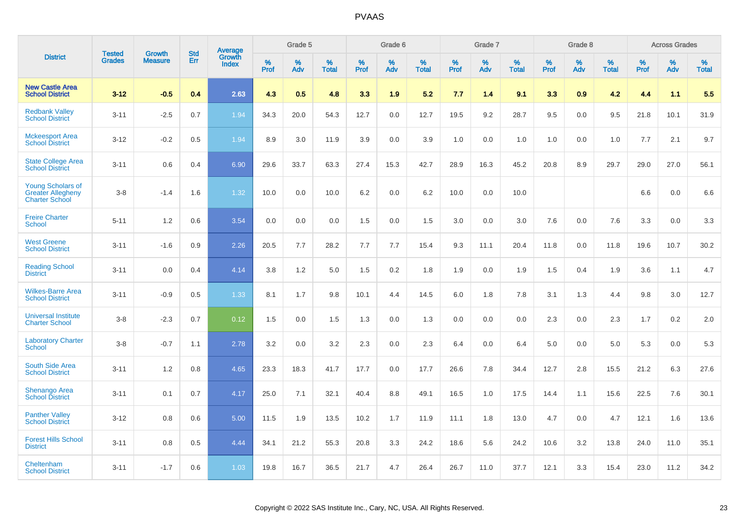| District | Tested Grades | Growth Measure | Std Err | Average Growth Index | Grade 5 | | | Grade 6 | | | Grade 7 | | | Grade 8 | | | Across Grades | | |
|---|---|---|---|---|---|---|---|---|---|---|---|---|---|---|---|---|---|---|---|
| | | | | | % Prof | % Adv | % Total | % Prof | % Adv | % Total | % Prof | % Adv | % Total | % Prof | % Adv | % Total | % Prof | % Adv | % Total |
| **New Castle Area School District** | **3-12** | **-0.5** | **0.4** | **2.63** | **4.3** | **0.5** | **4.8** | **3.3** | **1.9** | **5.2** | **7.7** | **1.4** | **9.1** | **3.3** | **0.9** | **4.2** | **4.4** | **1.1** | **5.5** |
| Redbank Valley School District | 3-11 | -2.5 | 0.7 | 1.94 | 34.3 | 20.0 | 54.3 | 12.7 | 0.0 | 12.7 | 19.5 | 9.2 | 28.7 | 9.5 | 0.0 | 9.5 | 21.8 | 10.1 | 31.9 |
| Mckeesport Area School District | 3-12 | -0.2 | 0.5 | 1.94 | 8.9 | 3.0 | 11.9 | 3.9 | 0.0 | 3.9 | 1.0 | 0.0 | 1.0 | 1.0 | 0.0 | 1.0 | 7.7 | 2.1 | 9.7 |
| State College Area School District | 3-11 | 0.6 | 0.4 | 6.90 | 29.6 | 33.7 | 63.3 | 27.4 | 15.3 | 42.7 | 28.9 | 16.3 | 45.2 | 20.8 | 8.9 | 29.7 | 29.0 | 27.0 | 56.1 |
| Young Scholars of Greater Allegheny Charter School | 3-8 | -1.4 | 1.6 | 1.32 | 10.0 | 0.0 | 10.0 | 6.2 | 0.0 | 6.2 | 10.0 | 0.0 | 10.0 | | | | 6.6 | 0.0 | 6.6 |
| Freire Charter School | 5-11 | 1.2 | 0.6 | 3.54 | 0.0 | 0.0 | 0.0 | 1.5 | 0.0 | 1.5 | 3.0 | 0.0 | 3.0 | 7.6 | 0.0 | 7.6 | 3.3 | 0.0 | 3.3 |
| West Greene School District | 3-11 | -1.6 | 0.9 | 2.26 | 20.5 | 7.7 | 28.2 | 7.7 | 7.7 | 15.4 | 9.3 | 11.1 | 20.4 | 11.8 | 0.0 | 11.8 | 19.6 | 10.7 | 30.2 |
| Reading School District | 3-11 | 0.0 | 0.4 | 4.14 | 3.8 | 1.2 | 5.0 | 1.5 | 0.2 | 1.8 | 1.9 | 0.0 | 1.9 | 1.5 | 0.4 | 1.9 | 3.6 | 1.1 | 4.7 |
| Wilkes-Barre Area School District | 3-11 | -0.9 | 0.5 | 1.33 | 8.1 | 1.7 | 9.8 | 10.1 | 4.4 | 14.5 | 6.0 | 1.8 | 7.8 | 3.1 | 1.3 | 4.4 | 9.8 | 3.0 | 12.7 |
| Universal Institute Charter School | 3-8 | -2.3 | 0.7 | 0.12 | 1.5 | 0.0 | 1.5 | 1.3 | 0.0 | 1.3 | 0.0 | 0.0 | 0.0 | 2.3 | 0.0 | 2.3 | 1.7 | 0.2 | 2.0 |
| Laboratory Charter School | 3-8 | -0.7 | 1.1 | 2.78 | 3.2 | 0.0 | 3.2 | 2.3 | 0.0 | 2.3 | 6.4 | 0.0 | 6.4 | 5.0 | 0.0 | 5.0 | 5.3 | 0.0 | 5.3 |
| South Side Area School District | 3-11 | 1.2 | 0.8 | 4.65 | 23.3 | 18.3 | 41.7 | 17.7 | 0.0 | 17.7 | 26.6 | 7.8 | 34.4 | 12.7 | 2.8 | 15.5 | 21.2 | 6.3 | 27.6 |
| Shenango Area School District | 3-11 | 0.1 | 0.7 | 4.17 | 25.0 | 7.1 | 32.1 | 40.4 | 8.8 | 49.1 | 16.5 | 1.0 | 17.5 | 14.4 | 1.1 | 15.6 | 22.5 | 7.6 | 30.1 |
| Panther Valley School District | 3-12 | 0.8 | 0.6 | 5.00 | 11.5 | 1.9 | 13.5 | 10.2 | 1.7 | 11.9 | 11.1 | 1.8 | 13.0 | 4.7 | 0.0 | 4.7 | 12.1 | 1.6 | 13.6 |
| Forest Hills School District | 3-11 | 0.8 | 0.5 | 4.44 | 34.1 | 21.2 | 55.3 | 20.8 | 3.3 | 24.2 | 18.6 | 5.6 | 24.2 | 10.6 | 3.2 | 13.8 | 24.0 | 11.0 | 35.1 |
| Cheltenham School District | 3-11 | -1.7 | 0.6 | 1.03 | 19.8 | 16.7 | 36.5 | 21.7 | 4.7 | 26.4 | 26.7 | 11.0 | 37.7 | 12.1 | 3.3 | 15.4 | 23.0 | 11.2 | 34.2 |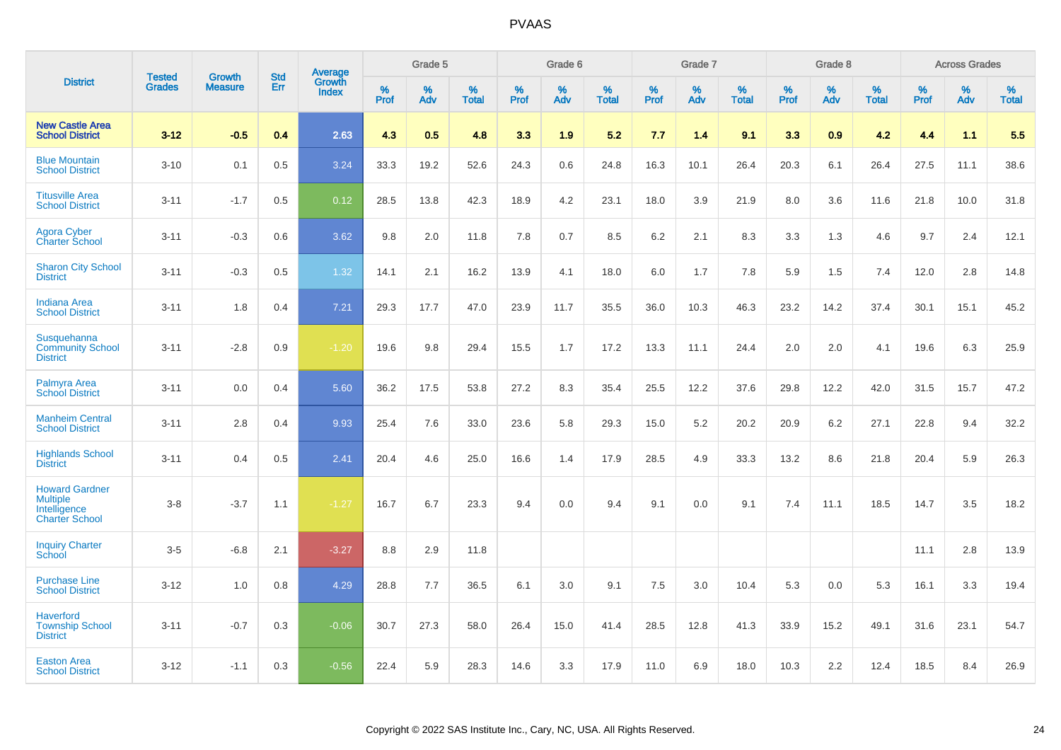# PVAAS

| District | Tested Grades | Growth Measure | Std Err | Average Growth Index | Grade 5 | | | Grade 6 | | | Grade 7 | | | Grade 8 | | | Across Grades | | |
|---|---|---|---|---|---|---|---|---|---|---|---|---|---|---|---|---|---|---|---|
| | | | | | % Prof | % Adv | % Total | % Prof | % Adv | % Total | % Prof | % Adv | % Total | % Prof | % Adv | % Total | % Prof | % Adv | % Total |
| **New Castle Area School District** | **3-12** | **-0.5** | **0.4** | **2.63** | **4.3** | **0.5** | **4.8** | **3.3** | **1.9** | **5.2** | **7.7** | **1.4** | **9.1** | **3.3** | **0.9** | **4.2** | **4.4** | **1.1** | **5.5** |
| Blue Mountain School District | 3-10 | 0.1 | 0.5 | 3.24 | 33.3 | 19.2 | 52.6 | 24.3 | 0.6 | 24.8 | 16.3 | 10.1 | 26.4 | 20.3 | 6.1 | 26.4 | 27.5 | 11.1 | 38.6 |
| Titusville Area School District | 3-11 | -1.7 | 0.5 | 0.12 | 28.5 | 13.8 | 42.3 | 18.9 | 4.2 | 23.1 | 18.0 | 3.9 | 21.9 | 8.0 | 3.6 | 11.6 | 21.8 | 10.0 | 31.8 |
| Agora Cyber Charter School | 3-11 | -0.3 | 0.6 | 3.62 | 9.8 | 2.0 | 11.8 | 7.8 | 0.7 | 8.5 | 6.2 | 2.1 | 8.3 | 3.3 | 1.3 | 4.6 | 9.7 | 2.4 | 12.1 |
| Sharon City School District | 3-11 | -0.3 | 0.5 | 1.32 | 14.1 | 2.1 | 16.2 | 13.9 | 4.1 | 18.0 | 6.0 | 1.7 | 7.8 | 5.9 | 1.5 | 7.4 | 12.0 | 2.8 | 14.8 |
| Indiana Area School District | 3-11 | 1.8 | 0.4 | 7.21 | 29.3 | 17.7 | 47.0 | 23.9 | 11.7 | 35.5 | 36.0 | 10.3 | 46.3 | 23.2 | 14.2 | 37.4 | 30.1 | 15.1 | 45.2 |
| Susquehanna Community School District | 3-11 | -2.8 | 0.9 | -1.20 | 19.6 | 9.8 | 29.4 | 15.5 | 1.7 | 17.2 | 13.3 | 11.1 | 24.4 | 2.0 | 2.0 | 4.1 | 19.6 | 6.3 | 25.9 |
| Palmyra Area School District | 3-11 | 0.0 | 0.4 | 5.60 | 36.2 | 17.5 | 53.8 | 27.2 | 8.3 | 35.4 | 25.5 | 12.2 | 37.6 | 29.8 | 12.2 | 42.0 | 31.5 | 15.7 | 47.2 |
| Manheim Central School District | 3-11 | 2.8 | 0.4 | 9.93 | 25.4 | 7.6 | 33.0 | 23.6 | 5.8 | 29.3 | 15.0 | 5.2 | 20.2 | 20.9 | 6.2 | 27.1 | 22.8 | 9.4 | 32.2 |
| Highlands School District | 3-11 | 0.4 | 0.5 | 2.41 | 20.4 | 4.6 | 25.0 | 16.6 | 1.4 | 17.9 | 28.5 | 4.9 | 33.3 | 13.2 | 8.6 | 21.8 | 20.4 | 5.9 | 26.3 |
| Howard Gardner Multiple Intelligence Charter School | 3-8 | -3.7 | 1.1 | -1.27 | 16.7 | 6.7 | 23.3 | 9.4 | 0.0 | 9.4 | 9.1 | 0.0 | 9.1 | 7.4 | 11.1 | 18.5 | 14.7 | 3.5 | 18.2 |
| Inquiry Charter School | 3-5 | -6.8 | 2.1 | -3.27 | 8.8 | 2.9 | 11.8 | | | | | | | | | | 11.1 | 2.8 | 13.9 |
| Purchase Line School District | 3-12 | 1.0 | 0.8 | 4.29 | 28.8 | 7.7 | 36.5 | 6.1 | 3.0 | 9.1 | 7.5 | 3.0 | 10.4 | 5.3 | 0.0 | 5.3 | 16.1 | 3.3 | 19.4 |
| Haverford Township School District | 3-11 | -0.7 | 0.3 | -0.06 | 30.7 | 27.3 | 58.0 | 26.4 | 15.0 | 41.4 | 28.5 | 12.8 | 41.3 | 33.9 | 15.2 | 49.1 | 31.6 | 23.1 | 54.7 |
| Easton Area School District | 3-12 | -1.1 | 0.3 | -0.56 | 22.4 | 5.9 | 28.3 | 14.6 | 3.3 | 17.9 | 11.0 | 6.9 | 18.0 | 10.3 | 2.2 | 12.4 | 18.5 | 8.4 | 26.9 |

Copyright © 2022 SAS Institute Inc., Cary, NC, USA. All Rights Reserved.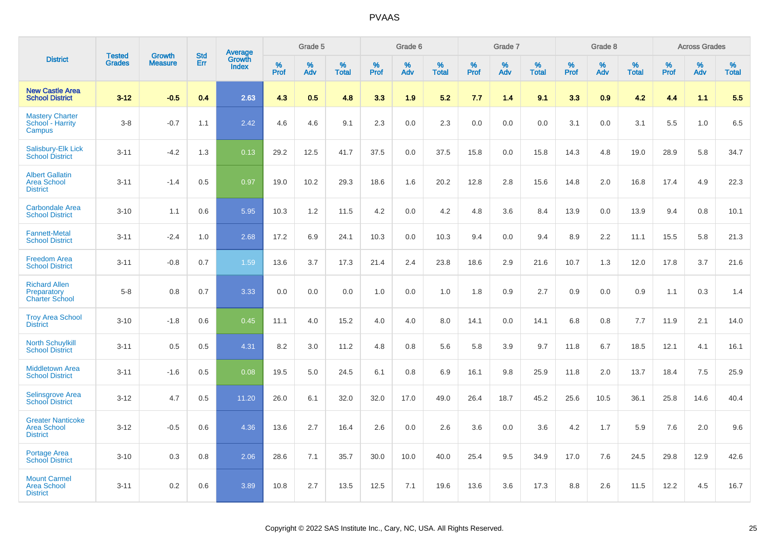# PVAAS

| District | Tested Grades | Growth Measure | Std Err | Average Growth Index | Grade 5 | | | Grade 6 | | | Grade 7 | | | Grade 8 | | | Across Grades | | |
|---|---|---|---|---|---|---|---|---|---|---|---|---|---|---|---|---|---|---|---|
| | | | | | % Prof | % Adv | % Total | % Prof | % Adv | % Total | % Prof | % Adv | % Total | % Prof | % Adv | % Total | % Prof | % Adv | % Total |
| **New Castle Area School District** | **3-12** | **-0.5** | **0.4** | **2.63** | **4.3** | **0.5** | **4.8** | **3.3** | **1.9** | **5.2** | **7.7** | **1.4** | **9.1** | **3.3** | **0.9** | **4.2** | **4.4** | **1.1** | **5.5** |
| Mastery Charter School - Harrity Campus | 3-8 | -0.7 | 1.1 | 2.42 | 4.6 | 4.6 | 9.1 | 2.3 | 0.0 | 2.3 | 0.0 | 0.0 | 0.0 | 3.1 | 0.0 | 3.1 | 5.5 | 1.0 | 6.5 |
| Salisbury-Elk Lick School District | 3-11 | -4.2 | 1.3 | 0.13 | 29.2 | 12.5 | 41.7 | 37.5 | 0.0 | 37.5 | 15.8 | 0.0 | 15.8 | 14.3 | 4.8 | 19.0 | 28.9 | 5.8 | 34.7 |
| Albert Gallatin Area School District | 3-11 | -1.4 | 0.5 | 0.97 | 19.0 | 10.2 | 29.3 | 18.6 | 1.6 | 20.2 | 12.8 | 2.8 | 15.6 | 14.8 | 2.0 | 16.8 | 17.4 | 4.9 | 22.3 |
| Carbondale Area School District | 3-10 | 1.1 | 0.6 | 5.95 | 10.3 | 1.2 | 11.5 | 4.2 | 0.0 | 4.2 | 4.8 | 3.6 | 8.4 | 13.9 | 0.0 | 13.9 | 9.4 | 0.8 | 10.1 |
| Fannett-Metal School District | 3-11 | -2.4 | 1.0 | 2.68 | 17.2 | 6.9 | 24.1 | 10.3 | 0.0 | 10.3 | 9.4 | 0.0 | 9.4 | 8.9 | 2.2 | 11.1 | 15.5 | 5.8 | 21.3 |
| Freedom Area School District | 3-11 | -0.8 | 0.7 | 1.59 | 13.6 | 3.7 | 17.3 | 21.4 | 2.4 | 23.8 | 18.6 | 2.9 | 21.6 | 10.7 | 1.3 | 12.0 | 17.8 | 3.7 | 21.6 |
| Richard Allen Preparatory Charter School | 5-8 | 0.8 | 0.7 | 3.33 | 0.0 | 0.0 | 0.0 | 1.0 | 0.0 | 1.0 | 1.8 | 0.9 | 2.7 | 0.9 | 0.0 | 0.9 | 1.1 | 0.3 | 1.4 |
| Troy Area School District | 3-10 | -1.8 | 0.6 | 0.45 | 11.1 | 4.0 | 15.2 | 4.0 | 4.0 | 8.0 | 14.1 | 0.0 | 14.1 | 6.8 | 0.8 | 7.7 | 11.9 | 2.1 | 14.0 |
| North Schuylkill School District | 3-11 | 0.5 | 0.5 | 4.31 | 8.2 | 3.0 | 11.2 | 4.8 | 0.8 | 5.6 | 5.8 | 3.9 | 9.7 | 11.8 | 6.7 | 18.5 | 12.1 | 4.1 | 16.1 |
| Middletown Area School District | 3-11 | -1.6 | 0.5 | 0.08 | 19.5 | 5.0 | 24.5 | 6.1 | 0.8 | 6.9 | 16.1 | 9.8 | 25.9 | 11.8 | 2.0 | 13.7 | 18.4 | 7.5 | 25.9 |
| Selinsgrove Area School District | 3-12 | 4.7 | 0.5 | 11.20 | 26.0 | 6.1 | 32.0 | 32.0 | 17.0 | 49.0 | 26.4 | 18.7 | 45.2 | 25.6 | 10.5 | 36.1 | 25.8 | 14.6 | 40.4 |
| Greater Nanticoke Area School District | 3-12 | -0.5 | 0.6 | 4.36 | 13.6 | 2.7 | 16.4 | 2.6 | 0.0 | 2.6 | 3.6 | 0.0 | 3.6 | 4.2 | 1.7 | 5.9 | 7.6 | 2.0 | 9.6 |
| Portage Area School District | 3-10 | 0.3 | 0.8 | 2.06 | 28.6 | 7.1 | 35.7 | 30.0 | 10.0 | 40.0 | 25.4 | 9.5 | 34.9 | 17.0 | 7.6 | 24.5 | 29.8 | 12.9 | 42.6 |
| Mount Carmel Area School District | 3-11 | 0.2 | 0.6 | 3.89 | 10.8 | 2.7 | 13.5 | 12.5 | 7.1 | 19.6 | 13.6 | 3.6 | 17.3 | 8.8 | 2.6 | 11.5 | 12.2 | 4.5 | 16.7 |

Copyright © 2022 SAS Institute Inc., Cary, NC, USA. All Rights Reserved.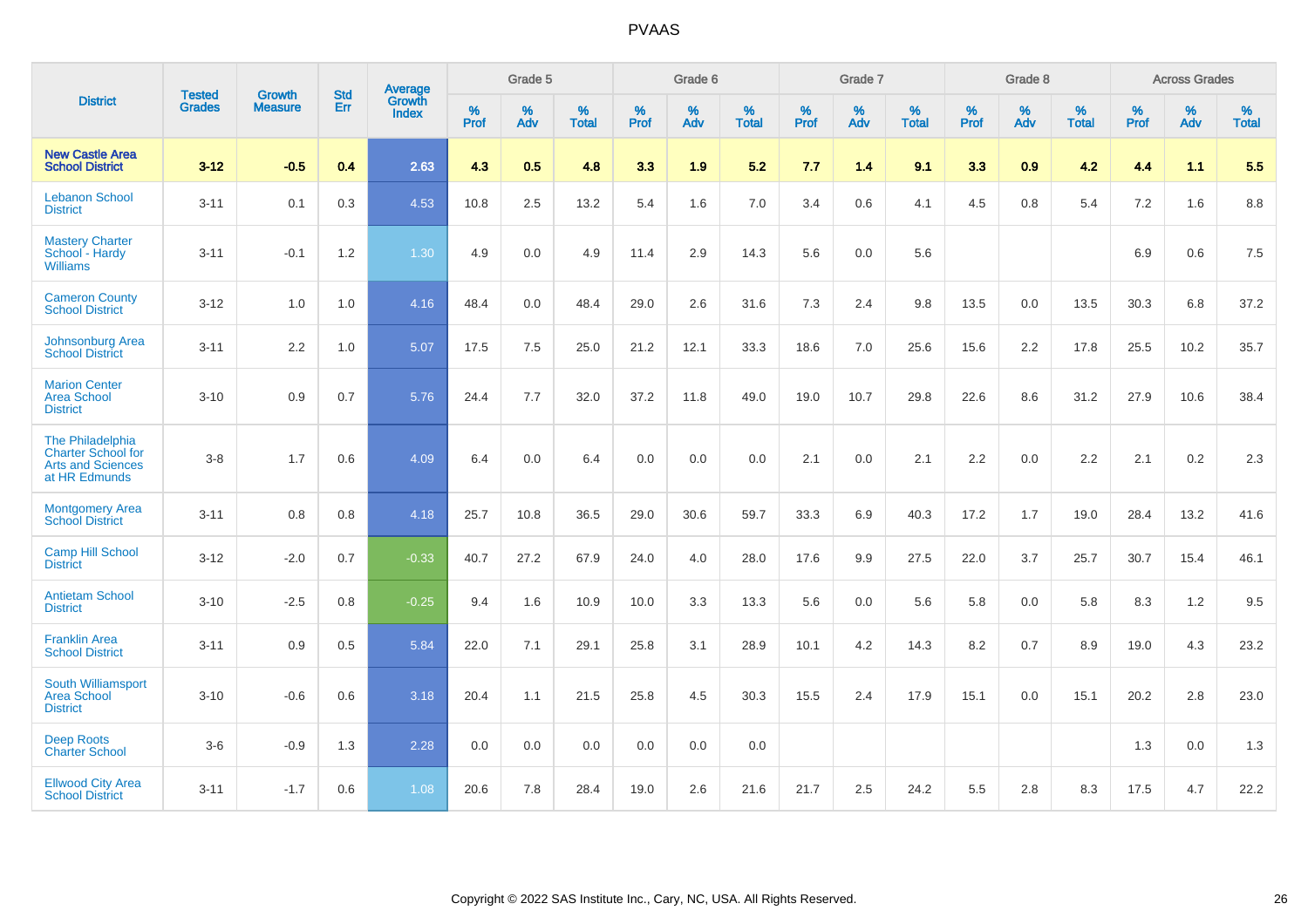# PVAAS

| District | Tested Grades | Growth Measure | Std Err | Average Growth Index | Grade 5 | | | Grade 6 | | | Grade 7 | | | Grade 8 | | | Across Grades | | |
|---|---|---|---|---|---|---|---|---|---|---|---|---|---|---|---|---|---|---|---|
| | | | | | % Prof | % Adv | % Total | % Prof | % Adv | % Total | % Prof | % Adv | % Total | % Prof | % Adv | % Total | % Prof | % Adv | % Total |
| **New Castle Area School District** | **3-12** | **-0.5** | **0.4** | **2.63** | **4.3** | **0.5** | **4.8** | **3.3** | **1.9** | **5.2** | **7.7** | **1.4** | **9.1** | **3.3** | **0.9** | **4.2** | **4.4** | **1.1** | **5.5** |
| Lebanon School District | 3-11 | 0.1 | 0.3 | 4.53 | 10.8 | 2.5 | 13.2 | 5.4 | 1.6 | 7.0 | 3.4 | 0.6 | 4.1 | 4.5 | 0.8 | 5.4 | 7.2 | 1.6 | 8.8 |
| Mastery Charter School - Hardy Williams | 3-11 | -0.1 | 1.2 | 1.30 | 4.9 | 0.0 | 4.9 | 11.4 | 2.9 | 14.3 | 5.6 | 0.0 | 5.6 | | | | 6.9 | 0.6 | 7.5 |
| Cameron County School District | 3-12 | 1.0 | 1.0 | 4.16 | 48.4 | 0.0 | 48.4 | 29.0 | 2.6 | 31.6 | 7.3 | 2.4 | 9.8 | 13.5 | 0.0 | 13.5 | 30.3 | 6.8 | 37.2 |
| Johnsonburg Area School District | 3-11 | 2.2 | 1.0 | 5.07 | 17.5 | 7.5 | 25.0 | 21.2 | 12.1 | 33.3 | 18.6 | 7.0 | 25.6 | 15.6 | 2.2 | 17.8 | 25.5 | 10.2 | 35.7 |
| Marion Center Area School District | 3-10 | 0.9 | 0.7 | 5.76 | 24.4 | 7.7 | 32.0 | 37.2 | 11.8 | 49.0 | 19.0 | 10.7 | 29.8 | 22.6 | 8.6 | 31.2 | 27.9 | 10.6 | 38.4 |
| The Philadelphia Charter School for Arts and Sciences at HR Edmunds | 3-8 | 1.7 | 0.6 | 4.09 | 6.4 | 0.0 | 6.4 | 0.0 | 0.0 | 0.0 | 2.1 | 0.0 | 2.1 | 2.2 | 0.0 | 2.2 | 2.1 | 0.2 | 2.3 |
| Montgomery Area School District | 3-11 | 0.8 | 0.8 | 4.18 | 25.7 | 10.8 | 36.5 | 29.0 | 30.6 | 59.7 | 33.3 | 6.9 | 40.3 | 17.2 | 1.7 | 19.0 | 28.4 | 13.2 | 41.6 |
| Camp Hill School District | 3-12 | -2.0 | 0.7 | -0.33 | 40.7 | 27.2 | 67.9 | 24.0 | 4.0 | 28.0 | 17.6 | 9.9 | 27.5 | 22.0 | 3.7 | 25.7 | 30.7 | 15.4 | 46.1 |
| Antietam School District | 3-10 | -2.5 | 0.8 | -0.25 | 9.4 | 1.6 | 10.9 | 10.0 | 3.3 | 13.3 | 5.6 | 0.0 | 5.6 | 5.8 | 0.0 | 5.8 | 8.3 | 1.2 | 9.5 |
| Franklin Area School District | 3-11 | 0.9 | 0.5 | 5.84 | 22.0 | 7.1 | 29.1 | 25.8 | 3.1 | 28.9 | 10.1 | 4.2 | 14.3 | 8.2 | 0.7 | 8.9 | 19.0 | 4.3 | 23.2 |
| South Williamsport Area School District | 3-10 | -0.6 | 0.6 | 3.18 | 20.4 | 1.1 | 21.5 | 25.8 | 4.5 | 30.3 | 15.5 | 2.4 | 17.9 | 15.1 | 0.0 | 15.1 | 20.2 | 2.8 | 23.0 |
| Deep Roots Charter School | 3-6 | -0.9 | 1.3 | 2.28 | 0.0 | 0.0 | 0.0 | 0.0 | 0.0 | 0.0 | | | | | | | 1.3 | 0.0 | 1.3 |
| Ellwood City Area School District | 3-11 | -1.7 | 0.6 | 1.08 | 20.6 | 7.8 | 28.4 | 19.0 | 2.6 | 21.6 | 21.7 | 2.5 | 24.2 | 5.5 | 2.8 | 8.3 | 17.5 | 4.7 | 22.2 |

Copyright © 2022 SAS Institute Inc., Cary, NC, USA. All Rights Reserved.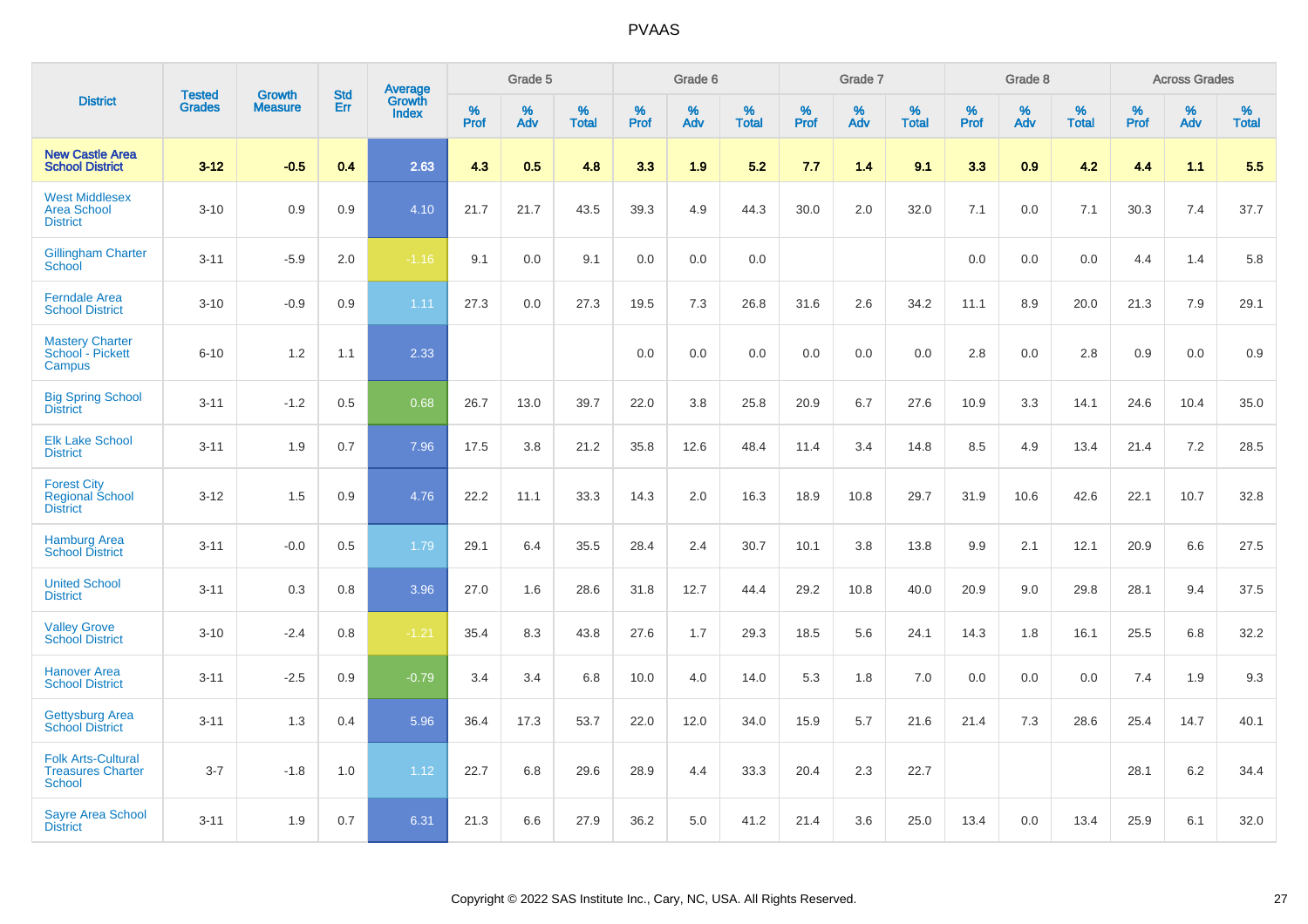| District | Tested Grades | Growth Measure | Std Err | Average Growth Index | Grade 5 | | | Grade 6 | | | Grade 7 | | | Grade 8 | | | Across Grades | | |
|---|---|---|---|---|---|---|---|---|---|---|---|---|---|---|---|---|---|---|---|
| | | | | | % Prof | % Adv | % Total | % Prof | % Adv | % Total | % Prof | % Adv | % Total | % Prof | % Adv | % Total | % Prof | % Adv | % Total |
| **New Castle Area School District** | **3-12** | **-0.5** | **0.4** | **2.63** | **4.3** | **0.5** | **4.8** | **3.3** | **1.9** | **5.2** | **7.7** | **1.4** | **9.1** | **3.3** | **0.9** | **4.2** | **4.4** | **1.1** | **5.5** |
| West Middlesex Area School District | 3-10 | 0.9 | 0.9 | 4.10 | 21.7 | 21.7 | 43.5 | 39.3 | 4.9 | 44.3 | 30.0 | 2.0 | 32.0 | 7.1 | 0.0 | 7.1 | 30.3 | 7.4 | 37.7 |
| Gillingham Charter School | 3-11 | -5.9 | 2.0 | -1.16 | 9.1 | 0.0 | 9.1 | 0.0 | 0.0 | 0.0 | | | | 0.0 | 0.0 | 0.0 | 4.4 | 1.4 | 5.8 |
| Ferndale Area School District | 3-10 | -0.9 | 0.9 | 1.11 | 27.3 | 0.0 | 27.3 | 19.5 | 7.3 | 26.8 | 31.6 | 2.6 | 34.2 | 11.1 | 8.9 | 20.0 | 21.3 | 7.9 | 29.1 |
| Mastery Charter School - Pickett Campus | 6-10 | 1.2 | 1.1 | 2.33 | | | | 0.0 | 0.0 | 0.0 | 0.0 | 0.0 | 0.0 | 2.8 | 0.0 | 2.8 | 0.9 | 0.0 | 0.9 |
| Big Spring School District | 3-11 | -1.2 | 0.5 | 0.68 | 26.7 | 13.0 | 39.7 | 22.0 | 3.8 | 25.8 | 20.9 | 6.7 | 27.6 | 10.9 | 3.3 | 14.1 | 24.6 | 10.4 | 35.0 |
| Elk Lake School District | 3-11 | 1.9 | 0.7 | 7.96 | 17.5 | 3.8 | 21.2 | 35.8 | 12.6 | 48.4 | 11.4 | 3.4 | 14.8 | 8.5 | 4.9 | 13.4 | 21.4 | 7.2 | 28.5 |
| Forest City Regional School District | 3-12 | 1.5 | 0.9 | 4.76 | 22.2 | 11.1 | 33.3 | 14.3 | 2.0 | 16.3 | 18.9 | 10.8 | 29.7 | 31.9 | 10.6 | 42.6 | 22.1 | 10.7 | 32.8 |
| Hamburg Area School District | 3-11 | -0.0 | 0.5 | 1.79 | 29.1 | 6.4 | 35.5 | 28.4 | 2.4 | 30.7 | 10.1 | 3.8 | 13.8 | 9.9 | 2.1 | 12.1 | 20.9 | 6.6 | 27.5 |
| United School District | 3-11 | 0.3 | 0.8 | 3.96 | 27.0 | 1.6 | 28.6 | 31.8 | 12.7 | 44.4 | 29.2 | 10.8 | 40.0 | 20.9 | 9.0 | 29.8 | 28.1 | 9.4 | 37.5 |
| Valley Grove School District | 3-10 | -2.4 | 0.8 | -1.21 | 35.4 | 8.3 | 43.8 | 27.6 | 1.7 | 29.3 | 18.5 | 5.6 | 24.1 | 14.3 | 1.8 | 16.1 | 25.5 | 6.8 | 32.2 |
| Hanover Area School District | 3-11 | -2.5 | 0.9 | -0.79 | 3.4 | 3.4 | 6.8 | 10.0 | 4.0 | 14.0 | 5.3 | 1.8 | 7.0 | 0.0 | 0.0 | 0.0 | 7.4 | 1.9 | 9.3 |
| Gettysburg Area School District | 3-11 | 1.3 | 0.4 | 5.96 | 36.4 | 17.3 | 53.7 | 22.0 | 12.0 | 34.0 | 15.9 | 5.7 | 21.6 | 21.4 | 7.3 | 28.6 | 25.4 | 14.7 | 40.1 |
| Folk Arts-Cultural Treasures Charter School | 3-7 | -1.8 | 1.0 | 1.12 | 22.7 | 6.8 | 29.6 | 28.9 | 4.4 | 33.3 | 20.4 | 2.3 | 22.7 | | | | 28.1 | 6.2 | 34.4 |
| Sayre Area School District | 3-11 | 1.9 | 0.7 | 6.31 | 21.3 | 6.6 | 27.9 | 36.2 | 5.0 | 41.2 | 21.4 | 3.6 | 25.0 | 13.4 | 0.0 | 13.4 | 25.9 | 6.1 | 32.0 |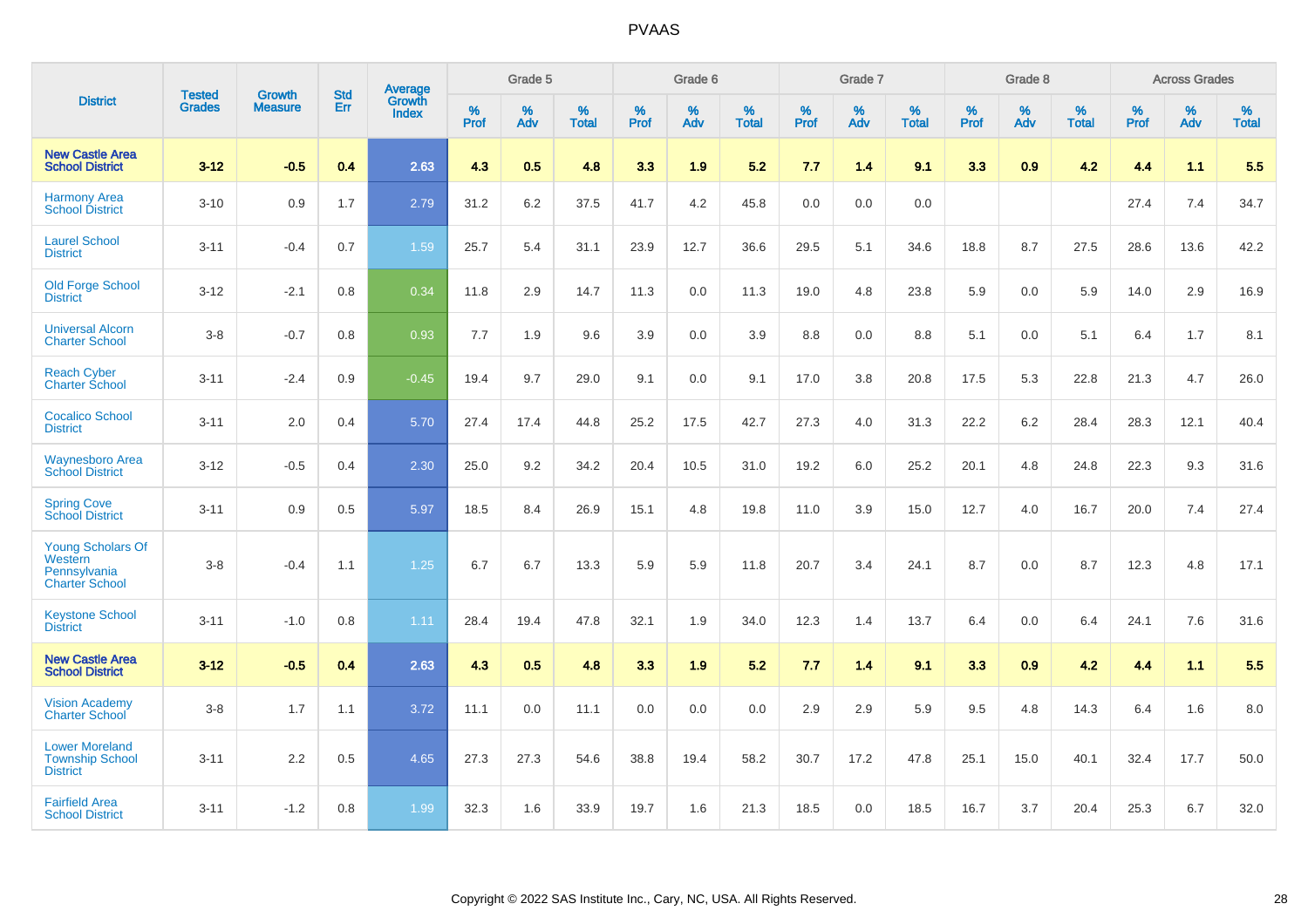# PVAAS

| District | Tested Grades | Growth Measure | Std Err | Average Growth Index | Grade 5 | | | Grade 6 | | | Grade 7 | | | Grade 8 | | | Across Grades | | |
|---|---|---|---|---|---|---|---|---|---|---|---|---|---|---|---|---|---|---|---|
| | | | | | % Prof | % Adv | % Total | % Prof | % Adv | % Total | % Prof | % Adv | % Total | % Prof | % Adv | % Total | % Prof | % Adv | % Total |
| **New Castle Area School District** | **3-12** | **-0.5** | **0.4** | **2.63** | **4.3** | **0.5** | **4.8** | **3.3** | **1.9** | **5.2** | **7.7** | **1.4** | **9.1** | **3.3** | **0.9** | **4.2** | **4.4** | **1.1** | **5.5** |
| Harmony Area School District | 3-10 | 0.9 | 1.7 | 2.79 | 31.2 | 6.2 | 37.5 | 41.7 | 4.2 | 45.8 | 0.0 | 0.0 | 0.0 | | | | 27.4 | 7.4 | 34.7 |
| Laurel School District | 3-11 | -0.4 | 0.7 | 1.59 | 25.7 | 5.4 | 31.1 | 23.9 | 12.7 | 36.6 | 29.5 | 5.1 | 34.6 | 18.8 | 8.7 | 27.5 | 28.6 | 13.6 | 42.2 |
| Old Forge School District | 3-12 | -2.1 | 0.8 | 0.34 | 11.8 | 2.9 | 14.7 | 11.3 | 0.0 | 11.3 | 19.0 | 4.8 | 23.8 | 5.9 | 0.0 | 5.9 | 14.0 | 2.9 | 16.9 |
| Universal Alcorn Charter School | 3-8 | -0.7 | 0.8 | 0.93 | 7.7 | 1.9 | 9.6 | 3.9 | 0.0 | 3.9 | 8.8 | 0.0 | 8.8 | 5.1 | 0.0 | 5.1 | 6.4 | 1.7 | 8.1 |
| Reach Cyber Charter School | 3-11 | -2.4 | 0.9 | -0.45 | 19.4 | 9.7 | 29.0 | 9.1 | 0.0 | 9.1 | 17.0 | 3.8 | 20.8 | 17.5 | 5.3 | 22.8 | 21.3 | 4.7 | 26.0 |
| Cocalico School District | 3-11 | 2.0 | 0.4 | 5.70 | 27.4 | 17.4 | 44.8 | 25.2 | 17.5 | 42.7 | 27.3 | 4.0 | 31.3 | 22.2 | 6.2 | 28.4 | 28.3 | 12.1 | 40.4 |
| Waynesboro Area School District | 3-12 | -0.5 | 0.4 | 2.30 | 25.0 | 9.2 | 34.2 | 20.4 | 10.5 | 31.0 | 19.2 | 6.0 | 25.2 | 20.1 | 4.8 | 24.8 | 22.3 | 9.3 | 31.6 |
| Spring Cove School District | 3-11 | 0.9 | 0.5 | 5.97 | 18.5 | 8.4 | 26.9 | 15.1 | 4.8 | 19.8 | 11.0 | 3.9 | 15.0 | 12.7 | 4.0 | 16.7 | 20.0 | 7.4 | 27.4 |
| Young Scholars Of Western Pennsylvania Charter School | 3-8 | -0.4 | 1.1 | 1.25 | 6.7 | 6.7 | 13.3 | 5.9 | 5.9 | 11.8 | 20.7 | 3.4 | 24.1 | 8.7 | 0.0 | 8.7 | 12.3 | 4.8 | 17.1 |
| Keystone School District | 3-11 | -1.0 | 0.8 | 1.11 | 28.4 | 19.4 | 47.8 | 32.1 | 1.9 | 34.0 | 12.3 | 1.4 | 13.7 | 6.4 | 0.0 | 6.4 | 24.1 | 7.6 | 31.6 |
| **New Castle Area School District** | **3-12** | **-0.5** | **0.4** | **2.63** | **4.3** | **0.5** | **4.8** | **3.3** | **1.9** | **5.2** | **7.7** | **1.4** | **9.1** | **3.3** | **0.9** | **4.2** | **4.4** | **1.1** | **5.5** |
| Vision Academy Charter School | 3-8 | 1.7 | 1.1 | 3.72 | 11.1 | 0.0 | 11.1 | 0.0 | 0.0 | 0.0 | 2.9 | 2.9 | 5.9 | 9.5 | 4.8 | 14.3 | 6.4 | 1.6 | 8.0 |
| Lower Moreland Township School District | 3-11 | 2.2 | 0.5 | 4.65 | 27.3 | 27.3 | 54.6 | 38.8 | 19.4 | 58.2 | 30.7 | 17.2 | 47.8 | 25.1 | 15.0 | 40.1 | 32.4 | 17.7 | 50.0 |
| Fairfield Area School District | 3-11 | -1.2 | 0.8 | 1.99 | 32.3 | 1.6 | 33.9 | 19.7 | 1.6 | 21.3 | 18.5 | 0.0 | 18.5 | 16.7 | 3.7 | 20.4 | 25.3 | 6.7 | 32.0 |

Copyright © 2022 SAS Institute Inc., Cary, NC, USA. All Rights Reserved.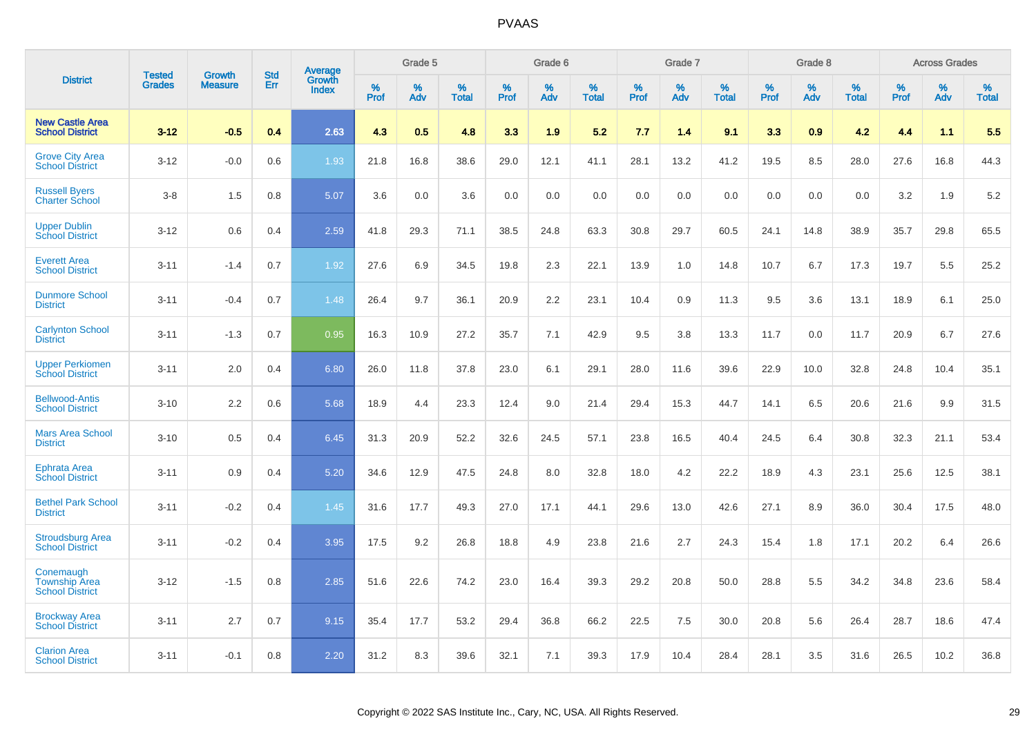# PVAAS

| District | Tested Grades | Growth Measure | Std Err | Average Growth Index | Grade 5 | | | Grade 6 | | | Grade 7 | | | Grade 8 | | | Across Grades | | |
|---|---|---|---|---|---|---|---|---|---|---|---|---|---|---|---|---|---|---|---|
| | | | | | % Prof | % Adv | % Total | % Prof | % Adv | % Total | % Prof | % Adv | % Total | % Prof | % Adv | % Total | % Prof | % Adv | % Total |
| **New Castle Area School District** | **3-12** | **-0.5** | **0.4** | **2.63** | **4.3** | **0.5** | **4.8** | **3.3** | **1.9** | **5.2** | **7.7** | **1.4** | **9.1** | **3.3** | **0.9** | **4.2** | **4.4** | **1.1** | **5.5** |
| Grove City Area School District | 3-12 | -0.0 | 0.6 | 1.93 | 21.8 | 16.8 | 38.6 | 29.0 | 12.1 | 41.1 | 28.1 | 13.2 | 41.2 | 19.5 | 8.5 | 28.0 | 27.6 | 16.8 | 44.3 |
| Russell Byers Charter School | 3-8 | 1.5 | 0.8 | 5.07 | 3.6 | 0.0 | 3.6 | 0.0 | 0.0 | 0.0 | 0.0 | 0.0 | 0.0 | 0.0 | 0.0 | 0.0 | 3.2 | 1.9 | 5.2 |
| Upper Dublin School District | 3-12 | 0.6 | 0.4 | 2.59 | 41.8 | 29.3 | 71.1 | 38.5 | 24.8 | 63.3 | 30.8 | 29.7 | 60.5 | 24.1 | 14.8 | 38.9 | 35.7 | 29.8 | 65.5 |
| Everett Area School District | 3-11 | -1.4 | 0.7 | 1.92 | 27.6 | 6.9 | 34.5 | 19.8 | 2.3 | 22.1 | 13.9 | 1.0 | 14.8 | 10.7 | 6.7 | 17.3 | 19.7 | 5.5 | 25.2 |
| Dunmore School District | 3-11 | -0.4 | 0.7 | 1.48 | 26.4 | 9.7 | 36.1 | 20.9 | 2.2 | 23.1 | 10.4 | 0.9 | 11.3 | 9.5 | 3.6 | 13.1 | 18.9 | 6.1 | 25.0 |
| Carlynton School District | 3-11 | -1.3 | 0.7 | 0.95 | 16.3 | 10.9 | 27.2 | 35.7 | 7.1 | 42.9 | 9.5 | 3.8 | 13.3 | 11.7 | 0.0 | 11.7 | 20.9 | 6.7 | 27.6 |
| Upper Perkiomen School District | 3-11 | 2.0 | 0.4 | 6.80 | 26.0 | 11.8 | 37.8 | 23.0 | 6.1 | 29.1 | 28.0 | 11.6 | 39.6 | 22.9 | 10.0 | 32.8 | 24.8 | 10.4 | 35.1 |
| Bellwood-Antis School District | 3-10 | 2.2 | 0.6 | 5.68 | 18.9 | 4.4 | 23.3 | 12.4 | 9.0 | 21.4 | 29.4 | 15.3 | 44.7 | 14.1 | 6.5 | 20.6 | 21.6 | 9.9 | 31.5 |
| Mars Area School District | 3-10 | 0.5 | 0.4 | 6.45 | 31.3 | 20.9 | 52.2 | 32.6 | 24.5 | 57.1 | 23.8 | 16.5 | 40.4 | 24.5 | 6.4 | 30.8 | 32.3 | 21.1 | 53.4 |
| Ephrata Area School District | 3-11 | 0.9 | 0.4 | 5.20 | 34.6 | 12.9 | 47.5 | 24.8 | 8.0 | 32.8 | 18.0 | 4.2 | 22.2 | 18.9 | 4.3 | 23.1 | 25.6 | 12.5 | 38.1 |
| Bethel Park School District | 3-11 | -0.2 | 0.4 | 1.45 | 31.6 | 17.7 | 49.3 | 27.0 | 17.1 | 44.1 | 29.6 | 13.0 | 42.6 | 27.1 | 8.9 | 36.0 | 30.4 | 17.5 | 48.0 |
| Stroudsburg Area School District | 3-11 | -0.2 | 0.4 | 3.95 | 17.5 | 9.2 | 26.8 | 18.8 | 4.9 | 23.8 | 21.6 | 2.7 | 24.3 | 15.4 | 1.8 | 17.1 | 20.2 | 6.4 | 26.6 |
| Conemaugh Township Area School District | 3-12 | -1.5 | 0.8 | 2.85 | 51.6 | 22.6 | 74.2 | 23.0 | 16.4 | 39.3 | 29.2 | 20.8 | 50.0 | 28.8 | 5.5 | 34.2 | 34.8 | 23.6 | 58.4 |
| Brockway Area School District | 3-11 | 2.7 | 0.7 | 9.15 | 35.4 | 17.7 | 53.2 | 29.4 | 36.8 | 66.2 | 22.5 | 7.5 | 30.0 | 20.8 | 5.6 | 26.4 | 28.7 | 18.6 | 47.4 |
| Clarion Area School District | 3-11 | -0.1 | 0.8 | 2.20 | 31.2 | 8.3 | 39.6 | 32.1 | 7.1 | 39.3 | 17.9 | 10.4 | 28.4 | 28.1 | 3.5 | 31.6 | 26.5 | 10.2 | 36.8 |

Copyright © 2022 SAS Institute Inc., Cary, NC, USA. All Rights Reserved.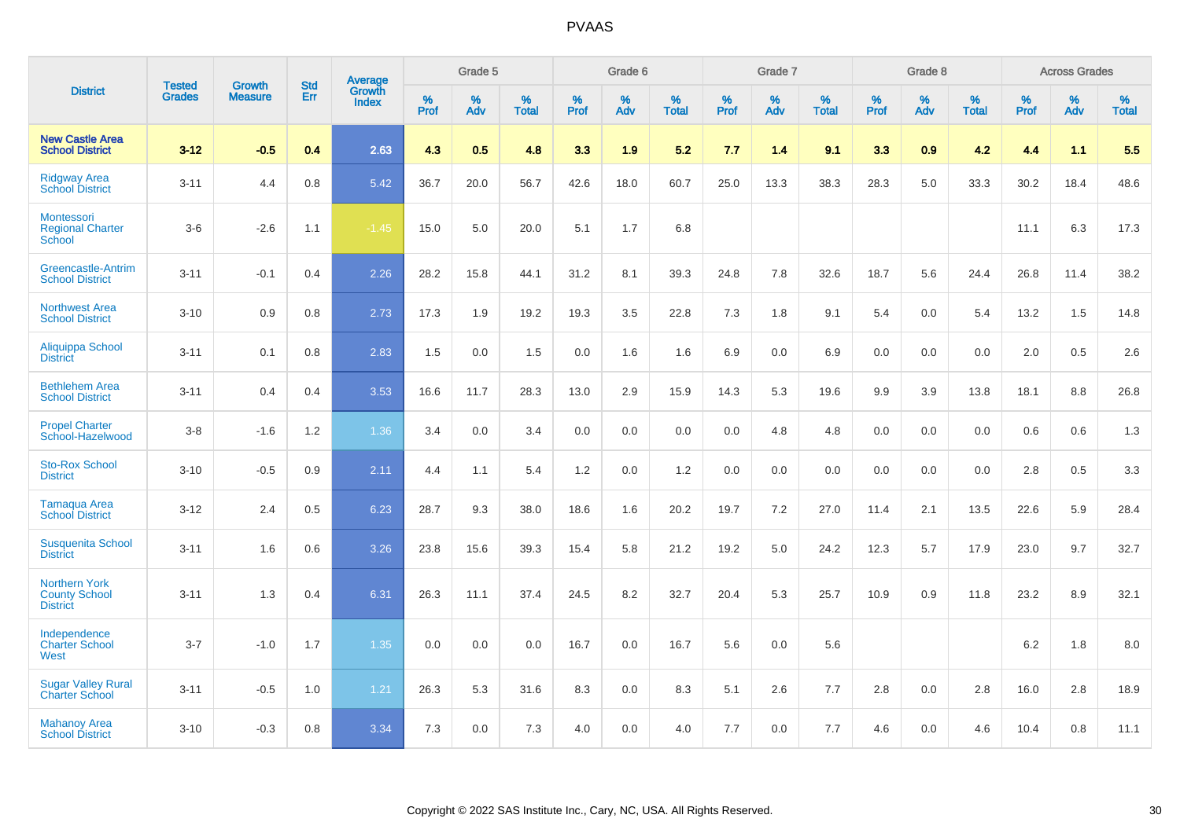# PVAAS

| District | Tested Grades | Growth Measure | Std Err | Average Growth Index | Grade 5 | | | Grade 6 | | | Grade 7 | | | Grade 8 | | | Across Grades | | |
|---|---|---|---|---|---|---|---|---|---|---|---|---|---|---|---|---|---|---|---|
| | | | | | % Prof | % Adv | % Total | % Prof | % Adv | % Total | % Prof | % Adv | % Total | % Prof | % Adv | % Total | % Prof | % Adv | % Total |
| **New Castle Area School District** | **3-12** | **-0.5** | **0.4** | **2.63** | **4.3** | **0.5** | **4.8** | **3.3** | **1.9** | **5.2** | **7.7** | **1.4** | **9.1** | **3.3** | **0.9** | **4.2** | **4.4** | **1.1** | **5.5** |
| Ridgway Area School District | 3-11 | 4.4 | 0.8 | 5.42 | 36.7 | 20.0 | 56.7 | 42.6 | 18.0 | 60.7 | 25.0 | 13.3 | 38.3 | 28.3 | 5.0 | 33.3 | 30.2 | 18.4 | 48.6 |
| Montessori Regional Charter School | 3-6 | -2.6 | 1.1 | -1.45 | 15.0 | 5.0 | 20.0 | 5.1 | 1.7 | 6.8 | | | | | | | 11.1 | 6.3 | 17.3 |
| Greencastle-Antrim School District | 3-11 | -0.1 | 0.4 | 2.26 | 28.2 | 15.8 | 44.1 | 31.2 | 8.1 | 39.3 | 24.8 | 7.8 | 32.6 | 18.7 | 5.6 | 24.4 | 26.8 | 11.4 | 38.2 |
| Northwest Area School District | 3-10 | 0.9 | 0.8 | 2.73 | 17.3 | 1.9 | 19.2 | 19.3 | 3.5 | 22.8 | 7.3 | 1.8 | 9.1 | 5.4 | 0.0 | 5.4 | 13.2 | 1.5 | 14.8 |
| Aliquippa School District | 3-11 | 0.1 | 0.8 | 2.83 | 1.5 | 0.0 | 1.5 | 0.0 | 1.6 | 1.6 | 6.9 | 0.0 | 6.9 | 0.0 | 0.0 | 0.0 | 2.0 | 0.5 | 2.6 |
| Bethlehem Area School District | 3-11 | 0.4 | 0.4 | 3.53 | 16.6 | 11.7 | 28.3 | 13.0 | 2.9 | 15.9 | 14.3 | 5.3 | 19.6 | 9.9 | 3.9 | 13.8 | 18.1 | 8.8 | 26.8 |
| Propel Charter School-Hazelwood | 3-8 | -1.6 | 1.2 | 1.36 | 3.4 | 0.0 | 3.4 | 0.0 | 0.0 | 0.0 | 0.0 | 4.8 | 4.8 | 0.0 | 0.0 | 0.0 | 0.6 | 0.6 | 1.3 |
| Sto-Rox School District | 3-10 | -0.5 | 0.9 | 2.11 | 4.4 | 1.1 | 5.4 | 1.2 | 0.0 | 1.2 | 0.0 | 0.0 | 0.0 | 0.0 | 0.0 | 0.0 | 2.8 | 0.5 | 3.3 |
| Tamaqua Area School District | 3-12 | 2.4 | 0.5 | 6.23 | 28.7 | 9.3 | 38.0 | 18.6 | 1.6 | 20.2 | 19.7 | 7.2 | 27.0 | 11.4 | 2.1 | 13.5 | 22.6 | 5.9 | 28.4 |
| Susquenita School District | 3-11 | 1.6 | 0.6 | 3.26 | 23.8 | 15.6 | 39.3 | 15.4 | 5.8 | 21.2 | 19.2 | 5.0 | 24.2 | 12.3 | 5.7 | 17.9 | 23.0 | 9.7 | 32.7 |
| Northern York County School District | 3-11 | 1.3 | 0.4 | 6.31 | 26.3 | 11.1 | 37.4 | 24.5 | 8.2 | 32.7 | 20.4 | 5.3 | 25.7 | 10.9 | 0.9 | 11.8 | 23.2 | 8.9 | 32.1 |
| Independence Charter School West | 3-7 | -1.0 | 1.7 | 1.35 | 0.0 | 0.0 | 0.0 | 16.7 | 0.0 | 16.7 | 5.6 | 0.0 | 5.6 | | | | 6.2 | 1.8 | 8.0 |
| Sugar Valley Rural Charter School | 3-11 | -0.5 | 1.0 | 1.21 | 26.3 | 5.3 | 31.6 | 8.3 | 0.0 | 8.3 | 5.1 | 2.6 | 7.7 | 2.8 | 0.0 | 2.8 | 16.0 | 2.8 | 18.9 |
| Mahanoy Area School District | 3-10 | -0.3 | 0.8 | 3.34 | 7.3 | 0.0 | 7.3 | 4.0 | 0.0 | 4.0 | 7.7 | 0.0 | 7.7 | 4.6 | 0.0 | 4.6 | 10.4 | 0.8 | 11.1 |

Copyright © 2022 SAS Institute Inc., Cary, NC, USA. All Rights Reserved.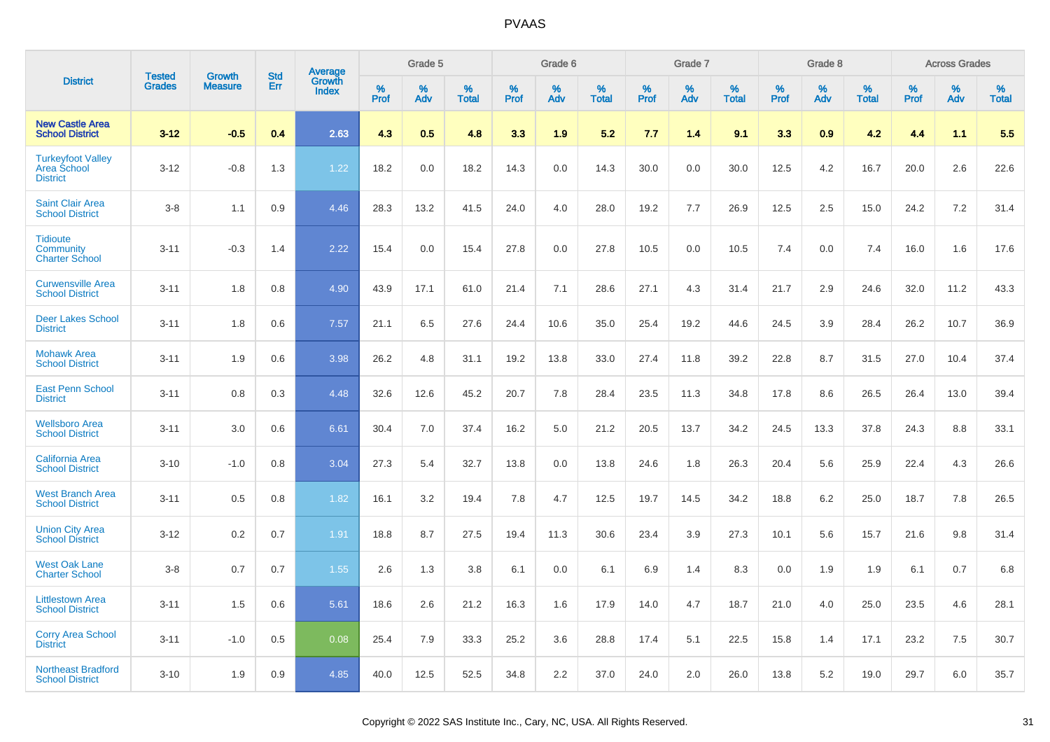# PVAAS

| District | Tested Grades | Growth Measure | Std Err | Average Growth Index | Grade 5 | | | Grade 6 | | | Grade 7 | | | Grade 8 | | | Across Grades | | |
|---|---|---|---|---|---|---|---|---|---|---|---|---|---|---|---|---|---|---|---|
| | | | | | % Prof | % Adv | % Total | % Prof | % Adv | % Total | % Prof | % Adv | % Total | % Prof | % Adv | % Total | % Prof | % Adv | % Total |
| **New Castle Area School District** | **3-12** | **-0.5** | **0.4** | **2.63** | **4.3** | **0.5** | **4.8** | **3.3** | **1.9** | **5.2** | **7.7** | **1.4** | **9.1** | **3.3** | **0.9** | **4.2** | **4.4** | **1.1** | **5.5** |
| Turkeyfoot Valley Area School District | 3-12 | -0.8 | 1.3 | 1.22 | 18.2 | 0.0 | 18.2 | 14.3 | 0.0 | 14.3 | 30.0 | 0.0 | 30.0 | 12.5 | 4.2 | 16.7 | 20.0 | 2.6 | 22.6 |
| Saint Clair Area School District | 3-8 | 1.1 | 0.9 | 4.46 | 28.3 | 13.2 | 41.5 | 24.0 | 4.0 | 28.0 | 19.2 | 7.7 | 26.9 | 12.5 | 2.5 | 15.0 | 24.2 | 7.2 | 31.4 |
| Tidioute Community Charter School | 3-11 | -0.3 | 1.4 | 2.22 | 15.4 | 0.0 | 15.4 | 27.8 | 0.0 | 27.8 | 10.5 | 0.0 | 10.5 | 7.4 | 0.0 | 7.4 | 16.0 | 1.6 | 17.6 |
| Curwensville Area School District | 3-11 | 1.8 | 0.8 | 4.90 | 43.9 | 17.1 | 61.0 | 21.4 | 7.1 | 28.6 | 27.1 | 4.3 | 31.4 | 21.7 | 2.9 | 24.6 | 32.0 | 11.2 | 43.3 |
| Deer Lakes School District | 3-11 | 1.8 | 0.6 | 7.57 | 21.1 | 6.5 | 27.6 | 24.4 | 10.6 | 35.0 | 25.4 | 19.2 | 44.6 | 24.5 | 3.9 | 28.4 | 26.2 | 10.7 | 36.9 |
| Mohawk Area School District | 3-11 | 1.9 | 0.6 | 3.98 | 26.2 | 4.8 | 31.1 | 19.2 | 13.8 | 33.0 | 27.4 | 11.8 | 39.2 | 22.8 | 8.7 | 31.5 | 27.0 | 10.4 | 37.4 |
| East Penn School District | 3-11 | 0.8 | 0.3 | 4.48 | 32.6 | 12.6 | 45.2 | 20.7 | 7.8 | 28.4 | 23.5 | 11.3 | 34.8 | 17.8 | 8.6 | 26.5 | 26.4 | 13.0 | 39.4 |
| Wellsboro Area School District | 3-11 | 3.0 | 0.6 | 6.61 | 30.4 | 7.0 | 37.4 | 16.2 | 5.0 | 21.2 | 20.5 | 13.7 | 34.2 | 24.5 | 13.3 | 37.8 | 24.3 | 8.8 | 33.1 |
| California Area School District | 3-10 | -1.0 | 0.8 | 3.04 | 27.3 | 5.4 | 32.7 | 13.8 | 0.0 | 13.8 | 24.6 | 1.8 | 26.3 | 20.4 | 5.6 | 25.9 | 22.4 | 4.3 | 26.6 |
| West Branch Area School District | 3-11 | 0.5 | 0.8 | 1.82 | 16.1 | 3.2 | 19.4 | 7.8 | 4.7 | 12.5 | 19.7 | 14.5 | 34.2 | 18.8 | 6.2 | 25.0 | 18.7 | 7.8 | 26.5 |
| Union City Area School District | 3-12 | 0.2 | 0.7 | 1.91 | 18.8 | 8.7 | 27.5 | 19.4 | 11.3 | 30.6 | 23.4 | 3.9 | 27.3 | 10.1 | 5.6 | 15.7 | 21.6 | 9.8 | 31.4 |
| West Oak Lane Charter School | 3-8 | 0.7 | 0.7 | 1.55 | 2.6 | 1.3 | 3.8 | 6.1 | 0.0 | 6.1 | 6.9 | 1.4 | 8.3 | 0.0 | 1.9 | 1.9 | 6.1 | 0.7 | 6.8 |
| Littlestown Area School District | 3-11 | 1.5 | 0.6 | 5.61 | 18.6 | 2.6 | 21.2 | 16.3 | 1.6 | 17.9 | 14.0 | 4.7 | 18.7 | 21.0 | 4.0 | 25.0 | 23.5 | 4.6 | 28.1 |
| Corry Area School District | 3-11 | -1.0 | 0.5 | 0.08 | 25.4 | 7.9 | 33.3 | 25.2 | 3.6 | 28.8 | 17.4 | 5.1 | 22.5 | 15.8 | 1.4 | 17.1 | 23.2 | 7.5 | 30.7 |
| Northeast Bradford School District | 3-10 | 1.9 | 0.9 | 4.85 | 40.0 | 12.5 | 52.5 | 34.8 | 2.2 | 37.0 | 24.0 | 2.0 | 26.0 | 13.8 | 5.2 | 19.0 | 29.7 | 6.0 | 35.7 |

Copyright © 2022 SAS Institute Inc., Cary, NC, USA. All Rights Reserved.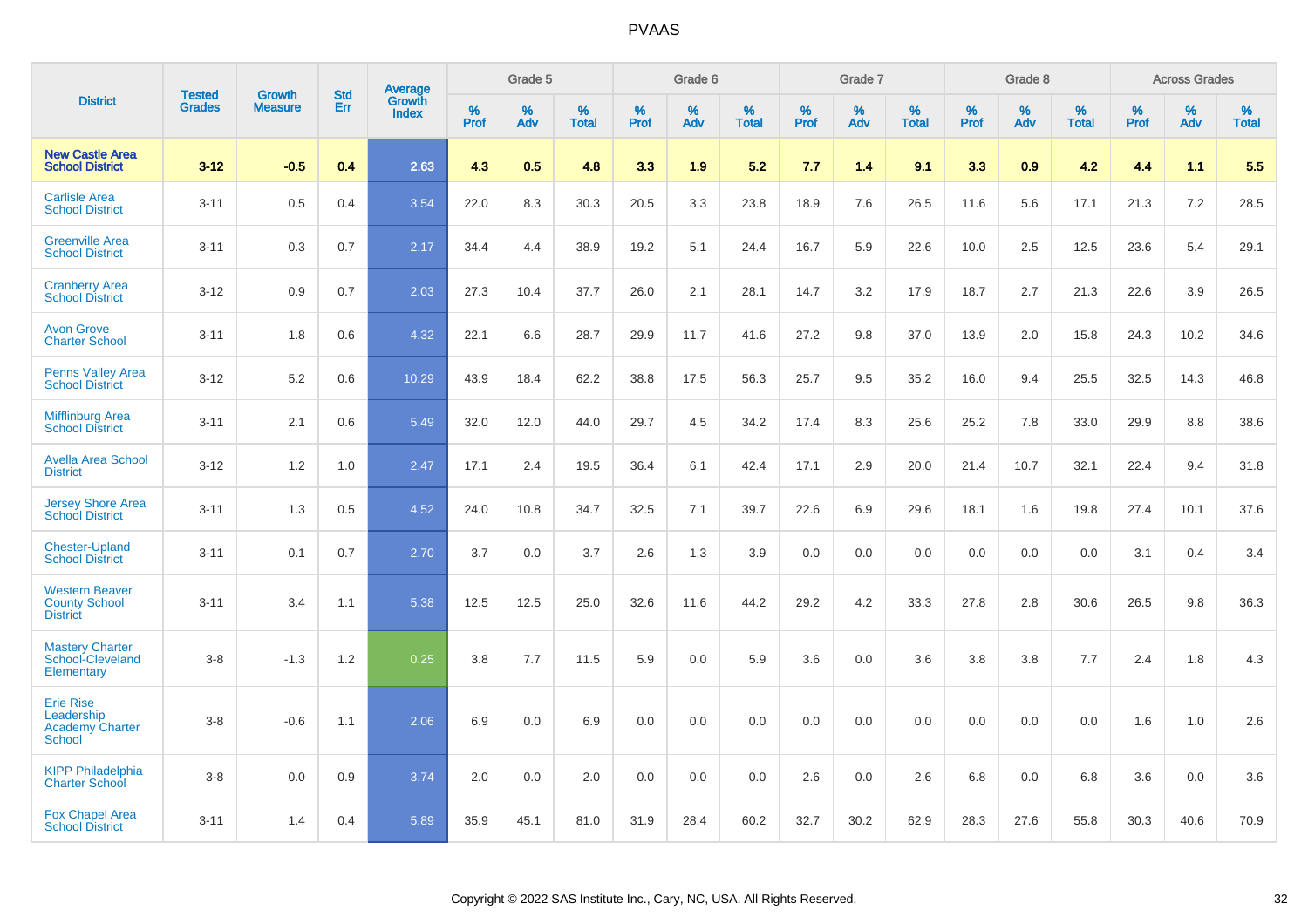# PVAAS

| District | Tested Grades | Growth Measure | Std Err | Average Growth Index | Grade 5 | | | Grade 6 | | | Grade 7 | | | Grade 8 | | | Across Grades | | |
|---|---|---|---|---|---|---|---|---|---|---|---|---|---|---|---|---|---|---|---|
| | | | | | % Prof | % Adv | % Total | % Prof | % Adv | % Total | % Prof | % Adv | % Total | % Prof | % Adv | % Total | % Prof | % Adv | % Total |
| **New Castle Area School District** | **3-12** | **-0.5** | **0.4** | **2.63** | **4.3** | **0.5** | **4.8** | **3.3** | **1.9** | **5.2** | **7.7** | **1.4** | **9.1** | **3.3** | **0.9** | **4.2** | **4.4** | **1.1** | **5.5** |
| Carlisle Area School District | 3-11 | 0.5 | 0.4 | 3.54 | 22.0 | 8.3 | 30.3 | 20.5 | 3.3 | 23.8 | 18.9 | 7.6 | 26.5 | 11.6 | 5.6 | 17.1 | 21.3 | 7.2 | 28.5 |
| Greenville Area School District | 3-11 | 0.3 | 0.7 | 2.17 | 34.4 | 4.4 | 38.9 | 19.2 | 5.1 | 24.4 | 16.7 | 5.9 | 22.6 | 10.0 | 2.5 | 12.5 | 23.6 | 5.4 | 29.1 |
| Cranberry Area School District | 3-12 | 0.9 | 0.7 | 2.03 | 27.3 | 10.4 | 37.7 | 26.0 | 2.1 | 28.1 | 14.7 | 3.2 | 17.9 | 18.7 | 2.7 | 21.3 | 22.6 | 3.9 | 26.5 |
| Avon Grove Charter School | 3-11 | 1.8 | 0.6 | 4.32 | 22.1 | 6.6 | 28.7 | 29.9 | 11.7 | 41.6 | 27.2 | 9.8 | 37.0 | 13.9 | 2.0 | 15.8 | 24.3 | 10.2 | 34.6 |
| Penns Valley Area School District | 3-12 | 5.2 | 0.6 | 10.29 | 43.9 | 18.4 | 62.2 | 38.8 | 17.5 | 56.3 | 25.7 | 9.5 | 35.2 | 16.0 | 9.4 | 25.5 | 32.5 | 14.3 | 46.8 |
| Mifflinburg Area School District | 3-11 | 2.1 | 0.6 | 5.49 | 32.0 | 12.0 | 44.0 | 29.7 | 4.5 | 34.2 | 17.4 | 8.3 | 25.6 | 25.2 | 7.8 | 33.0 | 29.9 | 8.8 | 38.6 |
| Avella Area School District | 3-12 | 1.2 | 1.0 | 2.47 | 17.1 | 2.4 | 19.5 | 36.4 | 6.1 | 42.4 | 17.1 | 2.9 | 20.0 | 21.4 | 10.7 | 32.1 | 22.4 | 9.4 | 31.8 |
| Jersey Shore Area School District | 3-11 | 1.3 | 0.5 | 4.52 | 24.0 | 10.8 | 34.7 | 32.5 | 7.1 | 39.7 | 22.6 | 6.9 | 29.6 | 18.1 | 1.6 | 19.8 | 27.4 | 10.1 | 37.6 |
| Chester-Upland School District | 3-11 | 0.1 | 0.7 | 2.70 | 3.7 | 0.0 | 3.7 | 2.6 | 1.3 | 3.9 | 0.0 | 0.0 | 0.0 | 0.0 | 0.0 | 0.0 | 3.1 | 0.4 | 3.4 |
| Western Beaver County School District | 3-11 | 3.4 | 1.1 | 5.38 | 12.5 | 12.5 | 25.0 | 32.6 | 11.6 | 44.2 | 29.2 | 4.2 | 33.3 | 27.8 | 2.8 | 30.6 | 26.5 | 9.8 | 36.3 |
| Mastery Charter School-Cleveland Elementary | 3-8 | -1.3 | 1.2 | 0.25 | 3.8 | 7.7 | 11.5 | 5.9 | 0.0 | 5.9 | 3.6 | 0.0 | 3.6 | 3.8 | 3.8 | 7.7 | 2.4 | 1.8 | 4.3 |
| Erie Rise Leadership Academy Charter School | 3-8 | -0.6 | 1.1 | 2.06 | 6.9 | 0.0 | 6.9 | 0.0 | 0.0 | 0.0 | 0.0 | 0.0 | 0.0 | 0.0 | 0.0 | 0.0 | 1.6 | 1.0 | 2.6 |
| KIPP Philadelphia Charter School | 3-8 | 0.0 | 0.9 | 3.74 | 2.0 | 0.0 | 2.0 | 0.0 | 0.0 | 0.0 | 2.6 | 0.0 | 2.6 | 6.8 | 0.0 | 6.8 | 3.6 | 0.0 | 3.6 |
| Fox Chapel Area School District | 3-11 | 1.4 | 0.4 | 5.89 | 35.9 | 45.1 | 81.0 | 31.9 | 28.4 | 60.2 | 32.7 | 30.2 | 62.9 | 28.3 | 27.6 | 55.8 | 30.3 | 40.6 | 70.9 |

Copyright © 2022 SAS Institute Inc., Cary, NC, USA. All Rights Reserved.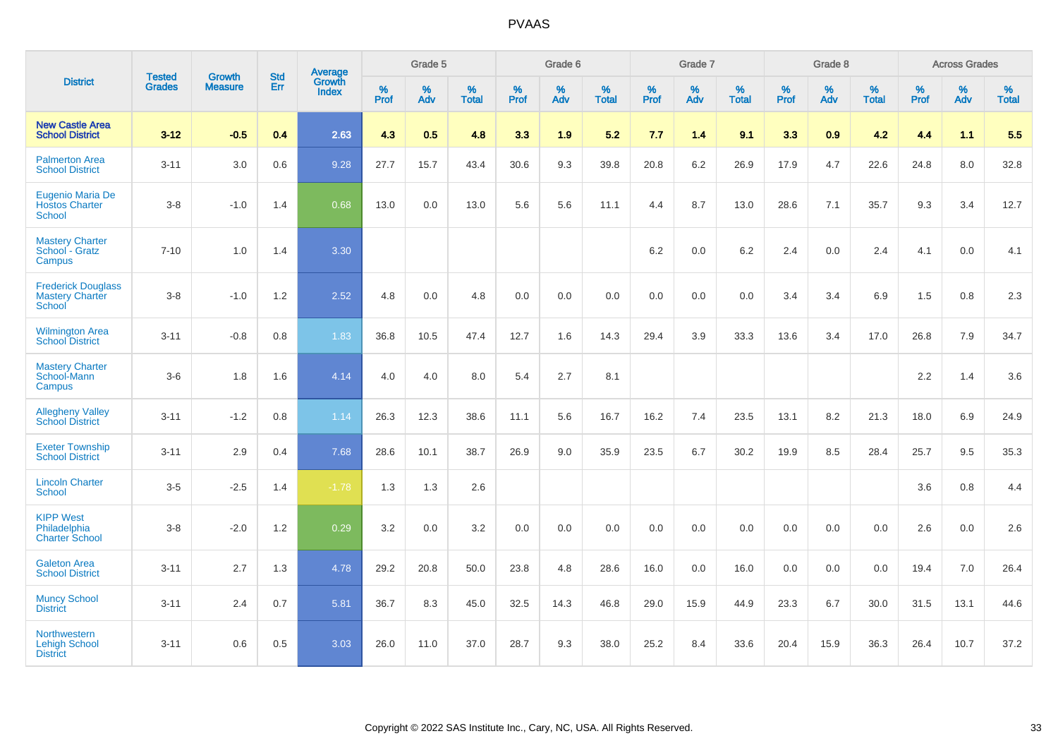PVAAS

| District | Tested Grades | Growth Measure | Std Err | Average Growth Index | Grade 5 | | | Grade 6 | | | Grade 7 | | | Grade 8 | | | Across Grades | | |
|---|---|---|---|---|---|---|---|---|---|---|---|---|---|---|---|---|---|---|---|
| | | | | | % Prof | % Adv | % Total | % Prof | % Adv | % Total | % Prof | % Adv | % Total | % Prof | % Adv | % Total | % Prof | % Adv | % Total |
| **New Castle Area School District** | **3-12** | **-0.5** | **0.4** | **2.63** | **4.3** | **0.5** | **4.8** | **3.3** | **1.9** | **5.2** | **7.7** | **1.4** | **9.1** | **3.3** | **0.9** | **4.2** | **4.4** | **1.1** | **5.5** |
| Palmerton Area School District | 3-11 | 3.0 | 0.6 | 9.28 | 27.7 | 15.7 | 43.4 | 30.6 | 9.3 | 39.8 | 20.8 | 6.2 | 26.9 | 17.9 | 4.7 | 22.6 | 24.8 | 8.0 | 32.8 |
| Eugenio Maria De Hostos Charter School | 3-8 | -1.0 | 1.4 | 0.68 | 13.0 | 0.0 | 13.0 | 5.6 | 5.6 | 11.1 | 4.4 | 8.7 | 13.0 | 28.6 | 7.1 | 35.7 | 9.3 | 3.4 | 12.7 |
| Mastery Charter School - Gratz Campus | 7-10 | 1.0 | 1.4 | 3.30 | | | | | | | 6.2 | 0.0 | 6.2 | 2.4 | 0.0 | 2.4 | 4.1 | 0.0 | 4.1 |
| Frederick Douglass Mastery Charter School | 3-8 | -1.0 | 1.2 | 2.52 | 4.8 | 0.0 | 4.8 | 0.0 | 0.0 | 0.0 | 0.0 | 0.0 | 0.0 | 3.4 | 3.4 | 6.9 | 1.5 | 0.8 | 2.3 |
| Wilmington Area School District | 3-11 | -0.8 | 0.8 | 1.83 | 36.8 | 10.5 | 47.4 | 12.7 | 1.6 | 14.3 | 29.4 | 3.9 | 33.3 | 13.6 | 3.4 | 17.0 | 26.8 | 7.9 | 34.7 |
| Mastery Charter School-Mann Campus | 3-6 | 1.8 | 1.6 | 4.14 | 4.0 | 4.0 | 8.0 | 5.4 | 2.7 | 8.1 | | | | | | | 2.2 | 1.4 | 3.6 |
| Allegheny Valley School District | 3-11 | -1.2 | 0.8 | 1.14 | 26.3 | 12.3 | 38.6 | 11.1 | 5.6 | 16.7 | 16.2 | 7.4 | 23.5 | 13.1 | 8.2 | 21.3 | 18.0 | 6.9 | 24.9 |
| Exeter Township School District | 3-11 | 2.9 | 0.4 | 7.68 | 28.6 | 10.1 | 38.7 | 26.9 | 9.0 | 35.9 | 23.5 | 6.7 | 30.2 | 19.9 | 8.5 | 28.4 | 25.7 | 9.5 | 35.3 |
| Lincoln Charter School | 3-5 | -2.5 | 1.4 | -1.78 | 1.3 | 1.3 | 2.6 | | | | | | | | | | 3.6 | 0.8 | 4.4 |
| KIPP West Philadelphia Charter School | 3-8 | -2.0 | 1.2 | 0.29 | 3.2 | 0.0 | 3.2 | 0.0 | 0.0 | 0.0 | 0.0 | 0.0 | 0.0 | 0.0 | 0.0 | 0.0 | 2.6 | 0.0 | 2.6 |
| Galeton Area School District | 3-11 | 2.7 | 1.3 | 4.78 | 29.2 | 20.8 | 50.0 | 23.8 | 4.8 | 28.6 | 16.0 | 0.0 | 16.0 | 0.0 | 0.0 | 0.0 | 19.4 | 7.0 | 26.4 |
| Muncy School District | 3-11 | 2.4 | 0.7 | 5.81 | 36.7 | 8.3 | 45.0 | 32.5 | 14.3 | 46.8 | 29.0 | 15.9 | 44.9 | 23.3 | 6.7 | 30.0 | 31.5 | 13.1 | 44.6 |
| Northwestern Lehigh School District | 3-11 | 0.6 | 0.5 | 3.03 | 26.0 | 11.0 | 37.0 | 28.7 | 9.3 | 38.0 | 25.2 | 8.4 | 33.6 | 20.4 | 15.9 | 36.3 | 26.4 | 10.7 | 37.2 |

Copyright © 2022 SAS Institute Inc., Cary, NC, USA. All Rights Reserved.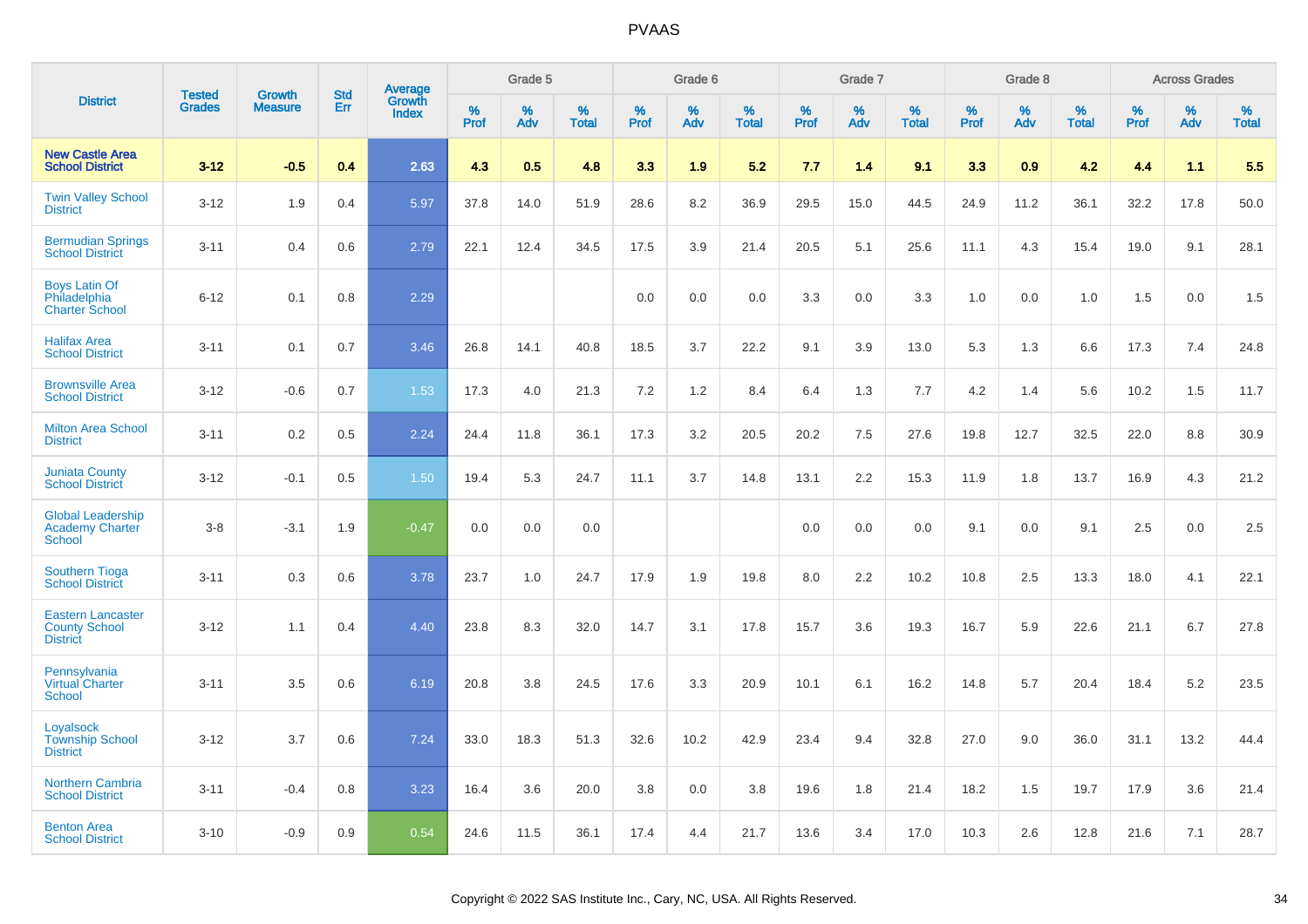# PVAAS

| District | Tested Grades | Growth Measure | Std Err | Average Growth Index | Grade 5 | | | Grade 6 | | | Grade 7 | | | Grade 8 | | | Across Grades | | |
|---|---|---|---|---|---|---|---|---|---|---|---|---|---|---|---|---|---|---|---|
| | | | | | % Prof | % Adv | % Total | % Prof | % Adv | % Total | % Prof | % Adv | % Total | % Prof | % Adv | % Total | % Prof | % Adv | % Total |
| **New Castle Area School District** | **3-12** | **-0.5** | **0.4** | **2.63** | **4.3** | **0.5** | **4.8** | **3.3** | **1.9** | **5.2** | **7.7** | **1.4** | **9.1** | **3.3** | **0.9** | **4.2** | **4.4** | **1.1** | **5.5** |
| Twin Valley School District | 3-12 | 1.9 | 0.4 | 5.97 | 37.8 | 14.0 | 51.9 | 28.6 | 8.2 | 36.9 | 29.5 | 15.0 | 44.5 | 24.9 | 11.2 | 36.1 | 32.2 | 17.8 | 50.0 |
| Bermudian Springs School District | 3-11 | 0.4 | 0.6 | 2.79 | 22.1 | 12.4 | 34.5 | 17.5 | 3.9 | 21.4 | 20.5 | 5.1 | 25.6 | 11.1 | 4.3 | 15.4 | 19.0 | 9.1 | 28.1 |
| Boys Latin Of Philadelphia Charter School | 6-12 | 0.1 | 0.8 | 2.29 | | | | 0.0 | 0.0 | 0.0 | 3.3 | 0.0 | 3.3 | 1.0 | 0.0 | 1.0 | 1.5 | 0.0 | 1.5 |
| Halifax Area School District | 3-11 | 0.1 | 0.7 | 3.46 | 26.8 | 14.1 | 40.8 | 18.5 | 3.7 | 22.2 | 9.1 | 3.9 | 13.0 | 5.3 | 1.3 | 6.6 | 17.3 | 7.4 | 24.8 |
| Brownsville Area School District | 3-12 | -0.6 | 0.7 | 1.53 | 17.3 | 4.0 | 21.3 | 7.2 | 1.2 | 8.4 | 6.4 | 1.3 | 7.7 | 4.2 | 1.4 | 5.6 | 10.2 | 1.5 | 11.7 |
| Milton Area School District | 3-11 | 0.2 | 0.5 | 2.24 | 24.4 | 11.8 | 36.1 | 17.3 | 3.2 | 20.5 | 20.2 | 7.5 | 27.6 | 19.8 | 12.7 | 32.5 | 22.0 | 8.8 | 30.9 |
| Juniata County School District | 3-12 | -0.1 | 0.5 | 1.50 | 19.4 | 5.3 | 24.7 | 11.1 | 3.7 | 14.8 | 13.1 | 2.2 | 15.3 | 11.9 | 1.8 | 13.7 | 16.9 | 4.3 | 21.2 |
| Global Leadership Academy Charter School | 3-8 | -3.1 | 1.9 | -0.47 | 0.0 | 0.0 | 0.0 | | | | 0.0 | 0.0 | 0.0 | 9.1 | 0.0 | 9.1 | 2.5 | 0.0 | 2.5 |
| Southern Tioga School District | 3-11 | 0.3 | 0.6 | 3.78 | 23.7 | 1.0 | 24.7 | 17.9 | 1.9 | 19.8 | 8.0 | 2.2 | 10.2 | 10.8 | 2.5 | 13.3 | 18.0 | 4.1 | 22.1 |
| Eastern Lancaster County School District | 3-12 | 1.1 | 0.4 | 4.40 | 23.8 | 8.3 | 32.0 | 14.7 | 3.1 | 17.8 | 15.7 | 3.6 | 19.3 | 16.7 | 5.9 | 22.6 | 21.1 | 6.7 | 27.8 |
| Pennsylvania Virtual Charter School | 3-11 | 3.5 | 0.6 | 6.19 | 20.8 | 3.8 | 24.5 | 17.6 | 3.3 | 20.9 | 10.1 | 6.1 | 16.2 | 14.8 | 5.7 | 20.4 | 18.4 | 5.2 | 23.5 |
| Loyalsock Township School District | 3-12 | 3.7 | 0.6 | 7.24 | 33.0 | 18.3 | 51.3 | 32.6 | 10.2 | 42.9 | 23.4 | 9.4 | 32.8 | 27.0 | 9.0 | 36.0 | 31.1 | 13.2 | 44.4 |
| Northern Cambria School District | 3-11 | -0.4 | 0.8 | 3.23 | 16.4 | 3.6 | 20.0 | 3.8 | 0.0 | 3.8 | 19.6 | 1.8 | 21.4 | 18.2 | 1.5 | 19.7 | 17.9 | 3.6 | 21.4 |
| Benton Area School District | 3-10 | -0.9 | 0.9 | 0.54 | 24.6 | 11.5 | 36.1 | 17.4 | 4.4 | 21.7 | 13.6 | 3.4 | 17.0 | 10.3 | 2.6 | 12.8 | 21.6 | 7.1 | 28.7 |

Copyright © 2022 SAS Institute Inc., Cary, NC, USA. All Rights Reserved.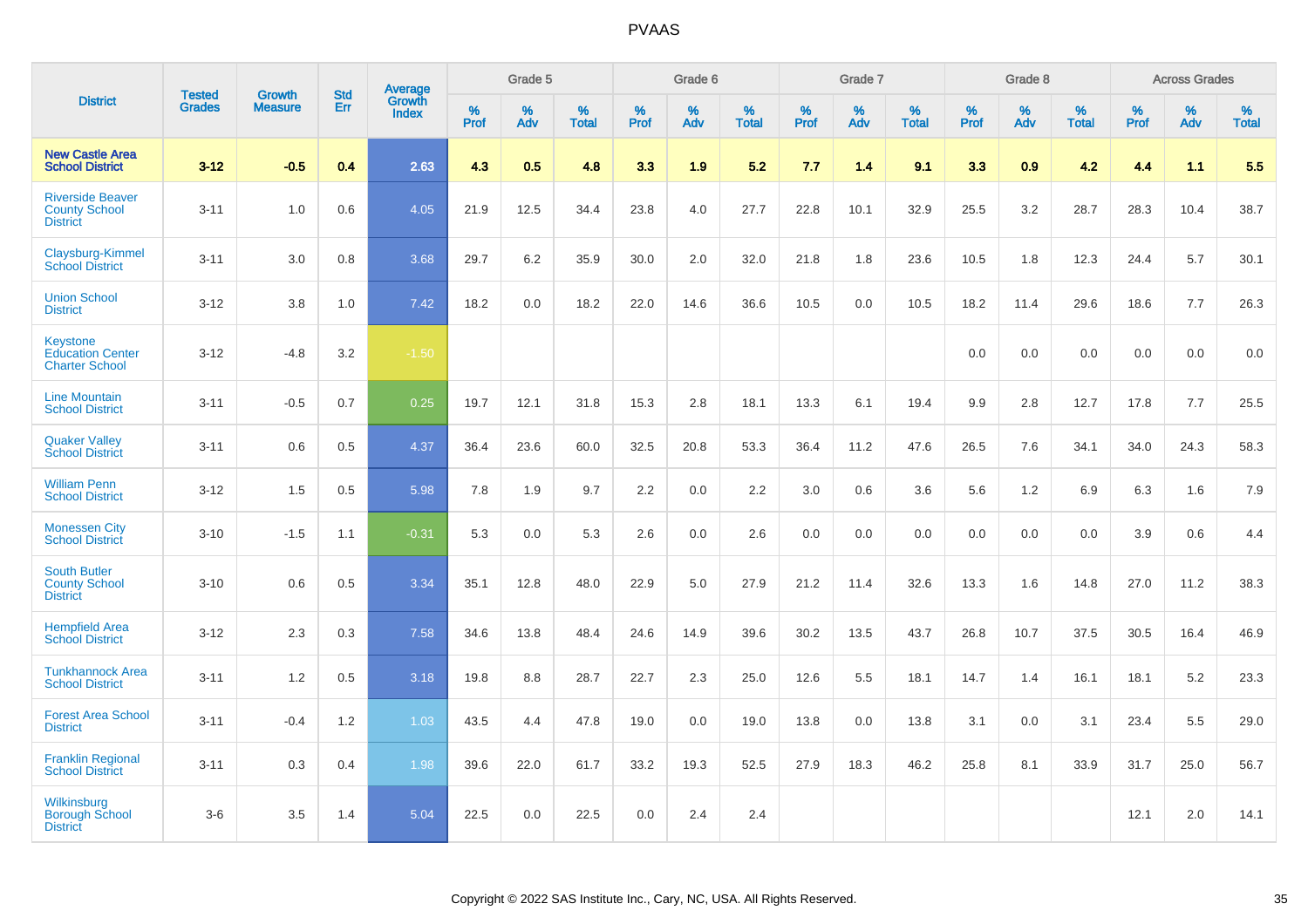# PVAAS

| District | Tested Grades | Growth Measure | Std Err | Average Growth Index | Grade 5 | | | Grade 6 | | | Grade 7 | | | Grade 8 | | | Across Grades | | |
|---|---|---|---|---|---|---|---|---|---|---|---|---|---|---|---|---|---|---|---|
| | | | | | % Prof | % Adv | % Total | % Prof | % Adv | % Total | % Prof | % Adv | % Total | % Prof | % Adv | % Total | % Prof | % Adv | % Total |
| **New Castle Area School District** | **3-12** | **-0.5** | **0.4** | **2.63** | **4.3** | **0.5** | **4.8** | **3.3** | **1.9** | **5.2** | **7.7** | **1.4** | **9.1** | **3.3** | **0.9** | **4.2** | **4.4** | **1.1** | **5.5** |
| Riverside Beaver County School District | 3-11 | 1.0 | 0.6 | 4.05 | 21.9 | 12.5 | 34.4 | 23.8 | 4.0 | 27.7 | 22.8 | 10.1 | 32.9 | 25.5 | 3.2 | 28.7 | 28.3 | 10.4 | 38.7 |
| Claysburg-Kimmel School District | 3-11 | 3.0 | 0.8 | 3.68 | 29.7 | 6.2 | 35.9 | 30.0 | 2.0 | 32.0 | 21.8 | 1.8 | 23.6 | 10.5 | 1.8 | 12.3 | 24.4 | 5.7 | 30.1 |
| Union School District | 3-12 | 3.8 | 1.0 | 7.42 | 18.2 | 0.0 | 18.2 | 22.0 | 14.6 | 36.6 | 10.5 | 0.0 | 10.5 | 18.2 | 11.4 | 29.6 | 18.6 | 7.7 | 26.3 |
| Keystone Education Center Charter School | 3-12 | -4.8 | 3.2 | -1.50 | | | | | | | | | | 0.0 | 0.0 | 0.0 | 0.0 | 0.0 | 0.0 |
| Line Mountain School District | 3-11 | -0.5 | 0.7 | 0.25 | 19.7 | 12.1 | 31.8 | 15.3 | 2.8 | 18.1 | 13.3 | 6.1 | 19.4 | 9.9 | 2.8 | 12.7 | 17.8 | 7.7 | 25.5 |
| Quaker Valley School District | 3-11 | 0.6 | 0.5 | 4.37 | 36.4 | 23.6 | 60.0 | 32.5 | 20.8 | 53.3 | 36.4 | 11.2 | 47.6 | 26.5 | 7.6 | 34.1 | 34.0 | 24.3 | 58.3 |
| William Penn School District | 3-12 | 1.5 | 0.5 | 5.98 | 7.8 | 1.9 | 9.7 | 2.2 | 0.0 | 2.2 | 3.0 | 0.6 | 3.6 | 5.6 | 1.2 | 6.9 | 6.3 | 1.6 | 7.9 |
| Monessen City School District | 3-10 | -1.5 | 1.1 | -0.31 | 5.3 | 0.0 | 5.3 | 2.6 | 0.0 | 2.6 | 0.0 | 0.0 | 0.0 | 0.0 | 0.0 | 0.0 | 3.9 | 0.6 | 4.4 |
| South Butler County School District | 3-10 | 0.6 | 0.5 | 3.34 | 35.1 | 12.8 | 48.0 | 22.9 | 5.0 | 27.9 | 21.2 | 11.4 | 32.6 | 13.3 | 1.6 | 14.8 | 27.0 | 11.2 | 38.3 |
| Hempfield Area School District | 3-12 | 2.3 | 0.3 | 7.58 | 34.6 | 13.8 | 48.4 | 24.6 | 14.9 | 39.6 | 30.2 | 13.5 | 43.7 | 26.8 | 10.7 | 37.5 | 30.5 | 16.4 | 46.9 |
| Tunkhannock Area School District | 3-11 | 1.2 | 0.5 | 3.18 | 19.8 | 8.8 | 28.7 | 22.7 | 2.3 | 25.0 | 12.6 | 5.5 | 18.1 | 14.7 | 1.4 | 16.1 | 18.1 | 5.2 | 23.3 |
| Forest Area School District | 3-11 | -0.4 | 1.2 | 1.03 | 43.5 | 4.4 | 47.8 | 19.0 | 0.0 | 19.0 | 13.8 | 0.0 | 13.8 | 3.1 | 0.0 | 3.1 | 23.4 | 5.5 | 29.0 |
| Franklin Regional School District | 3-11 | 0.3 | 0.4 | 1.98 | 39.6 | 22.0 | 61.7 | 33.2 | 19.3 | 52.5 | 27.9 | 18.3 | 46.2 | 25.8 | 8.1 | 33.9 | 31.7 | 25.0 | 56.7 |
| Wilkinsburg Borough School District | 3-6 | 3.5 | 1.4 | 5.04 | 22.5 | 0.0 | 22.5 | 0.0 | 2.4 | 2.4 | | | | | | | 12.1 | 2.0 | 14.1 |

Copyright © 2022 SAS Institute Inc., Cary, NC, USA. All Rights Reserved.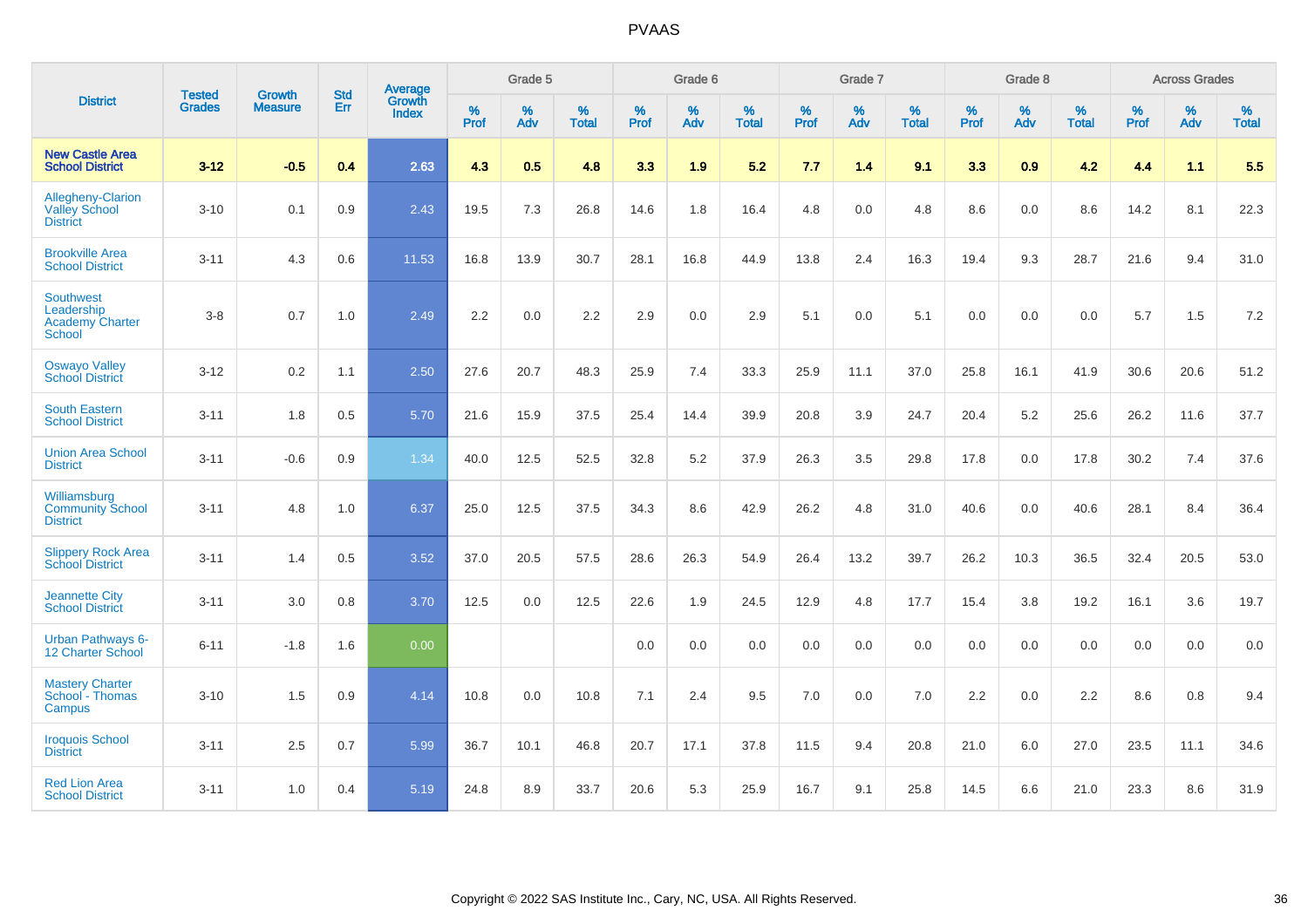# PVAAS

| District | Tested Grades | Growth Measure | Std Err | Average Growth Index | Grade 5 | | | Grade 6 | | | Grade 7 | | | Grade 8 | | | Across Grades | | |
|---|---|---|---|---|---|---|---|---|---|---|---|---|---|---|---|---|---|---|---|
| | | | | | % Prof | % Adv | % Total | % Prof | % Adv | % Total | % Prof | % Adv | % Total | % Prof | % Adv | % Total | % Prof | % Adv | % Total |
| **New Castle Area School District** | **3-12** | **-0.5** | **0.4** | **2.63** | **4.3** | **0.5** | **4.8** | **3.3** | **1.9** | **5.2** | **7.7** | **1.4** | **9.1** | **3.3** | **0.9** | **4.2** | **4.4** | **1.1** | **5.5** |
| Allegheny-Clarion Valley School District | 3-10 | 0.1 | 0.9 | 2.43 | 19.5 | 7.3 | 26.8 | 14.6 | 1.8 | 16.4 | 4.8 | 0.0 | 4.8 | 8.6 | 0.0 | 8.6 | 14.2 | 8.1 | 22.3 |
| Brookville Area School District | 3-11 | 4.3 | 0.6 | 11.53 | 16.8 | 13.9 | 30.7 | 28.1 | 16.8 | 44.9 | 13.8 | 2.4 | 16.3 | 19.4 | 9.3 | 28.7 | 21.6 | 9.4 | 31.0 |
| Southwest Leadership Academy Charter School | 3-8 | 0.7 | 1.0 | 2.49 | 2.2 | 0.0 | 2.2 | 2.9 | 0.0 | 2.9 | 5.1 | 0.0 | 5.1 | 0.0 | 0.0 | 0.0 | 5.7 | 1.5 | 7.2 |
| Oswayo Valley School District | 3-12 | 0.2 | 1.1 | 2.50 | 27.6 | 20.7 | 48.3 | 25.9 | 7.4 | 33.3 | 25.9 | 11.1 | 37.0 | 25.8 | 16.1 | 41.9 | 30.6 | 20.6 | 51.2 |
| South Eastern School District | 3-11 | 1.8 | 0.5 | 5.70 | 21.6 | 15.9 | 37.5 | 25.4 | 14.4 | 39.9 | 20.8 | 3.9 | 24.7 | 20.4 | 5.2 | 25.6 | 26.2 | 11.6 | 37.7 |
| Union Area School District | 3-11 | -0.6 | 0.9 | 1.34 | 40.0 | 12.5 | 52.5 | 32.8 | 5.2 | 37.9 | 26.3 | 3.5 | 29.8 | 17.8 | 0.0 | 17.8 | 30.2 | 7.4 | 37.6 |
| Williamsburg Community School District | 3-11 | 4.8 | 1.0 | 6.37 | 25.0 | 12.5 | 37.5 | 34.3 | 8.6 | 42.9 | 26.2 | 4.8 | 31.0 | 40.6 | 0.0 | 40.6 | 28.1 | 8.4 | 36.4 |
| Slippery Rock Area School District | 3-11 | 1.4 | 0.5 | 3.52 | 37.0 | 20.5 | 57.5 | 28.6 | 26.3 | 54.9 | 26.4 | 13.2 | 39.7 | 26.2 | 10.3 | 36.5 | 32.4 | 20.5 | 53.0 |
| Jeannette City School District | 3-11 | 3.0 | 0.8 | 3.70 | 12.5 | 0.0 | 12.5 | 22.6 | 1.9 | 24.5 | 12.9 | 4.8 | 17.7 | 15.4 | 3.8 | 19.2 | 16.1 | 3.6 | 19.7 |
| Urban Pathways 6-12 Charter School | 6-11 | -1.8 | 1.6 | 0.00 | | | | 0.0 | 0.0 | 0.0 | 0.0 | 0.0 | 0.0 | 0.0 | 0.0 | 0.0 | 0.0 | 0.0 | 0.0 |
| Mastery Charter School - Thomas Campus | 3-10 | 1.5 | 0.9 | 4.14 | 10.8 | 0.0 | 10.8 | 7.1 | 2.4 | 9.5 | 7.0 | 0.0 | 7.0 | 2.2 | 0.0 | 2.2 | 8.6 | 0.8 | 9.4 |
| Iroquois School District | 3-11 | 2.5 | 0.7 | 5.99 | 36.7 | 10.1 | 46.8 | 20.7 | 17.1 | 37.8 | 11.5 | 9.4 | 20.8 | 21.0 | 6.0 | 27.0 | 23.5 | 11.1 | 34.6 |
| Red Lion Area School District | 3-11 | 1.0 | 0.4 | 5.19 | 24.8 | 8.9 | 33.7 | 20.6 | 5.3 | 25.9 | 16.7 | 9.1 | 25.8 | 14.5 | 6.6 | 21.0 | 23.3 | 8.6 | 31.9 |

Copyright © 2022 SAS Institute Inc., Cary, NC, USA. All Rights Reserved.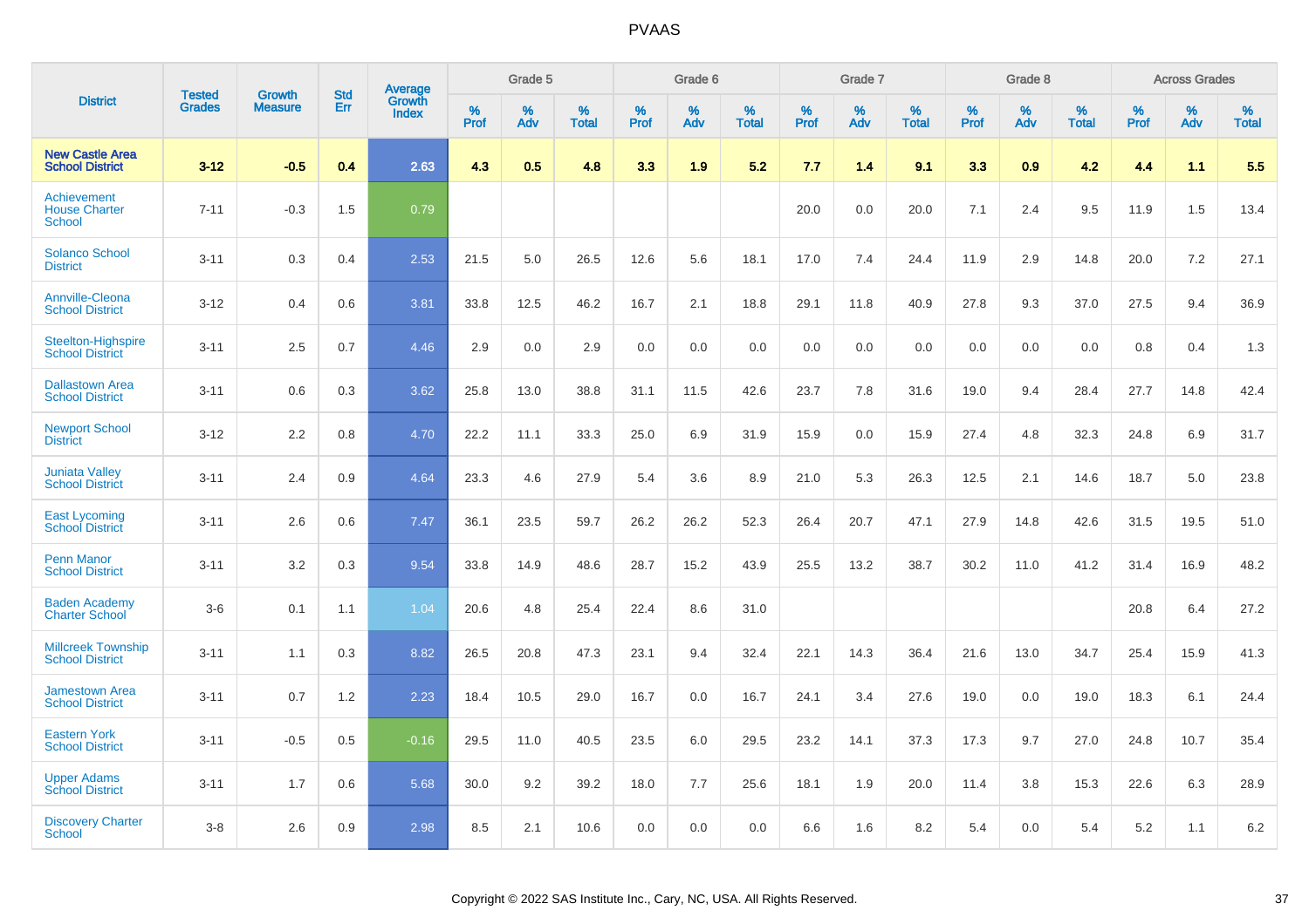# PVAAS

| District | Tested Grades | Growth Measure | Std Err | Average Growth Index | Grade 5 | | | Grade 6 | | | Grade 7 | | | Grade 8 | | | Across Grades | | |
|---|---|---|---|---|---|---|---|---|---|---|---|---|---|---|---|---|---|---|---|
| | | | | | % Prof | % Adv | % Total | % Prof | % Adv | % Total | % Prof | % Adv | % Total | % Prof | % Adv | % Total | % Prof | % Adv | % Total |
| **New Castle Area School District** | **3-12** | **-0.5** | **0.4** | **2.63** | **4.3** | **0.5** | **4.8** | **3.3** | **1.9** | **5.2** | **7.7** | **1.4** | **9.1** | **3.3** | **0.9** | **4.2** | **4.4** | **1.1** | **5.5** |
| Achievement House Charter School | 7-11 | -0.3 | 1.5 | 0.79 | | | | | | | 20.0 | 0.0 | 20.0 | 7.1 | 2.4 | 9.5 | 11.9 | 1.5 | 13.4 |
| Solanco School District | 3-11 | 0.3 | 0.4 | 2.53 | 21.5 | 5.0 | 26.5 | 12.6 | 5.6 | 18.1 | 17.0 | 7.4 | 24.4 | 11.9 | 2.9 | 14.8 | 20.0 | 7.2 | 27.1 |
| Annville-Cleona School District | 3-12 | 0.4 | 0.6 | 3.81 | 33.8 | 12.5 | 46.2 | 16.7 | 2.1 | 18.8 | 29.1 | 11.8 | 40.9 | 27.8 | 9.3 | 37.0 | 27.5 | 9.4 | 36.9 |
| Steelton-Highspire School District | 3-11 | 2.5 | 0.7 | 4.46 | 2.9 | 0.0 | 2.9 | 0.0 | 0.0 | 0.0 | 0.0 | 0.0 | 0.0 | 0.0 | 0.0 | 0.0 | 0.8 | 0.4 | 1.3 |
| Dallastown Area School District | 3-11 | 0.6 | 0.3 | 3.62 | 25.8 | 13.0 | 38.8 | 31.1 | 11.5 | 42.6 | 23.7 | 7.8 | 31.6 | 19.0 | 9.4 | 28.4 | 27.7 | 14.8 | 42.4 |
| Newport School District | 3-12 | 2.2 | 0.8 | 4.70 | 22.2 | 11.1 | 33.3 | 25.0 | 6.9 | 31.9 | 15.9 | 0.0 | 15.9 | 27.4 | 4.8 | 32.3 | 24.8 | 6.9 | 31.7 |
| Juniata Valley School District | 3-11 | 2.4 | 0.9 | 4.64 | 23.3 | 4.6 | 27.9 | 5.4 | 3.6 | 8.9 | 21.0 | 5.3 | 26.3 | 12.5 | 2.1 | 14.6 | 18.7 | 5.0 | 23.8 |
| East Lycoming School District | 3-11 | 2.6 | 0.6 | 7.47 | 36.1 | 23.5 | 59.7 | 26.2 | 26.2 | 52.3 | 26.4 | 20.7 | 47.1 | 27.9 | 14.8 | 42.6 | 31.5 | 19.5 | 51.0 |
| Penn Manor School District | 3-11 | 3.2 | 0.3 | 9.54 | 33.8 | 14.9 | 48.6 | 28.7 | 15.2 | 43.9 | 25.5 | 13.2 | 38.7 | 30.2 | 11.0 | 41.2 | 31.4 | 16.9 | 48.2 |
| Baden Academy Charter School | 3-6 | 0.1 | 1.1 | 1.04 | 20.6 | 4.8 | 25.4 | 22.4 | 8.6 | 31.0 | | | | | | | 20.8 | 6.4 | 27.2 |
| Millcreek Township School District | 3-11 | 1.1 | 0.3 | 8.82 | 26.5 | 20.8 | 47.3 | 23.1 | 9.4 | 32.4 | 22.1 | 14.3 | 36.4 | 21.6 | 13.0 | 34.7 | 25.4 | 15.9 | 41.3 |
| Jamestown Area School District | 3-11 | 0.7 | 1.2 | 2.23 | 18.4 | 10.5 | 29.0 | 16.7 | 0.0 | 16.7 | 24.1 | 3.4 | 27.6 | 19.0 | 0.0 | 19.0 | 18.3 | 6.1 | 24.4 |
| Eastern York School District | 3-11 | -0.5 | 0.5 | -0.16 | 29.5 | 11.0 | 40.5 | 23.5 | 6.0 | 29.5 | 23.2 | 14.1 | 37.3 | 17.3 | 9.7 | 27.0 | 24.8 | 10.7 | 35.4 |
| Upper Adams School District | 3-11 | 1.7 | 0.6 | 5.68 | 30.0 | 9.2 | 39.2 | 18.0 | 7.7 | 25.6 | 18.1 | 1.9 | 20.0 | 11.4 | 3.8 | 15.3 | 22.6 | 6.3 | 28.9 |
| Discovery Charter School | 3-8 | 2.6 | 0.9 | 2.98 | 8.5 | 2.1 | 10.6 | 0.0 | 0.0 | 0.0 | 6.6 | 1.6 | 8.2 | 5.4 | 0.0 | 5.4 | 5.2 | 1.1 | 6.2 |

Copyright © 2022 SAS Institute Inc., Cary, NC, USA. All Rights Reserved.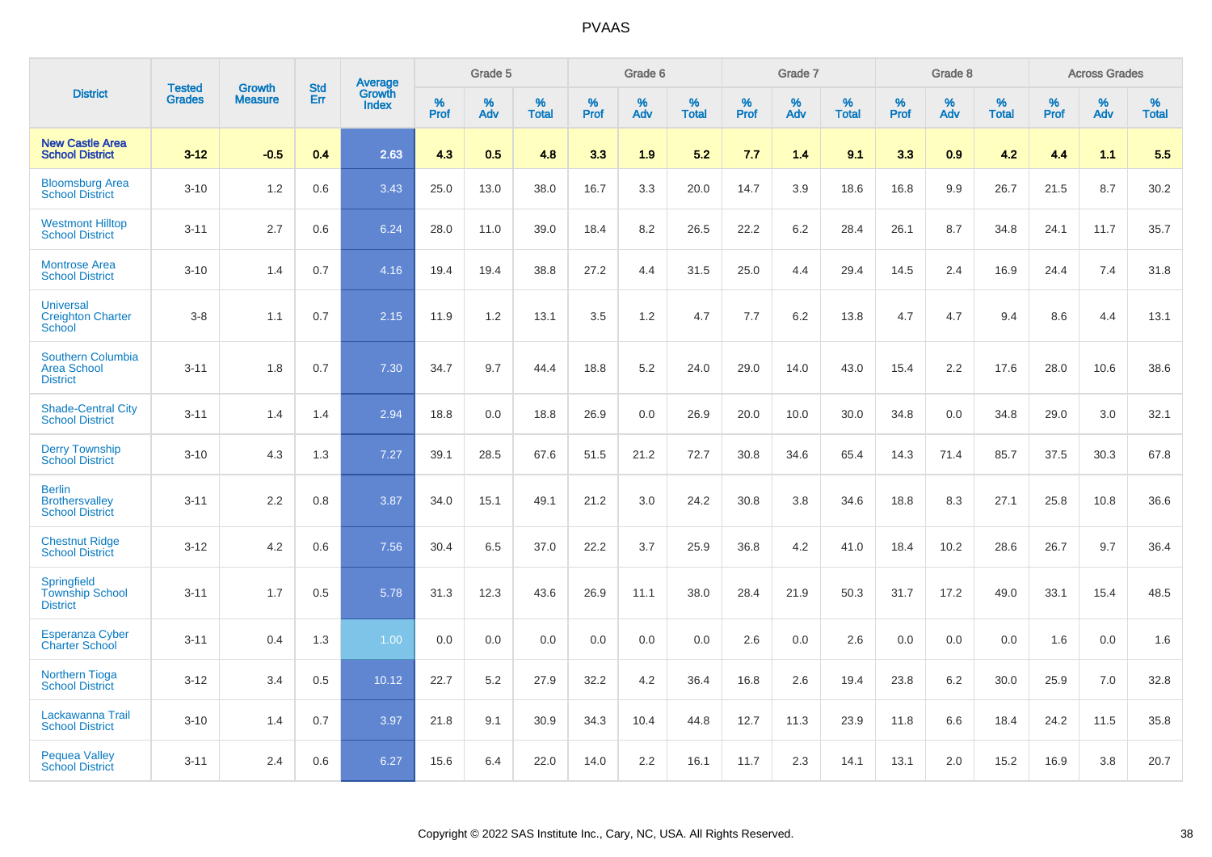# PVAAS

| District | Tested Grades | Growth Measure | Std Err | Average Growth Index | Grade 5 | | | Grade 6 | | | Grade 7 | | | Grade 8 | | | Across Grades | | |
|---|---|---|---|---|---|---|---|---|---|---|---|---|---|---|---|---|---|---|---|
| | | | | | % Prof | % Adv | % Total | % Prof | % Adv | % Total | % Prof | % Adv | % Total | % Prof | % Adv | % Total | % Prof | % Adv | % Total |
| **New Castle Area School District** | **3-12** | **-0.5** | **0.4** | **2.63** | **4.3** | **0.5** | **4.8** | **3.3** | **1.9** | **5.2** | **7.7** | **1.4** | **9.1** | **3.3** | **0.9** | **4.2** | **4.4** | **1.1** | **5.5** |
| Bloomsburg Area School District | 3-10 | 1.2 | 0.6 | 3.43 | 25.0 | 13.0 | 38.0 | 16.7 | 3.3 | 20.0 | 14.7 | 3.9 | 18.6 | 16.8 | 9.9 | 26.7 | 21.5 | 8.7 | 30.2 |
| Westmont Hilltop School District | 3-11 | 2.7 | 0.6 | 6.24 | 28.0 | 11.0 | 39.0 | 18.4 | 8.2 | 26.5 | 22.2 | 6.2 | 28.4 | 26.1 | 8.7 | 34.8 | 24.1 | 11.7 | 35.7 |
| Montrose Area School District | 3-10 | 1.4 | 0.7 | 4.16 | 19.4 | 19.4 | 38.8 | 27.2 | 4.4 | 31.5 | 25.0 | 4.4 | 29.4 | 14.5 | 2.4 | 16.9 | 24.4 | 7.4 | 31.8 |
| Universal Creighton Charter School | 3-8 | 1.1 | 0.7 | 2.15 | 11.9 | 1.2 | 13.1 | 3.5 | 1.2 | 4.7 | 7.7 | 6.2 | 13.8 | 4.7 | 4.7 | 9.4 | 8.6 | 4.4 | 13.1 |
| Southern Columbia Area School District | 3-11 | 1.8 | 0.7 | 7.30 | 34.7 | 9.7 | 44.4 | 18.8 | 5.2 | 24.0 | 29.0 | 14.0 | 43.0 | 15.4 | 2.2 | 17.6 | 28.0 | 10.6 | 38.6 |
| Shade-Central City School District | 3-11 | 1.4 | 1.4 | 2.94 | 18.8 | 0.0 | 18.8 | 26.9 | 0.0 | 26.9 | 20.0 | 10.0 | 30.0 | 34.8 | 0.0 | 34.8 | 29.0 | 3.0 | 32.1 |
| Derry Township School District | 3-10 | 4.3 | 1.3 | 7.27 | 39.1 | 28.5 | 67.6 | 51.5 | 21.2 | 72.7 | 30.8 | 34.6 | 65.4 | 14.3 | 71.4 | 85.7 | 37.5 | 30.3 | 67.8 |
| Berlin Brothersvalley School District | 3-11 | 2.2 | 0.8 | 3.87 | 34.0 | 15.1 | 49.1 | 21.2 | 3.0 | 24.2 | 30.8 | 3.8 | 34.6 | 18.8 | 8.3 | 27.1 | 25.8 | 10.8 | 36.6 |
| Chestnut Ridge School District | 3-12 | 4.2 | 0.6 | 7.56 | 30.4 | 6.5 | 37.0 | 22.2 | 3.7 | 25.9 | 36.8 | 4.2 | 41.0 | 18.4 | 10.2 | 28.6 | 26.7 | 9.7 | 36.4 |
| Springfield Township School District | 3-11 | 1.7 | 0.5 | 5.78 | 31.3 | 12.3 | 43.6 | 26.9 | 11.1 | 38.0 | 28.4 | 21.9 | 50.3 | 31.7 | 17.2 | 49.0 | 33.1 | 15.4 | 48.5 |
| Esperanza Cyber Charter School | 3-11 | 0.4 | 1.3 | 1.00 | 0.0 | 0.0 | 0.0 | 0.0 | 0.0 | 0.0 | 2.6 | 0.0 | 2.6 | 0.0 | 0.0 | 0.0 | 1.6 | 0.0 | 1.6 |
| Northern Tioga School District | 3-12 | 3.4 | 0.5 | 10.12 | 22.7 | 5.2 | 27.9 | 32.2 | 4.2 | 36.4 | 16.8 | 2.6 | 19.4 | 23.8 | 6.2 | 30.0 | 25.9 | 7.0 | 32.8 |
| Lackawanna Trail School District | 3-10 | 1.4 | 0.7 | 3.97 | 21.8 | 9.1 | 30.9 | 34.3 | 10.4 | 44.8 | 12.7 | 11.3 | 23.9 | 11.8 | 6.6 | 18.4 | 24.2 | 11.5 | 35.8 |
| Pequea Valley School District | 3-11 | 2.4 | 0.6 | 6.27 | 15.6 | 6.4 | 22.0 | 14.0 | 2.2 | 16.1 | 11.7 | 2.3 | 14.1 | 13.1 | 2.0 | 15.2 | 16.9 | 3.8 | 20.7 |

Copyright © 2022 SAS Institute Inc., Cary, NC, USA. All Rights Reserved.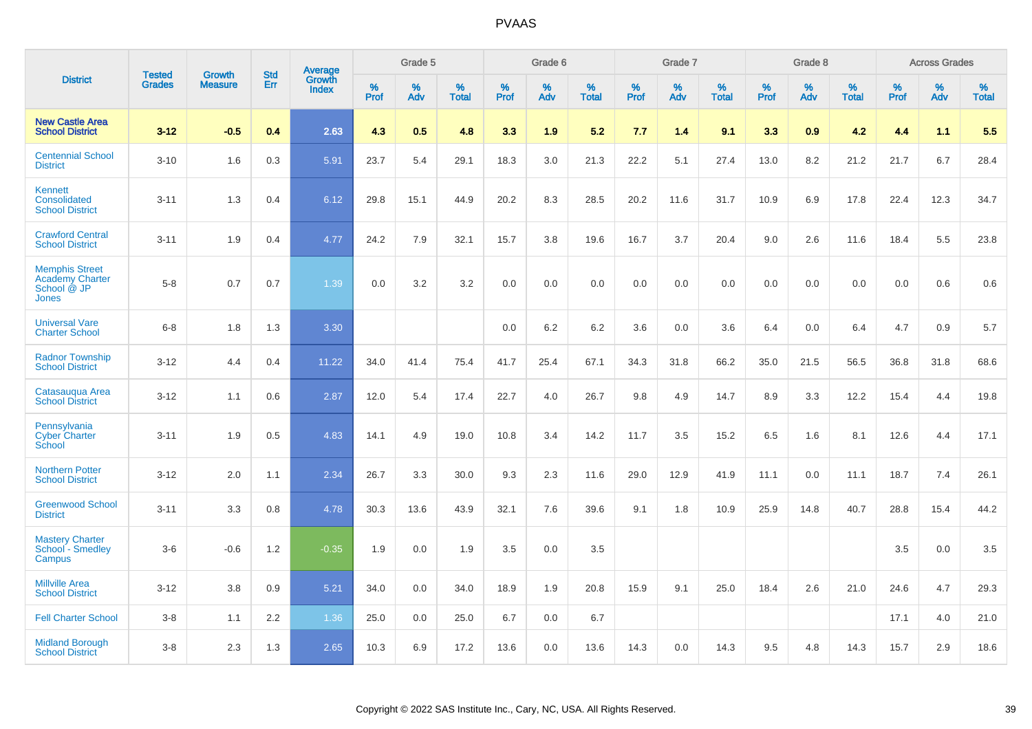| District | Tested Grades | Growth Measure | Std Err | Average Growth Index | Grade 5 | | | Grade 6 | | | Grade 7 | | | Grade 8 | | | Across Grades | | |
|---|---|---|---|---|---|---|---|---|---|---|---|---|---|---|---|---|---|---|---|
| | | | | | % Prof | % Adv | % Total | % Prof | % Adv | % Total | % Prof | % Adv | % Total | % Prof | % Adv | % Total | % Prof | % Adv | % Total |
| **New Castle Area School District** | **3-12** | **-0.5** | **0.4** | **2.63** | **4.3** | **0.5** | **4.8** | **3.3** | **1.9** | **5.2** | **7.7** | **1.4** | **9.1** | **3.3** | **0.9** | **4.2** | **4.4** | **1.1** | **5.5** |
| Centennial School District | 3-10 | 1.6 | 0.3 | 5.91 | 23.7 | 5.4 | 29.1 | 18.3 | 3.0 | 21.3 | 22.2 | 5.1 | 27.4 | 13.0 | 8.2 | 21.2 | 21.7 | 6.7 | 28.4 |
| Kennett Consolidated School District | 3-11 | 1.3 | 0.4 | 6.12 | 29.8 | 15.1 | 44.9 | 20.2 | 8.3 | 28.5 | 20.2 | 11.6 | 31.7 | 10.9 | 6.9 | 17.8 | 22.4 | 12.3 | 34.7 |
| Crawford Central School District | 3-11 | 1.9 | 0.4 | 4.77 | 24.2 | 7.9 | 32.1 | 15.7 | 3.8 | 19.6 | 16.7 | 3.7 | 20.4 | 9.0 | 2.6 | 11.6 | 18.4 | 5.5 | 23.8 |
| Memphis Street Academy Charter School @ JP Jones | 5-8 | 0.7 | 0.7 | 1.39 | 0.0 | 3.2 | 3.2 | 0.0 | 0.0 | 0.0 | 0.0 | 0.0 | 0.0 | 0.0 | 0.0 | 0.0 | 0.0 | 0.6 | 0.6 |
| Universal Vare Charter School | 6-8 | 1.8 | 1.3 | 3.30 | | | | 0.0 | 6.2 | 6.2 | 3.6 | 0.0 | 3.6 | 6.4 | 0.0 | 6.4 | 4.7 | 0.9 | 5.7 |
| Radnor Township School District | 3-12 | 4.4 | 0.4 | 11.22 | 34.0 | 41.4 | 75.4 | 41.7 | 25.4 | 67.1 | 34.3 | 31.8 | 66.2 | 35.0 | 21.5 | 56.5 | 36.8 | 31.8 | 68.6 |
| Catasauqua Area School District | 3-12 | 1.1 | 0.6 | 2.87 | 12.0 | 5.4 | 17.4 | 22.7 | 4.0 | 26.7 | 9.8 | 4.9 | 14.7 | 8.9 | 3.3 | 12.2 | 15.4 | 4.4 | 19.8 |
| Pennsylvania Cyber Charter School | 3-11 | 1.9 | 0.5 | 4.83 | 14.1 | 4.9 | 19.0 | 10.8 | 3.4 | 14.2 | 11.7 | 3.5 | 15.2 | 6.5 | 1.6 | 8.1 | 12.6 | 4.4 | 17.1 |
| Northern Potter School District | 3-12 | 2.0 | 1.1 | 2.34 | 26.7 | 3.3 | 30.0 | 9.3 | 2.3 | 11.6 | 29.0 | 12.9 | 41.9 | 11.1 | 0.0 | 11.1 | 18.7 | 7.4 | 26.1 |
| Greenwood School District | 3-11 | 3.3 | 0.8 | 4.78 | 30.3 | 13.6 | 43.9 | 32.1 | 7.6 | 39.6 | 9.1 | 1.8 | 10.9 | 25.9 | 14.8 | 40.7 | 28.8 | 15.4 | 44.2 |
| Mastery Charter School - Smedley Campus | 3-6 | -0.6 | 1.2 | -0.35 | 1.9 | 0.0 | 1.9 | 3.5 | 0.0 | 3.5 | | | | | | | 3.5 | 0.0 | 3.5 |
| Millville Area School District | 3-12 | 3.8 | 0.9 | 5.21 | 34.0 | 0.0 | 34.0 | 18.9 | 1.9 | 20.8 | 15.9 | 9.1 | 25.0 | 18.4 | 2.6 | 21.0 | 24.6 | 4.7 | 29.3 |
| Fell Charter School | 3-8 | 1.1 | 2.2 | 1.36 | 25.0 | 0.0 | 25.0 | 6.7 | 0.0 | 6.7 | | | | | | | 17.1 | 4.0 | 21.0 |
| Midland Borough School District | 3-8 | 2.3 | 1.3 | 2.65 | 10.3 | 6.9 | 17.2 | 13.6 | 0.0 | 13.6 | 14.3 | 0.0 | 14.3 | 9.5 | 4.8 | 14.3 | 15.7 | 2.9 | 18.6 |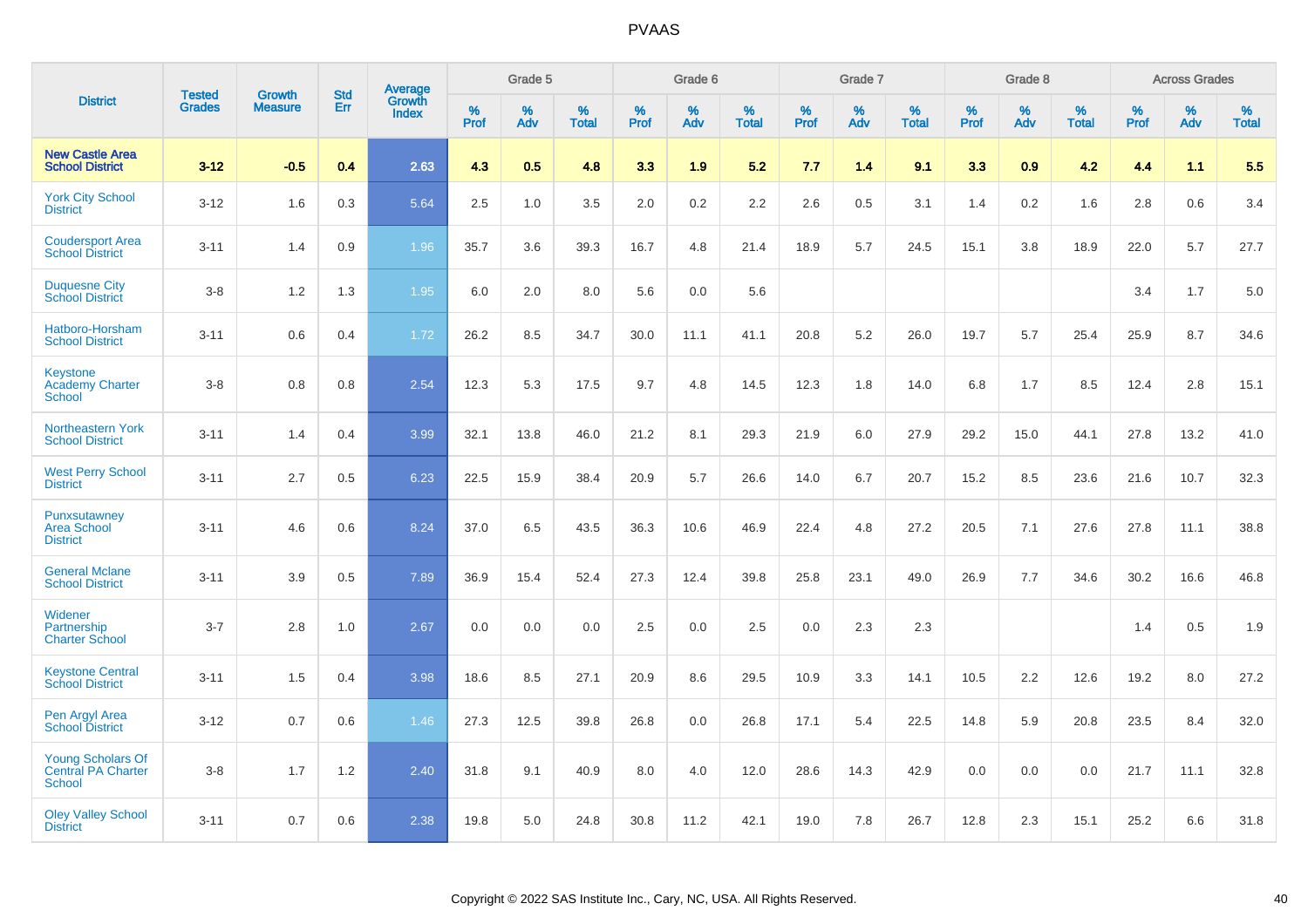# PVAAS

| District | Tested Grades | Growth Measure | Std Err | Average Growth Index | Grade 5 | | | Grade 6 | | | Grade 7 | | | Grade 8 | | | Across Grades | | |
|---|---|---|---|---|---|---|---|---|---|---|---|---|---|---|---|---|---|---|---|
| | | | | | % Prof | % Adv | % Total | % Prof | % Adv | % Total | % Prof | % Adv | % Total | % Prof | % Adv | % Total | % Prof | % Adv | % Total |
| **New Castle Area School District** | **3-12** | **-0.5** | **0.4** | **2.63** | **4.3** | **0.5** | **4.8** | **3.3** | **1.9** | **5.2** | **7.7** | **1.4** | **9.1** | **3.3** | **0.9** | **4.2** | **4.4** | **1.1** | **5.5** |
| York City School District | 3-12 | 1.6 | 0.3 | 5.64 | 2.5 | 1.0 | 3.5 | 2.0 | 0.2 | 2.2 | 2.6 | 0.5 | 3.1 | 1.4 | 0.2 | 1.6 | 2.8 | 0.6 | 3.4 |
| Coudersport Area School District | 3-11 | 1.4 | 0.9 | 1.96 | 35.7 | 3.6 | 39.3 | 16.7 | 4.8 | 21.4 | 18.9 | 5.7 | 24.5 | 15.1 | 3.8 | 18.9 | 22.0 | 5.7 | 27.7 |
| Duquesne City School District | 3-8 | 1.2 | 1.3 | 1.95 | 6.0 | 2.0 | 8.0 | 5.6 | 0.0 | 5.6 | | | | | | | 3.4 | 1.7 | 5.0 |
| Hatboro-Horsham School District | 3-11 | 0.6 | 0.4 | 1.72 | 26.2 | 8.5 | 34.7 | 30.0 | 11.1 | 41.1 | 20.8 | 5.2 | 26.0 | 19.7 | 5.7 | 25.4 | 25.9 | 8.7 | 34.6 |
| Keystone Academy Charter School | 3-8 | 0.8 | 0.8 | 2.54 | 12.3 | 5.3 | 17.5 | 9.7 | 4.8 | 14.5 | 12.3 | 1.8 | 14.0 | 6.8 | 1.7 | 8.5 | 12.4 | 2.8 | 15.1 |
| Northeastern York School District | 3-11 | 1.4 | 0.4 | 3.99 | 32.1 | 13.8 | 46.0 | 21.2 | 8.1 | 29.3 | 21.9 | 6.0 | 27.9 | 29.2 | 15.0 | 44.1 | 27.8 | 13.2 | 41.0 |
| West Perry School District | 3-11 | 2.7 | 0.5 | 6.23 | 22.5 | 15.9 | 38.4 | 20.9 | 5.7 | 26.6 | 14.0 | 6.7 | 20.7 | 15.2 | 8.5 | 23.6 | 21.6 | 10.7 | 32.3 |
| Punxsutawney Area School District | 3-11 | 4.6 | 0.6 | 8.24 | 37.0 | 6.5 | 43.5 | 36.3 | 10.6 | 46.9 | 22.4 | 4.8 | 27.2 | 20.5 | 7.1 | 27.6 | 27.8 | 11.1 | 38.8 |
| General Mclane School District | 3-11 | 3.9 | 0.5 | 7.89 | 36.9 | 15.4 | 52.4 | 27.3 | 12.4 | 39.8 | 25.8 | 23.1 | 49.0 | 26.9 | 7.7 | 34.6 | 30.2 | 16.6 | 46.8 |
| Widener Partnership Charter School | 3-7 | 2.8 | 1.0 | 2.67 | 0.0 | 0.0 | 0.0 | 2.5 | 0.0 | 2.5 | 0.0 | 2.3 | 2.3 | | | | 1.4 | 0.5 | 1.9 |
| Keystone Central School District | 3-11 | 1.5 | 0.4 | 3.98 | 18.6 | 8.5 | 27.1 | 20.9 | 8.6 | 29.5 | 10.9 | 3.3 | 14.1 | 10.5 | 2.2 | 12.6 | 19.2 | 8.0 | 27.2 |
| Pen Argyl Area School District | 3-12 | 0.7 | 0.6 | 1.46 | 27.3 | 12.5 | 39.8 | 26.8 | 0.0 | 26.8 | 17.1 | 5.4 | 22.5 | 14.8 | 5.9 | 20.8 | 23.5 | 8.4 | 32.0 |
| Young Scholars Of Central PA Charter School | 3-8 | 1.7 | 1.2 | 2.40 | 31.8 | 9.1 | 40.9 | 8.0 | 4.0 | 12.0 | 28.6 | 14.3 | 42.9 | 0.0 | 0.0 | 0.0 | 21.7 | 11.1 | 32.8 |
| Oley Valley School District | 3-11 | 0.7 | 0.6 | 2.38 | 19.8 | 5.0 | 24.8 | 30.8 | 11.2 | 42.1 | 19.0 | 7.8 | 26.7 | 12.8 | 2.3 | 15.1 | 25.2 | 6.6 | 31.8 |

Copyright © 2022 SAS Institute Inc., Cary, NC, USA. All Rights Reserved.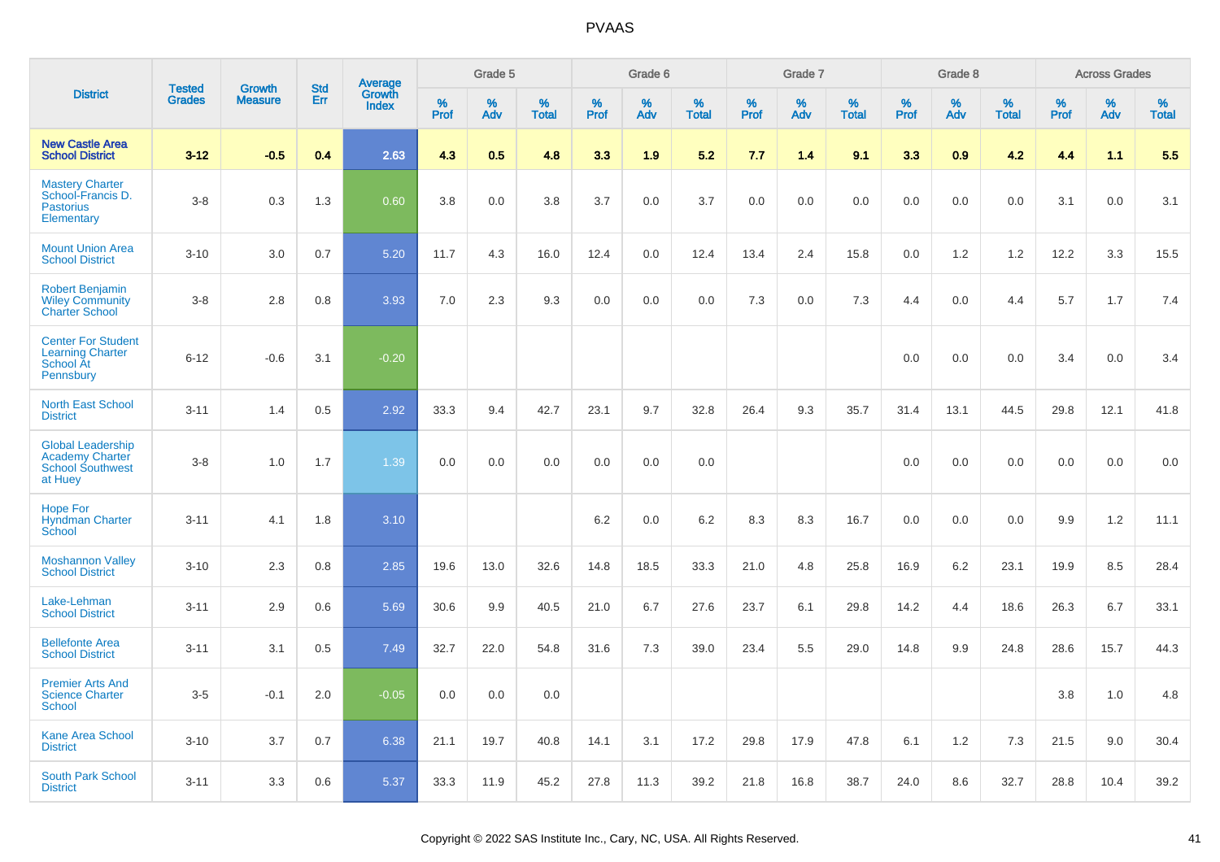# PVAAS

| District | Tested Grades | Growth Measure | Std Err | Average Growth Index | Grade 5 | | | Grade 6 | | | Grade 7 | | | Grade 8 | | | Across Grades | | |
|---|---|---|---|---|---|---|---|---|---|---|---|---|---|---|---|---|---|---|---|
| | | | | | % Prof | % Adv | % Total | % Prof | % Adv | % Total | % Prof | % Adv | % Total | % Prof | % Adv | % Total | % Prof | % Adv | % Total |
| **New Castle Area School District** | **3-12** | **-0.5** | **0.4** | **2.63** | **4.3** | **0.5** | **4.8** | **3.3** | **1.9** | **5.2** | **7.7** | **1.4** | **9.1** | **3.3** | **0.9** | **4.2** | **4.4** | **1.1** | **5.5** |
| Mastery Charter School-Francis D. Pastorius Elementary | 3-8 | 0.3 | 1.3 | 0.60 | 3.8 | 0.0 | 3.8 | 3.7 | 0.0 | 3.7 | 0.0 | 0.0 | 0.0 | 0.0 | 0.0 | 0.0 | 3.1 | 0.0 | 3.1 |
| Mount Union Area School District | 3-10 | 3.0 | 0.7 | 5.20 | 11.7 | 4.3 | 16.0 | 12.4 | 0.0 | 12.4 | 13.4 | 2.4 | 15.8 | 0.0 | 1.2 | 1.2 | 12.2 | 3.3 | 15.5 |
| Robert Benjamin Wiley Community Charter School | 3-8 | 2.8 | 0.8 | 3.93 | 7.0 | 2.3 | 9.3 | 0.0 | 0.0 | 0.0 | 7.3 | 0.0 | 7.3 | 4.4 | 0.0 | 4.4 | 5.7 | 1.7 | 7.4 |
| Center For Student Learning Charter School At Pennsbury | 6-12 | -0.6 | 3.1 | -0.20 | | | | | | | | | | 0.0 | 0.0 | 0.0 | 3.4 | 0.0 | 3.4 |
| North East School District | 3-11 | 1.4 | 0.5 | 2.92 | 33.3 | 9.4 | 42.7 | 23.1 | 9.7 | 32.8 | 26.4 | 9.3 | 35.7 | 31.4 | 13.1 | 44.5 | 29.8 | 12.1 | 41.8 |
| Global Leadership Academy Charter School Southwest at Huey | 3-8 | 1.0 | 1.7 | 1.39 | 0.0 | 0.0 | 0.0 | 0.0 | 0.0 | 0.0 | | | | 0.0 | 0.0 | 0.0 | 0.0 | 0.0 | 0.0 |
| Hope For Hyndman Charter School | 3-11 | 4.1 | 1.8 | 3.10 | | | | 6.2 | 0.0 | 6.2 | 8.3 | 8.3 | 16.7 | 0.0 | 0.0 | 0.0 | 9.9 | 1.2 | 11.1 |
| Moshannon Valley School District | 3-10 | 2.3 | 0.8 | 2.85 | 19.6 | 13.0 | 32.6 | 14.8 | 18.5 | 33.3 | 21.0 | 4.8 | 25.8 | 16.9 | 6.2 | 23.1 | 19.9 | 8.5 | 28.4 |
| Lake-Lehman School District | 3-11 | 2.9 | 0.6 | 5.69 | 30.6 | 9.9 | 40.5 | 21.0 | 6.7 | 27.6 | 23.7 | 6.1 | 29.8 | 14.2 | 4.4 | 18.6 | 26.3 | 6.7 | 33.1 |
| Bellefonte Area School District | 3-11 | 3.1 | 0.5 | 7.49 | 32.7 | 22.0 | 54.8 | 31.6 | 7.3 | 39.0 | 23.4 | 5.5 | 29.0 | 14.8 | 9.9 | 24.8 | 28.6 | 15.7 | 44.3 |
| Premier Arts And Science Charter School | 3-5 | -0.1 | 2.0 | -0.05 | 0.0 | 0.0 | 0.0 | | | | | | | | | | 3.8 | 1.0 | 4.8 |
| Kane Area School District | 3-10 | 3.7 | 0.7 | 6.38 | 21.1 | 19.7 | 40.8 | 14.1 | 3.1 | 17.2 | 29.8 | 17.9 | 47.8 | 6.1 | 1.2 | 7.3 | 21.5 | 9.0 | 30.4 |
| South Park School District | 3-11 | 3.3 | 0.6 | 5.37 | 33.3 | 11.9 | 45.2 | 27.8 | 11.3 | 39.2 | 21.8 | 16.8 | 38.7 | 24.0 | 8.6 | 32.7 | 28.8 | 10.4 | 39.2 |

Copyright © 2022 SAS Institute Inc., Cary, NC, USA. All Rights Reserved.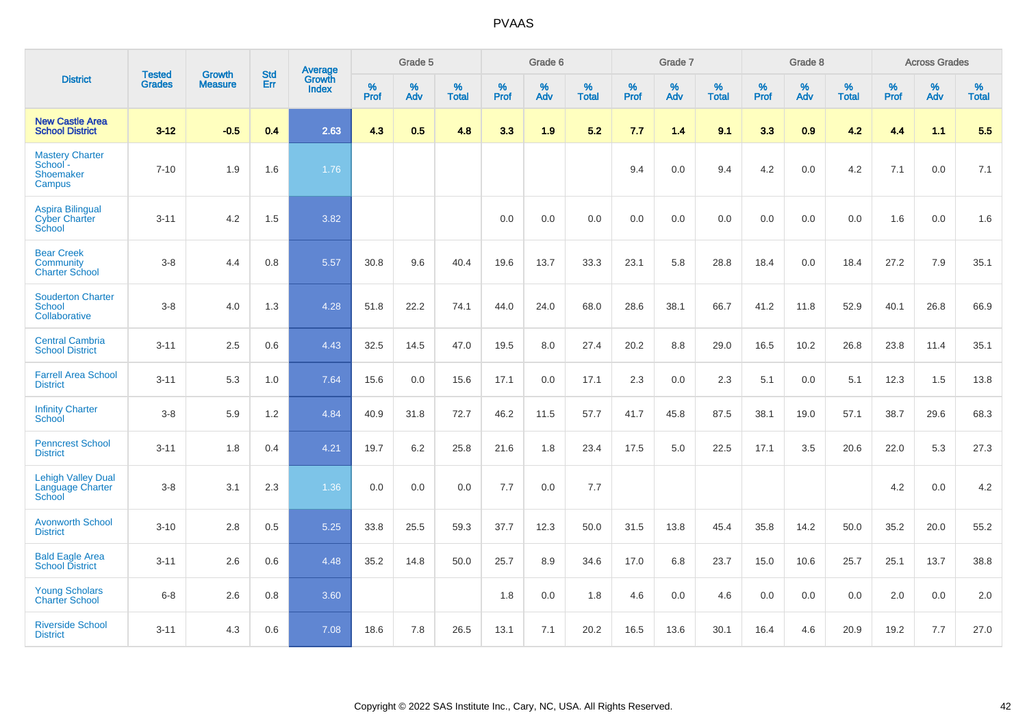| District | Tested Grades | Growth Measure | Std Err | Average Growth Index | Grade 5 | | | Grade 6 | | | Grade 7 | | | Grade 8 | | | Across Grades | | |
|---|---|---|---|---|---|---|---|---|---|---|---|---|---|---|---|---|---|---|---|
| | | | | | % Prof | % Adv | % Total | % Prof | % Adv | % Total | % Prof | % Adv | % Total | % Prof | % Adv | % Total | % Prof | % Adv | % Total |
| **New Castle Area School District** | **3-12** | **-0.5** | **0.4** | **2.63** | **4.3** | **0.5** | **4.8** | **3.3** | **1.9** | **5.2** | **7.7** | **1.4** | **9.1** | **3.3** | **0.9** | **4.2** | **4.4** | **1.1** | **5.5** |
| Mastery Charter School - Shoemaker Campus | 7-10 | 1.9 | 1.6 | 1.76 | | | | | | | 9.4 | 0.0 | 9.4 | 4.2 | 0.0 | 4.2 | 7.1 | 0.0 | 7.1 |
| Aspira Bilingual Cyber Charter School | 3-11 | 4.2 | 1.5 | 3.82 | | | | 0.0 | 0.0 | 0.0 | 0.0 | 0.0 | 0.0 | 0.0 | 0.0 | 0.0 | 1.6 | 0.0 | 1.6 |
| Bear Creek Community Charter School | 3-8 | 4.4 | 0.8 | 5.57 | 30.8 | 9.6 | 40.4 | 19.6 | 13.7 | 33.3 | 23.1 | 5.8 | 28.8 | 18.4 | 0.0 | 18.4 | 27.2 | 7.9 | 35.1 |
| Souderton Charter School Collaborative | 3-8 | 4.0 | 1.3 | 4.28 | 51.8 | 22.2 | 74.1 | 44.0 | 24.0 | 68.0 | 28.6 | 38.1 | 66.7 | 41.2 | 11.8 | 52.9 | 40.1 | 26.8 | 66.9 |
| Central Cambria School District | 3-11 | 2.5 | 0.6 | 4.43 | 32.5 | 14.5 | 47.0 | 19.5 | 8.0 | 27.4 | 20.2 | 8.8 | 29.0 | 16.5 | 10.2 | 26.8 | 23.8 | 11.4 | 35.1 |
| Farrell Area School District | 3-11 | 5.3 | 1.0 | 7.64 | 15.6 | 0.0 | 15.6 | 17.1 | 0.0 | 17.1 | 2.3 | 0.0 | 2.3 | 5.1 | 0.0 | 5.1 | 12.3 | 1.5 | 13.8 |
| Infinity Charter School | 3-8 | 5.9 | 1.2 | 4.84 | 40.9 | 31.8 | 72.7 | 46.2 | 11.5 | 57.7 | 41.7 | 45.8 | 87.5 | 38.1 | 19.0 | 57.1 | 38.7 | 29.6 | 68.3 |
| Penncrest School District | 3-11 | 1.8 | 0.4 | 4.21 | 19.7 | 6.2 | 25.8 | 21.6 | 1.8 | 23.4 | 17.5 | 5.0 | 22.5 | 17.1 | 3.5 | 20.6 | 22.0 | 5.3 | 27.3 |
| Lehigh Valley Dual Language Charter School | 3-8 | 3.1 | 2.3 | 1.36 | 0.0 | 0.0 | 0.0 | 7.7 | 0.0 | 7.7 | | | | | | | 4.2 | 0.0 | 4.2 |
| Avonworth School District | 3-10 | 2.8 | 0.5 | 5.25 | 33.8 | 25.5 | 59.3 | 37.7 | 12.3 | 50.0 | 31.5 | 13.8 | 45.4 | 35.8 | 14.2 | 50.0 | 35.2 | 20.0 | 55.2 |
| Bald Eagle Area School District | 3-11 | 2.6 | 0.6 | 4.48 | 35.2 | 14.8 | 50.0 | 25.7 | 8.9 | 34.6 | 17.0 | 6.8 | 23.7 | 15.0 | 10.6 | 25.7 | 25.1 | 13.7 | 38.8 |
| Young Scholars Charter School | 6-8 | 2.6 | 0.8 | 3.60 | | | | 1.8 | 0.0 | 1.8 | 4.6 | 0.0 | 4.6 | 0.0 | 0.0 | 0.0 | 2.0 | 0.0 | 2.0 |
| Riverside School District | 3-11 | 4.3 | 0.6 | 7.08 | 18.6 | 7.8 | 26.5 | 13.1 | 7.1 | 20.2 | 16.5 | 13.6 | 30.1 | 16.4 | 4.6 | 20.9 | 19.2 | 7.7 | 27.0 |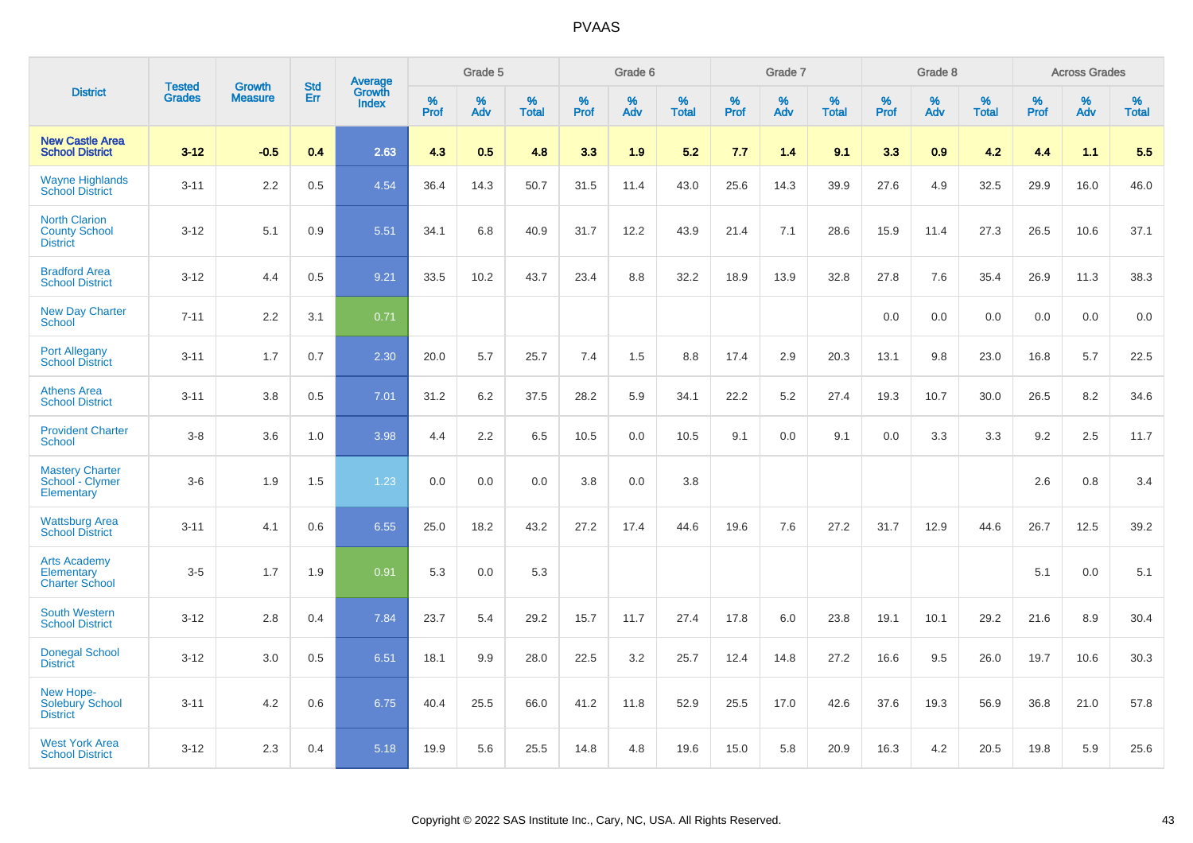# PVAAS

| District | Tested Grades | Growth Measure | Std Err | Average Growth Index | Grade 5 | | | Grade 6 | | | Grade 7 | | | Grade 8 | | | Across Grades | | |
|---|---|---|---|---|---|---|---|---|---|---|---|---|---|---|---|---|---|---|---|
| | | | | | % Prof | % Adv | % Total | % Prof | % Adv | % Total | % Prof | % Adv | % Total | % Prof | % Adv | % Total | % Prof | % Adv | % Total |
| **New Castle Area School District** | **3-12** | **-0.5** | **0.4** | **2.63** | **4.3** | **0.5** | **4.8** | **3.3** | **1.9** | **5.2** | **7.7** | **1.4** | **9.1** | **3.3** | **0.9** | **4.2** | **4.4** | **1.1** | **5.5** |
| Wayne Highlands School District | 3-11 | 2.2 | 0.5 | 4.54 | 36.4 | 14.3 | 50.7 | 31.5 | 11.4 | 43.0 | 25.6 | 14.3 | 39.9 | 27.6 | 4.9 | 32.5 | 29.9 | 16.0 | 46.0 |
| North Clarion County School District | 3-12 | 5.1 | 0.9 | 5.51 | 34.1 | 6.8 | 40.9 | 31.7 | 12.2 | 43.9 | 21.4 | 7.1 | 28.6 | 15.9 | 11.4 | 27.3 | 26.5 | 10.6 | 37.1 |
| Bradford Area School District | 3-12 | 4.4 | 0.5 | 9.21 | 33.5 | 10.2 | 43.7 | 23.4 | 8.8 | 32.2 | 18.9 | 13.9 | 32.8 | 27.8 | 7.6 | 35.4 | 26.9 | 11.3 | 38.3 |
| New Day Charter School | 7-11 | 2.2 | 3.1 | 0.71 | | | | | | | | | | 0.0 | 0.0 | 0.0 | 0.0 | 0.0 | 0.0 |
| Port Allegany School District | 3-11 | 1.7 | 0.7 | 2.30 | 20.0 | 5.7 | 25.7 | 7.4 | 1.5 | 8.8 | 17.4 | 2.9 | 20.3 | 13.1 | 9.8 | 23.0 | 16.8 | 5.7 | 22.5 |
| Athens Area School District | 3-11 | 3.8 | 0.5 | 7.01 | 31.2 | 6.2 | 37.5 | 28.2 | 5.9 | 34.1 | 22.2 | 5.2 | 27.4 | 19.3 | 10.7 | 30.0 | 26.5 | 8.2 | 34.6 |
| Provident Charter School | 3-8 | 3.6 | 1.0 | 3.98 | 4.4 | 2.2 | 6.5 | 10.5 | 0.0 | 10.5 | 9.1 | 0.0 | 9.1 | 0.0 | 3.3 | 3.3 | 9.2 | 2.5 | 11.7 |
| Mastery Charter School - Clymer Elementary | 3-6 | 1.9 | 1.5 | 1.23 | 0.0 | 0.0 | 0.0 | 3.8 | 0.0 | 3.8 | | | | | | | 2.6 | 0.8 | 3.4 |
| Wattsburg Area School District | 3-11 | 4.1 | 0.6 | 6.55 | 25.0 | 18.2 | 43.2 | 27.2 | 17.4 | 44.6 | 19.6 | 7.6 | 27.2 | 31.7 | 12.9 | 44.6 | 26.7 | 12.5 | 39.2 |
| Arts Academy Elementary Charter School | 3-5 | 1.7 | 1.9 | 0.91 | 5.3 | 0.0 | 5.3 | | | | | | | | | | 5.1 | 0.0 | 5.1 |
| South Western School District | 3-12 | 2.8 | 0.4 | 7.84 | 23.7 | 5.4 | 29.2 | 15.7 | 11.7 | 27.4 | 17.8 | 6.0 | 23.8 | 19.1 | 10.1 | 29.2 | 21.6 | 8.9 | 30.4 |
| Donegal School District | 3-12 | 3.0 | 0.5 | 6.51 | 18.1 | 9.9 | 28.0 | 22.5 | 3.2 | 25.7 | 12.4 | 14.8 | 27.2 | 16.6 | 9.5 | 26.0 | 19.7 | 10.6 | 30.3 |
| New Hope-Solebury School District | 3-11 | 4.2 | 0.6 | 6.75 | 40.4 | 25.5 | 66.0 | 41.2 | 11.8 | 52.9 | 25.5 | 17.0 | 42.6 | 37.6 | 19.3 | 56.9 | 36.8 | 21.0 | 57.8 |
| West York Area School District | 3-12 | 2.3 | 0.4 | 5.18 | 19.9 | 5.6 | 25.5 | 14.8 | 4.8 | 19.6 | 15.0 | 5.8 | 20.9 | 16.3 | 4.2 | 20.5 | 19.8 | 5.9 | 25.6 |

Copyright © 2022 SAS Institute Inc., Cary, NC, USA. All Rights Reserved.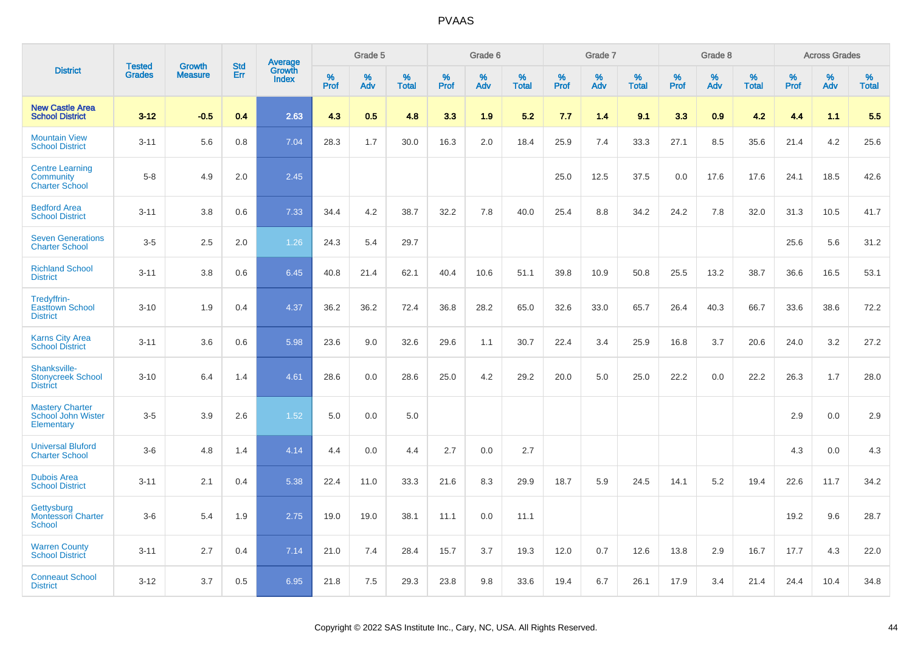# PVAAS

| District | Tested Grades | Growth Measure | Std Err | Average Growth Index | Grade 5 | | | Grade 6 | | | Grade 7 | | | Grade 8 | | | Across Grades | | |
|---|---|---|---|---|---|---|---|---|---|---|---|---|---|---|---|---|---|---|---|
| | | | | | % Prof | % Adv | % Total | % Prof | % Adv | % Total | % Prof | % Adv | % Total | % Prof | % Adv | % Total | % Prof | % Adv | % Total |
| **New Castle Area School District** | **3-12** | **-0.5** | **0.4** | **2.63** | **4.3** | **0.5** | **4.8** | **3.3** | **1.9** | **5.2** | **7.7** | **1.4** | **9.1** | **3.3** | **0.9** | **4.2** | **4.4** | **1.1** | **5.5** |
| Mountain View School District | 3-11 | 5.6 | 0.8 | 7.04 | 28.3 | 1.7 | 30.0 | 16.3 | 2.0 | 18.4 | 25.9 | 7.4 | 33.3 | 27.1 | 8.5 | 35.6 | 21.4 | 4.2 | 25.6 |
| Centre Learning Community Charter School | 5-8 | 4.9 | 2.0 | 2.45 | | | | | | | 25.0 | 12.5 | 37.5 | 0.0 | 17.6 | 17.6 | 24.1 | 18.5 | 42.6 |
| Bedford Area School District | 3-11 | 3.8 | 0.6 | 7.33 | 34.4 | 4.2 | 38.7 | 32.2 | 7.8 | 40.0 | 25.4 | 8.8 | 34.2 | 24.2 | 7.8 | 32.0 | 31.3 | 10.5 | 41.7 |
| Seven Generations Charter School | 3-5 | 2.5 | 2.0 | 1.26 | 24.3 | 5.4 | 29.7 | | | | | | | | | | 25.6 | 5.6 | 31.2 |
| Richland School District | 3-11 | 3.8 | 0.6 | 6.45 | 40.8 | 21.4 | 62.1 | 40.4 | 10.6 | 51.1 | 39.8 | 10.9 | 50.8 | 25.5 | 13.2 | 38.7 | 36.6 | 16.5 | 53.1 |
| Tredyffrin-Easttown School District | 3-10 | 1.9 | 0.4 | 4.37 | 36.2 | 36.2 | 72.4 | 36.8 | 28.2 | 65.0 | 32.6 | 33.0 | 65.7 | 26.4 | 40.3 | 66.7 | 33.6 | 38.6 | 72.2 |
| Karns City Area School District | 3-11 | 3.6 | 0.6 | 5.98 | 23.6 | 9.0 | 32.6 | 29.6 | 1.1 | 30.7 | 22.4 | 3.4 | 25.9 | 16.8 | 3.7 | 20.6 | 24.0 | 3.2 | 27.2 |
| Shanksville-Stonycreek School District | 3-10 | 6.4 | 1.4 | 4.61 | 28.6 | 0.0 | 28.6 | 25.0 | 4.2 | 29.2 | 20.0 | 5.0 | 25.0 | 22.2 | 0.0 | 22.2 | 26.3 | 1.7 | 28.0 |
| Mastery Charter School John Wister Elementary | 3-5 | 3.9 | 2.6 | 1.52 | 5.0 | 0.0 | 5.0 | | | | | | | | | | 2.9 | 0.0 | 2.9 |
| Universal Bluford Charter School | 3-6 | 4.8 | 1.4 | 4.14 | 4.4 | 0.0 | 4.4 | 2.7 | 0.0 | 2.7 | | | | | | | 4.3 | 0.0 | 4.3 |
| Dubois Area School District | 3-11 | 2.1 | 0.4 | 5.38 | 22.4 | 11.0 | 33.3 | 21.6 | 8.3 | 29.9 | 18.7 | 5.9 | 24.5 | 14.1 | 5.2 | 19.4 | 22.6 | 11.7 | 34.2 |
| Gettysburg Montessori Charter School | 3-6 | 5.4 | 1.9 | 2.75 | 19.0 | 19.0 | 38.1 | 11.1 | 0.0 | 11.1 | | | | | | | 19.2 | 9.6 | 28.7 |
| Warren County School District | 3-11 | 2.7 | 0.4 | 7.14 | 21.0 | 7.4 | 28.4 | 15.7 | 3.7 | 19.3 | 12.0 | 0.7 | 12.6 | 13.8 | 2.9 | 16.7 | 17.7 | 4.3 | 22.0 |
| Conneaut School District | 3-12 | 3.7 | 0.5 | 6.95 | 21.8 | 7.5 | 29.3 | 23.8 | 9.8 | 33.6 | 19.4 | 6.7 | 26.1 | 17.9 | 3.4 | 21.4 | 24.4 | 10.4 | 34.8 |

Copyright © 2022 SAS Institute Inc., Cary, NC, USA. All Rights Reserved.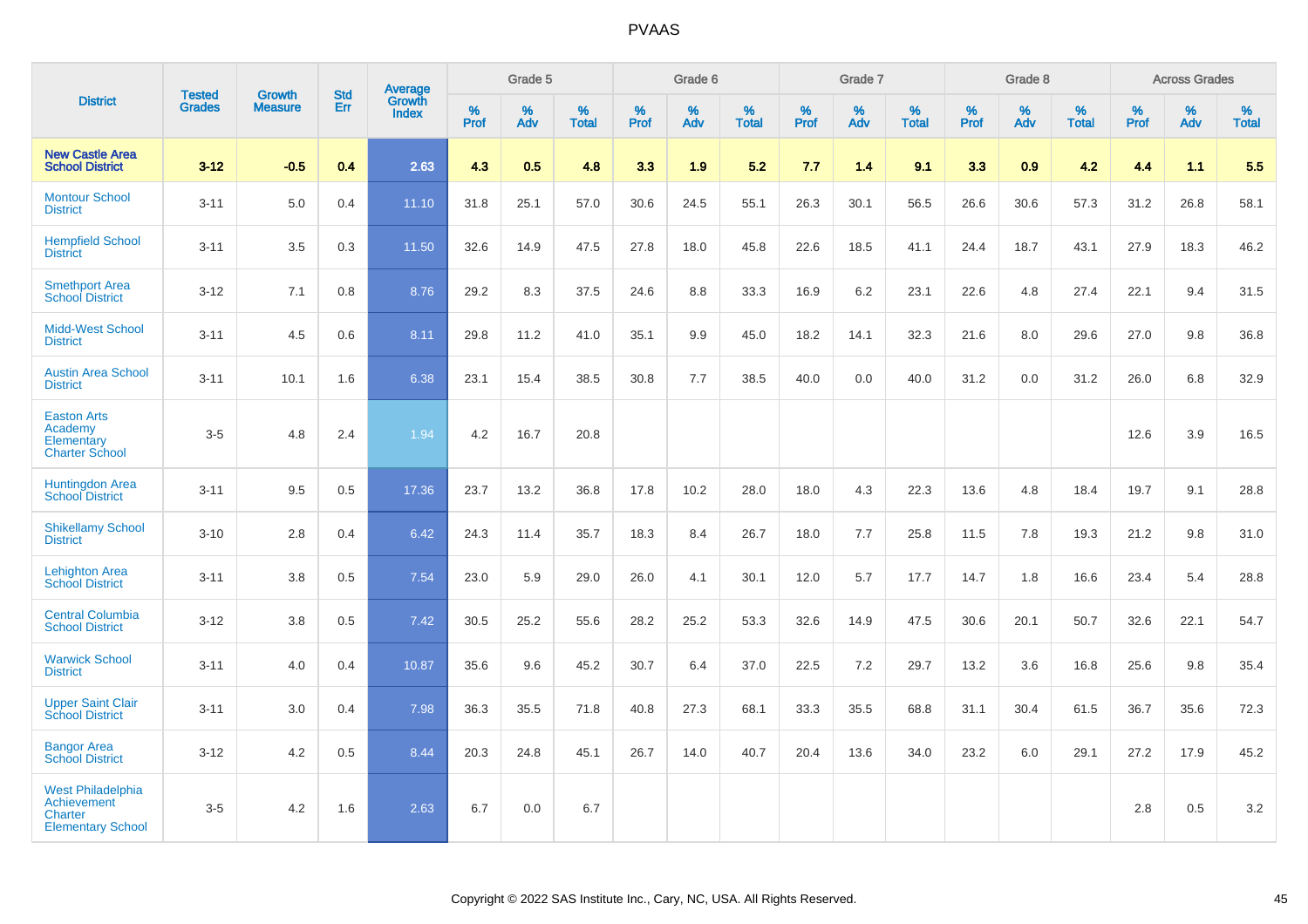# PVAAS

| District | Tested Grades | Growth Measure | Std Err | Average Growth Index | Grade 5 | | | Grade 6 | | | Grade 7 | | | Grade 8 | | | Across Grades | | |
|---|---|---|---|---|---|---|---|---|---|---|---|---|---|---|---|---|---|---|---|
| | | | | | % Prof | % Adv | % Total | % Prof | % Adv | % Total | % Prof | % Adv | % Total | % Prof | % Adv | % Total | % Prof | % Adv | % Total |
| **New Castle Area School District** | **3-12** | **-0.5** | **0.4** | **2.63** | **4.3** | **0.5** | **4.8** | **3.3** | **1.9** | **5.2** | **7.7** | **1.4** | **9.1** | **3.3** | **0.9** | **4.2** | **4.4** | **1.1** | **5.5** |
| Montour School District | 3-11 | 5.0 | 0.4 | 11.10 | 31.8 | 25.1 | 57.0 | 30.6 | 24.5 | 55.1 | 26.3 | 30.1 | 56.5 | 26.6 | 30.6 | 57.3 | 31.2 | 26.8 | 58.1 |
| Hempfield School District | 3-11 | 3.5 | 0.3 | 11.50 | 32.6 | 14.9 | 47.5 | 27.8 | 18.0 | 45.8 | 22.6 | 18.5 | 41.1 | 24.4 | 18.7 | 43.1 | 27.9 | 18.3 | 46.2 |
| Smethport Area School District | 3-12 | 7.1 | 0.8 | 8.76 | 29.2 | 8.3 | 37.5 | 24.6 | 8.8 | 33.3 | 16.9 | 6.2 | 23.1 | 22.6 | 4.8 | 27.4 | 22.1 | 9.4 | 31.5 |
| Midd-West School District | 3-11 | 4.5 | 0.6 | 8.11 | 29.8 | 11.2 | 41.0 | 35.1 | 9.9 | 45.0 | 18.2 | 14.1 | 32.3 | 21.6 | 8.0 | 29.6 | 27.0 | 9.8 | 36.8 |
| Austin Area School District | 3-11 | 10.1 | 1.6 | 6.38 | 23.1 | 15.4 | 38.5 | 30.8 | 7.7 | 38.5 | 40.0 | 0.0 | 40.0 | 31.2 | 0.0 | 31.2 | 26.0 | 6.8 | 32.9 |
| Easton Arts Academy Elementary Charter School | 3-5 | 4.8 | 2.4 | 1.94 | 4.2 | 16.7 | 20.8 | | | | | | | | | | 12.6 | 3.9 | 16.5 |
| Huntingdon Area School District | 3-11 | 9.5 | 0.5 | 17.36 | 23.7 | 13.2 | 36.8 | 17.8 | 10.2 | 28.0 | 18.0 | 4.3 | 22.3 | 13.6 | 4.8 | 18.4 | 19.7 | 9.1 | 28.8 |
| Shikellamy School District | 3-10 | 2.8 | 0.4 | 6.42 | 24.3 | 11.4 | 35.7 | 18.3 | 8.4 | 26.7 | 18.0 | 7.7 | 25.8 | 11.5 | 7.8 | 19.3 | 21.2 | 9.8 | 31.0 |
| Lehighton Area School District | 3-11 | 3.8 | 0.5 | 7.54 | 23.0 | 5.9 | 29.0 | 26.0 | 4.1 | 30.1 | 12.0 | 5.7 | 17.7 | 14.7 | 1.8 | 16.6 | 23.4 | 5.4 | 28.8 |
| Central Columbia School District | 3-12 | 3.8 | 0.5 | 7.42 | 30.5 | 25.2 | 55.6 | 28.2 | 25.2 | 53.3 | 32.6 | 14.9 | 47.5 | 30.6 | 20.1 | 50.7 | 32.6 | 22.1 | 54.7 |
| Warwick School District | 3-11 | 4.0 | 0.4 | 10.87 | 35.6 | 9.6 | 45.2 | 30.7 | 6.4 | 37.0 | 22.5 | 7.2 | 29.7 | 13.2 | 3.6 | 16.8 | 25.6 | 9.8 | 35.4 |
| Upper Saint Clair School District | 3-11 | 3.0 | 0.4 | 7.98 | 36.3 | 35.5 | 71.8 | 40.8 | 27.3 | 68.1 | 33.3 | 35.5 | 68.8 | 31.1 | 30.4 | 61.5 | 36.7 | 35.6 | 72.3 |
| Bangor Area School District | 3-12 | 4.2 | 0.5 | 8.44 | 20.3 | 24.8 | 45.1 | 26.7 | 14.0 | 40.7 | 20.4 | 13.6 | 34.0 | 23.2 | 6.0 | 29.1 | 27.2 | 17.9 | 45.2 |
| West Philadelphia Achievement Charter Elementary School | 3-5 | 4.2 | 1.6 | 2.63 | 6.7 | 0.0 | 6.7 | | | | | | | | | | 2.8 | 0.5 | 3.2 |

Copyright © 2022 SAS Institute Inc., Cary, NC, USA. All Rights Reserved.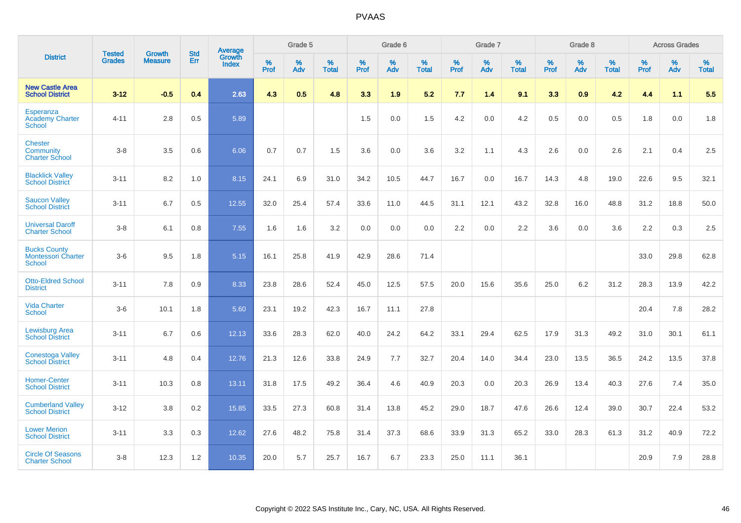| District | Tested Grades | Growth Measure | Std Err | Average Growth Index | Grade 5 | | | Grade 6 | | | Grade 7 | | | Grade 8 | | | Across Grades | | |
|---|---|---|---|---|---|---|---|---|---|---|---|---|---|---|---|---|---|---|---|
| | | | | | % Prof | % Adv | % Total | % Prof | % Adv | % Total | % Prof | % Adv | % Total | % Prof | % Adv | % Total | % Prof | % Adv | % Total |
| **New Castle Area School District** | **3-12** | **-0.5** | **0.4** | **2.63** | **4.3** | **0.5** | **4.8** | **3.3** | **1.9** | **5.2** | **7.7** | **1.4** | **9.1** | **3.3** | **0.9** | **4.2** | **4.4** | **1.1** | **5.5** |
| Esperanza Academy Charter School | 4-11 | 2.8 | 0.5 | 5.89 | | | | 1.5 | 0.0 | 1.5 | 4.2 | 0.0 | 4.2 | 0.5 | 0.0 | 0.5 | 1.8 | 0.0 | 1.8 |
| Chester Community Charter School | 3-8 | 3.5 | 0.6 | 6.06 | 0.7 | 0.7 | 1.5 | 3.6 | 0.0 | 3.6 | 3.2 | 1.1 | 4.3 | 2.6 | 0.0 | 2.6 | 2.1 | 0.4 | 2.5 |
| Blacklick Valley School District | 3-11 | 8.2 | 1.0 | 8.15 | 24.1 | 6.9 | 31.0 | 34.2 | 10.5 | 44.7 | 16.7 | 0.0 | 16.7 | 14.3 | 4.8 | 19.0 | 22.6 | 9.5 | 32.1 |
| Saucon Valley School District | 3-11 | 6.7 | 0.5 | 12.55 | 32.0 | 25.4 | 57.4 | 33.6 | 11.0 | 44.5 | 31.1 | 12.1 | 43.2 | 32.8 | 16.0 | 48.8 | 31.2 | 18.8 | 50.0 |
| Universal Daroff Charter School | 3-8 | 6.1 | 0.8 | 7.55 | 1.6 | 1.6 | 3.2 | 0.0 | 0.0 | 0.0 | 2.2 | 0.0 | 2.2 | 3.6 | 0.0 | 3.6 | 2.2 | 0.3 | 2.5 |
| Bucks County Montessori Charter School | 3-6 | 9.5 | 1.8 | 5.15 | 16.1 | 25.8 | 41.9 | 42.9 | 28.6 | 71.4 | | | | | | | 33.0 | 29.8 | 62.8 |
| Otto-Eldred School District | 3-11 | 7.8 | 0.9 | 8.33 | 23.8 | 28.6 | 52.4 | 45.0 | 12.5 | 57.5 | 20.0 | 15.6 | 35.6 | 25.0 | 6.2 | 31.2 | 28.3 | 13.9 | 42.2 |
| Vida Charter School | 3-6 | 10.1 | 1.8 | 5.60 | 23.1 | 19.2 | 42.3 | 16.7 | 11.1 | 27.8 | | | | | | | 20.4 | 7.8 | 28.2 |
| Lewisburg Area School District | 3-11 | 6.7 | 0.6 | 12.13 | 33.6 | 28.3 | 62.0 | 40.0 | 24.2 | 64.2 | 33.1 | 29.4 | 62.5 | 17.9 | 31.3 | 49.2 | 31.0 | 30.1 | 61.1 |
| Conestoga Valley School District | 3-11 | 4.8 | 0.4 | 12.76 | 21.3 | 12.6 | 33.8 | 24.9 | 7.7 | 32.7 | 20.4 | 14.0 | 34.4 | 23.0 | 13.5 | 36.5 | 24.2 | 13.5 | 37.8 |
| Homer-Center School District | 3-11 | 10.3 | 0.8 | 13.11 | 31.8 | 17.5 | 49.2 | 36.4 | 4.6 | 40.9 | 20.3 | 0.0 | 20.3 | 26.9 | 13.4 | 40.3 | 27.6 | 7.4 | 35.0 |
| Cumberland Valley School District | 3-12 | 3.8 | 0.2 | 15.85 | 33.5 | 27.3 | 60.8 | 31.4 | 13.8 | 45.2 | 29.0 | 18.7 | 47.6 | 26.6 | 12.4 | 39.0 | 30.7 | 22.4 | 53.2 |
| Lower Merion School District | 3-11 | 3.3 | 0.3 | 12.62 | 27.6 | 48.2 | 75.8 | 31.4 | 37.3 | 68.6 | 33.9 | 31.3 | 65.2 | 33.0 | 28.3 | 61.3 | 31.2 | 40.9 | 72.2 |
| Circle Of Seasons Charter School | 3-8 | 12.3 | 1.2 | 10.35 | 20.0 | 5.7 | 25.7 | 16.7 | 6.7 | 23.3 | 25.0 | 11.1 | 36.1 | | | | 20.9 | 7.9 | 28.8 |

Copyright © 2022 SAS Institute Inc., Cary, NC, USA. All Rights Reserved.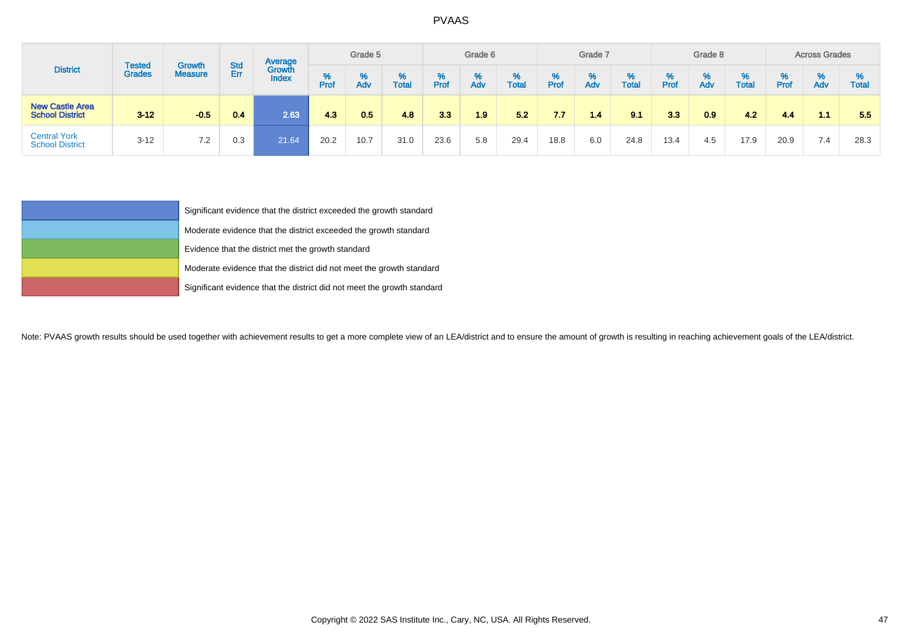# PVAAS

| District | Tested Grades | Growth Measure | Std Err | Average Growth Index | Grade 5 | | | Grade 6 | | | Grade 7 | | | Grade 8 | | | Across Grades | | |
|---|---|---|---|---|---|---|---|---|---|---|---|---|---|---|---|---|---|---|---|
| | | | | | % Prof | % Adv | % Total | % Prof | % Adv | % Total | % Prof | % Adv | % Total | % Prof | % Adv | % Total | % Prof | % Adv | % Total |
| **New Castle Area School District** | **3-12** | **-0.5** | **0.4** | **2.63** | **4.3** | **0.5** | **4.8** | **3.3** | **1.9** | **5.2** | **7.7** | **1.4** | **9.1** | **3.3** | **0.9** | **4.2** | **4.4** | **1.1** | **5.5** |
| Central York School District | 3-12 | 7.2 | 0.3 | 21.64 | 20.2 | 10.7 | 31.0 | 23.6 | 5.8 | 29.4 | 18.8 | 6.0 | 24.8 | 13.4 | 4.5 | 17.9 | 20.9 | 7.4 | 28.3 |

- Significant evidence that the district exceeded the growth standard
- Moderate evidence that the district exceeded the growth standard
- Evidence that the district met the growth standard
- Moderate evidence that the district did not meet the growth standard
- Significant evidence that the district did not meet the growth standard

Note: PVAAS growth results should be used together with achievement results to get a more complete view of an LEA/district and to ensure the amount of growth is resulting in reaching achievement goals of the LEA/district.

Copyright © 2022 SAS Institute Inc., Cary, NC, USA. All Rights Reserved.